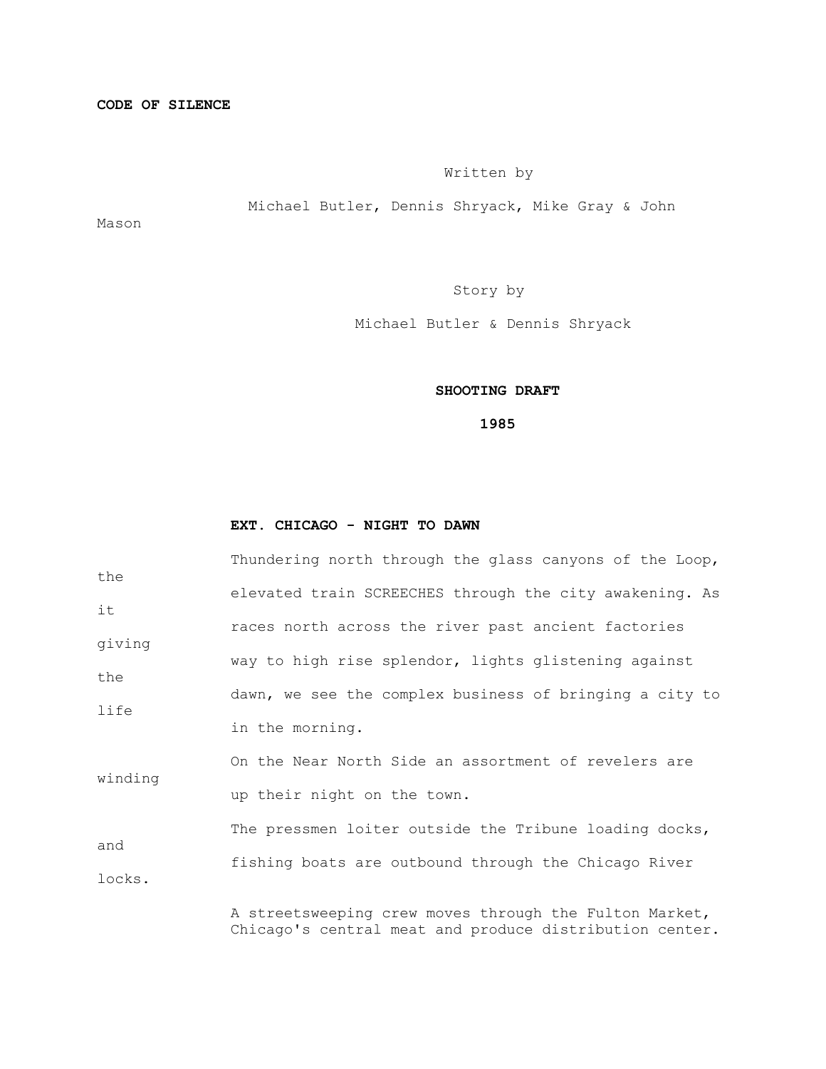**CODE OF SILENCE**

Written by

Michael Butler, Dennis Shryack, Mike Gray & John Mason

Story by

Michael Butler & Dennis Shryack

**SHOOTING DRAFT**

**1985**

**EXT. CHICAGO - NIGHT TO DAWN**

Thundering north through the glass canyons of the Loop, the elevated train SCREECHES through the city awakening. As it races north across the river past ancient factories giving way to high rise splendor, lights glistening against the dawn, we see the complex business of bringing a city to life in the morning.

On the Near North Side an assortment of revelers are winding up their night on the town.

The pressmen loiter outside the Tribune loading docks, and fishing boats are outbound through the Chicago River locks.

A streetsweeping crew moves through the Fulton Market, Chicago's central meat and produce distribution center.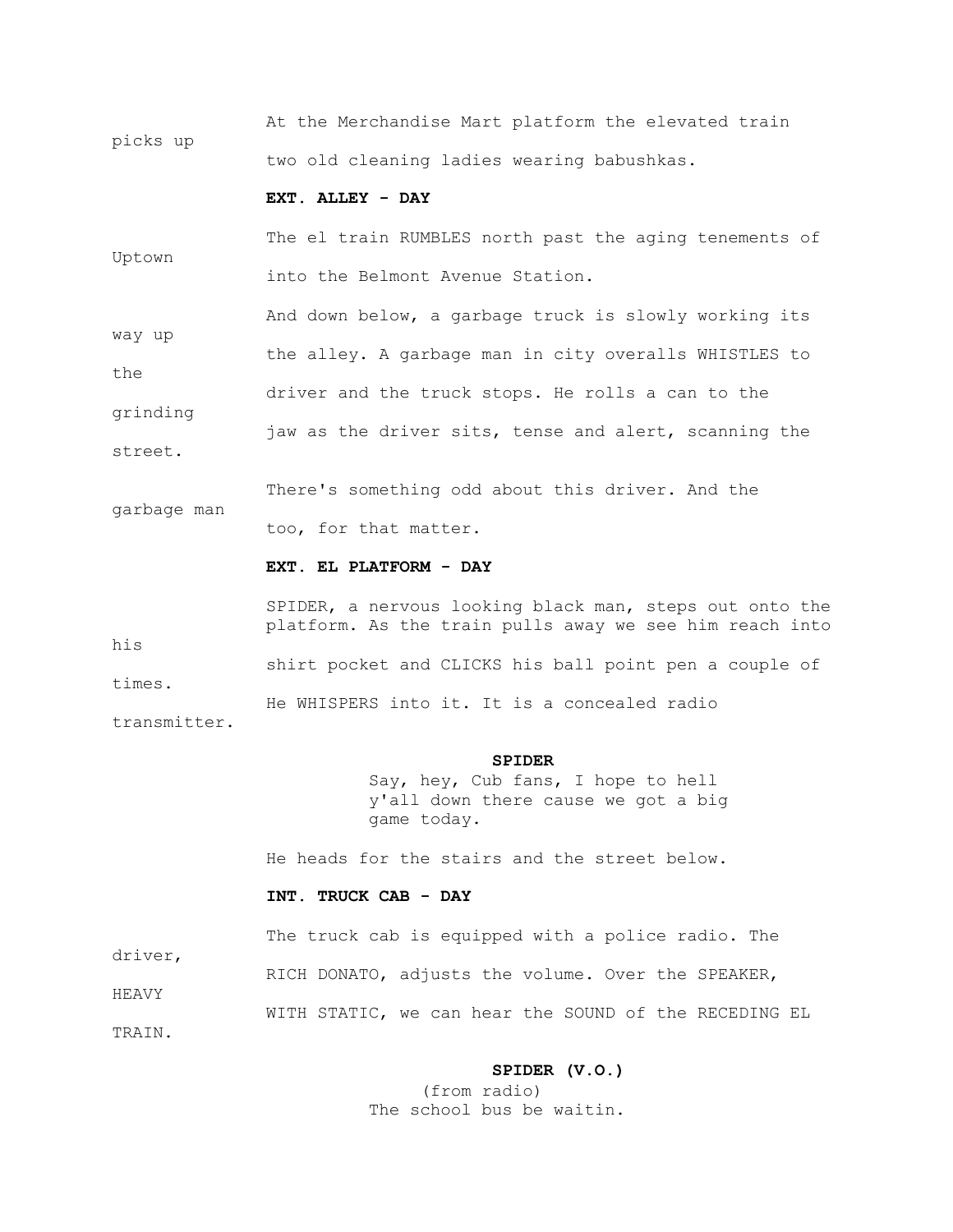At the Merchandise Mart platform the elevated train picks up two old cleaning ladies wearing babushkas.

**EXT. ALLEY - DAY**

The el train RUMBLES north past the aging tenements of Uptown into the Belmont Avenue Station.

And down below, a garbage truck is slowly working its way up the alley. A garbage man in city overalls WHISTLES to the driver and the truck stops. He rolls a can to the grinding jaw as the driver sits, tense and alert, scanning the street.

There's something odd about this driver. And the garbage man too, for that matter.

**EXT. EL PLATFORM - DAY**

SPIDER, a nervous looking black man, steps out onto the platform. As the train pulls away we see him reach into his shirt pocket and CLICKS his ball point pen a couple of times. He WHISPERS into it. It is a concealed radio transmitter.

**SPIDER**

Say, hey, Cub fans, I hope to hell y'all down there cause we got a big game today.

He heads for the stairs and the street below.

**INT. TRUCK CAB - DAY**

The truck cab is equipped with a police radio. The driver, RICH DONATO, adjusts the volume. Over the SPEAKER, HEAVY WITH STATIC, we can hear the SOUND of the RECEDING EL TRAIN.

**SPIDER (V.O.)**

(from radio)

The school bus be waitin.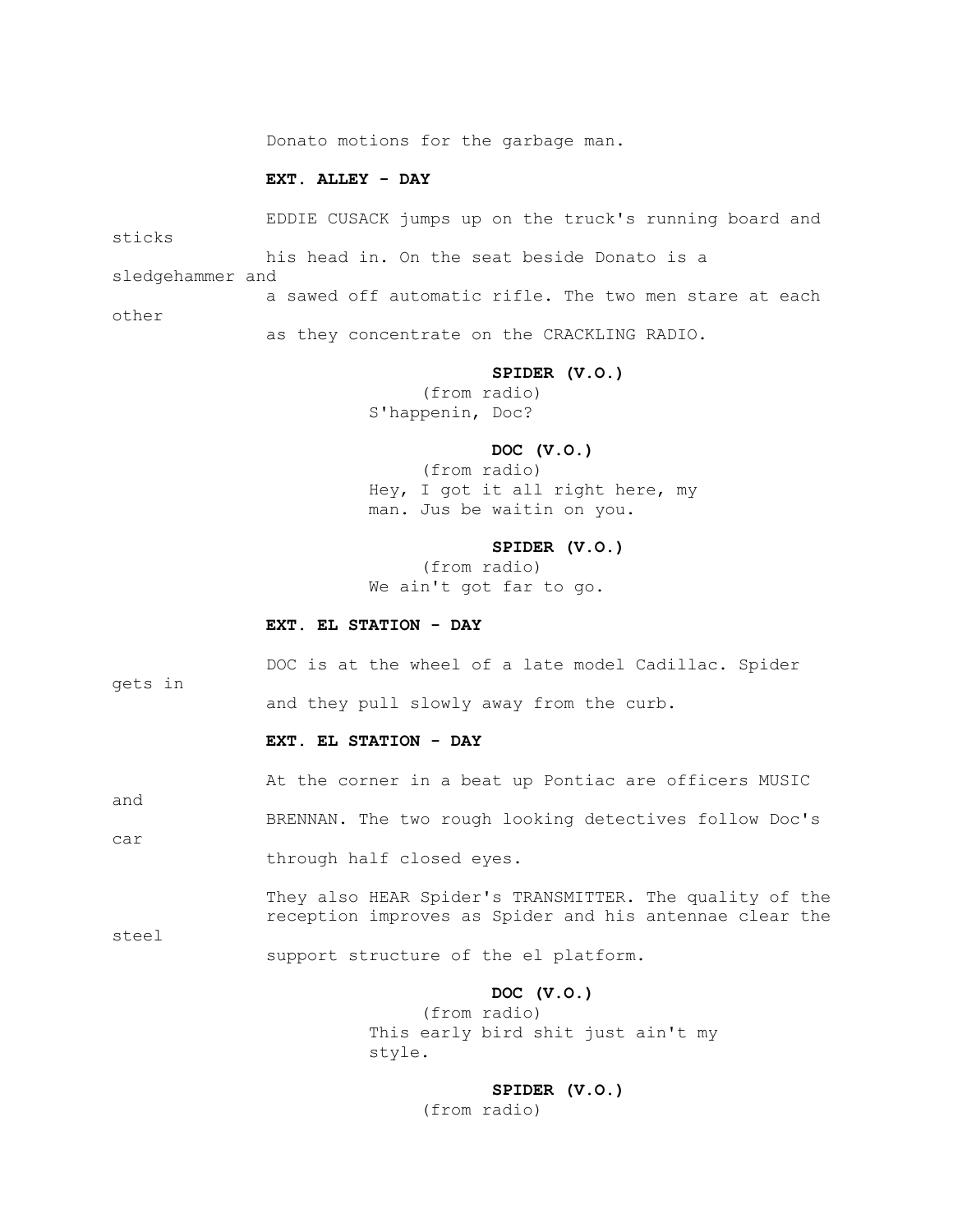Donato motions for the garbage man.

**EXT. ALLEY - DAY**

EDDIE CUSACK jumps up on the truck's running board and sticks his head in. On the seat beside Donato is a sledgehammer and a sawed off automatic rifle. The two men stare at each other as they concentrate on the CRACKLING RADIO.

**SPIDER (V.O.)**
(from radio)
S'happenin, Doc?

**DOC (V.O.)**
(from radio)
Hey, I got it all right here, my man. Jus be waitin on you.

**SPIDER (V.O.)**
(from radio)
We ain't got far to go.

**EXT. EL STATION - DAY**

DOC is at the wheel of a late model Cadillac. Spider gets in and they pull slowly away from the curb.

**EXT. EL STATION - DAY**

At the corner in a beat up Pontiac are officers MUSIC and BRENNAN. The two rough looking detectives follow Doc's car through half closed eyes.

They also HEAR Spider's TRANSMITTER. The quality of the reception improves as Spider and his antennae clear the steel support structure of the el platform.

**DOC (V.O.)**
(from radio)
This early bird shit just ain't my style.

**SPIDER (V.O.)**
(from radio)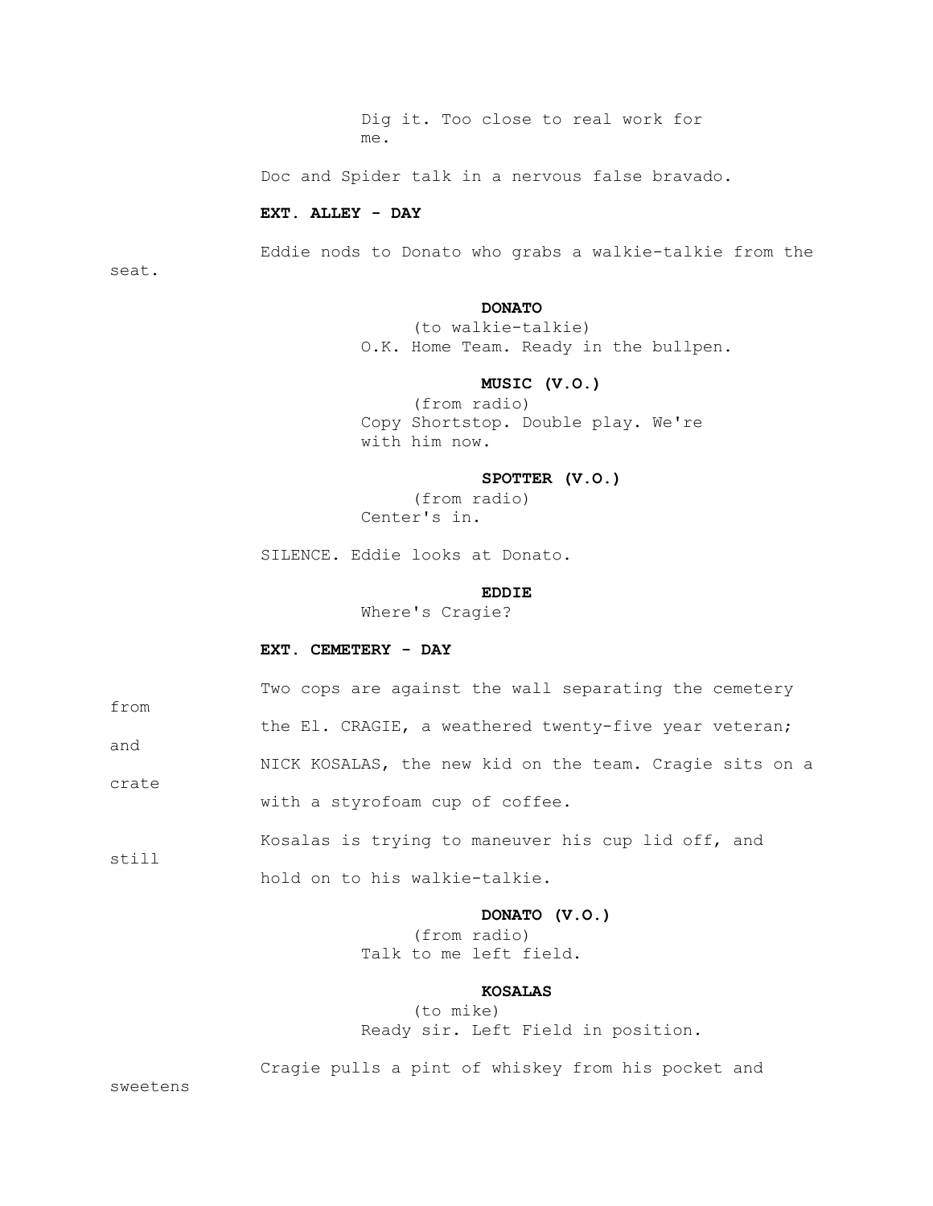Dig it. Too close to real work for me.

Doc and Spider talk in a nervous false bravado.

**EXT. ALLEY - DAY**

Eddie nods to Donato who grabs a walkie-talkie from the seat.

**DONATO**
(to walkie-talkie)
O.K. Home Team. Ready in the bullpen.

**MUSIC (V.O.)**
(from radio)
Copy Shortstop. Double play. We're with him now.

**SPOTTER (V.O.)**
(from radio)
Center's in.

SILENCE. Eddie looks at Donato.

**EDDIE**
Where's Cragie?

**EXT. CEMETERY - DAY**

Two cops are against the wall separating the cemetery from the El. CRAGIE, a weathered twenty-five year veteran; and NICK KOSALAS, the new kid on the team. Cragie sits on a crate with a styrofoam cup of coffee.

Kosalas is trying to maneuver his cup lid off, and still hold on to his walkie-talkie.

**DONATO (V.O.)**
(from radio)
Talk to me left field.

**KOSALAS**
(to mike)
Ready sir. Left Field in position.

Cragie pulls a pint of whiskey from his pocket and sweetens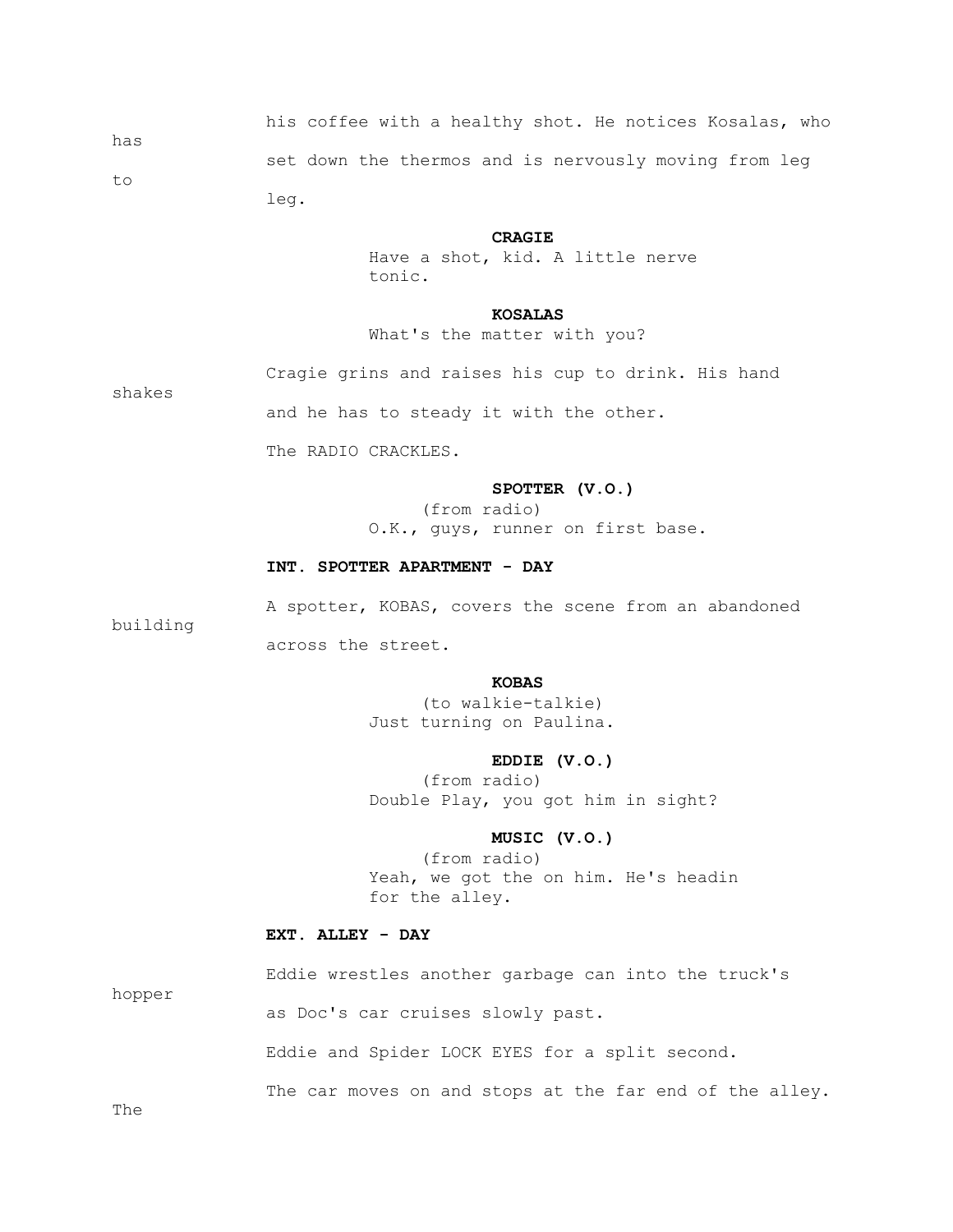his coffee with a healthy shot. He notices Kosalas, who has set down the thermos and is nervously moving from leg to leg.

**CRAGIE**

Have a shot, kid. A little nerve tonic.

**KOSALAS**

What's the matter with you?

Cragie grins and raises his cup to drink. His hand shakes and he has to steady it with the other.

The RADIO CRACKLES.

**SPOTTER (V.O.)**

(from radio)

O.K., guys, runner on first base.

**INT. SPOTTER APARTMENT - DAY**

A spotter, KOBAS, covers the scene from an abandoned building across the street.

**KOBAS**

(to walkie-talkie)

Just turning on Paulina.

**EDDIE (V.O.)**

(from radio)

Double Play, you got him in sight?

**MUSIC (V.O.)**

(from radio)

Yeah, we got the on him. He's headin for the alley.

**EXT. ALLEY - DAY**

Eddie wrestles another garbage can into the truck's hopper as Doc's car cruises slowly past.

Eddie and Spider LOCK EYES for a split second.

The car moves on and stops at the far end of the alley. The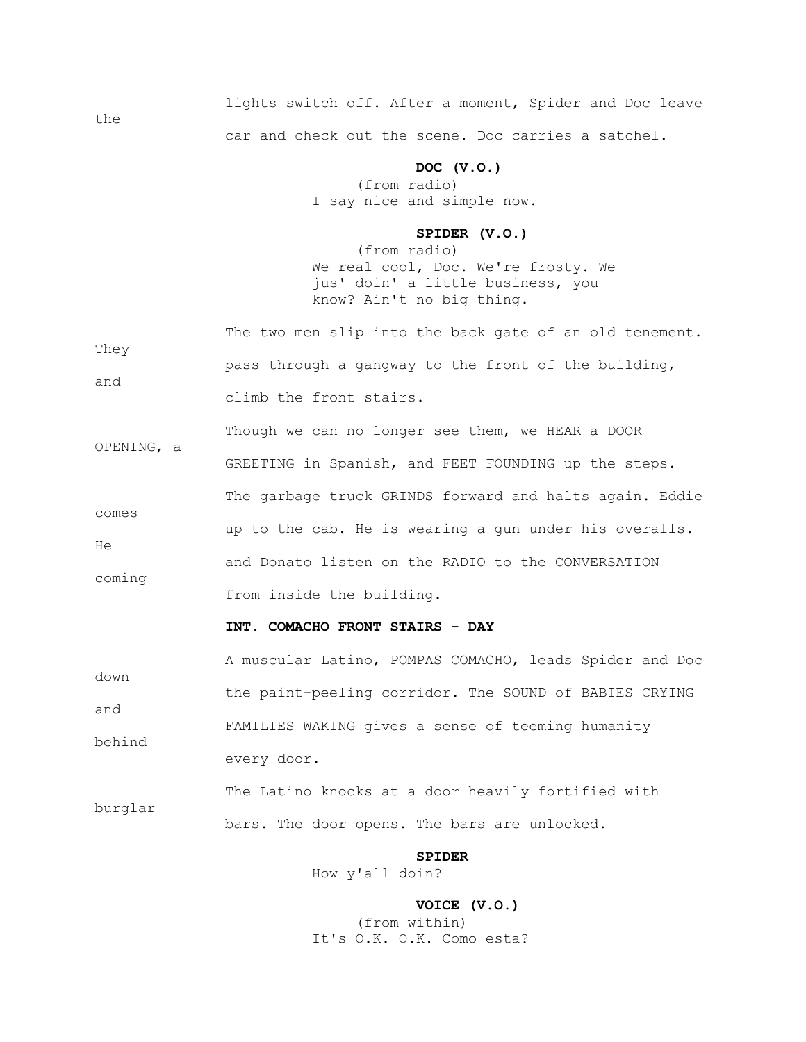lights switch off. After a moment, Spider and Doc leave the car and check out the scene. Doc carries a satchel.

**DOC (V.O.)**
(from radio)
I say nice and simple now.

**SPIDER (V.O.)**
(from radio)
We real cool, Doc. We're frosty. We jus' doin' a little business, you know? Ain't no big thing.

The two men slip into the back gate of an old tenement. They pass through a gangway to the front of the building, and climb the front stairs.

Though we can no longer see them, we HEAR a DOOR OPENING, a GREETING in Spanish, and FEET FOUNDING up the steps.

The garbage truck GRINDS forward and halts again. Eddie comes up to the cab. He is wearing a gun under his overalls. He and Donato listen on the RADIO to the CONVERSATION coming from inside the building.

**INT. COMACHO FRONT STAIRS - DAY**

A muscular Latino, POMPAS COMACHO, leads Spider and Doc down the paint-peeling corridor. The SOUND of BABIES CRYING and FAMILIES WAKING gives a sense of teeming humanity behind every door.

The Latino knocks at a door heavily fortified with burglar bars. The door opens. The bars are unlocked.

**SPIDER**
How y'all doin?

**VOICE (V.O.)**
(from within)
It's O.K. O.K. Como esta?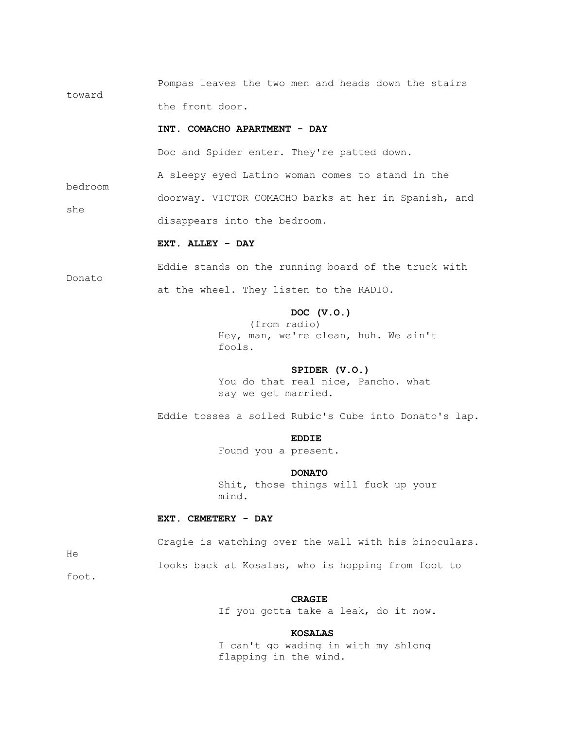Pompas leaves the two men and heads down the stairs toward the front door.

**INT. COMACHO APARTMENT - DAY**

Doc and Spider enter. They're patted down.

A sleepy eyed Latino woman comes to stand in the bedroom doorway. VICTOR COMACHO barks at her in Spanish, and she disappears into the bedroom.

**EXT. ALLEY - DAY**

Eddie stands on the running board of the truck with Donato at the wheel. They listen to the RADIO.

**DOC (V.O.)**
(from radio)
Hey, man, we're clean, huh. We ain't fools.

**SPIDER (V.O.)**
You do that real nice, Pancho. what say we get married.

Eddie tosses a soiled Rubic's Cube into Donato's lap.

**EDDIE**
Found you a present.

**DONATO**
Shit, those things will fuck up your mind.

**EXT. CEMETERY - DAY**

Cragie is watching over the wall with his binoculars. He looks back at Kosalas, who is hopping from foot to foot.

**CRAGIE**
If you gotta take a leak, do it now.

**KOSALAS**
I can't go wading in with my shlong flapping in the wind.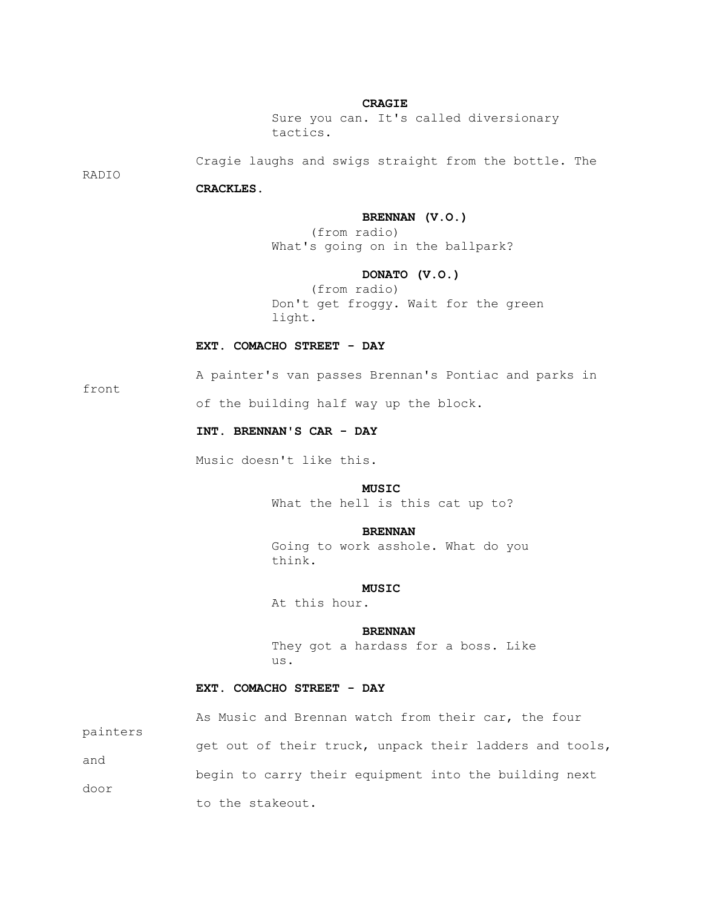**CRAGIE**

Sure you can. It's called diversionary tactics.

Cragie laughs and swigs straight from the bottle. The RADIO **CRACKLES.**

**BRENNAN (V.O.)**

(from radio)

What's going on in the ballpark?

**DONATO (V.O.)**

(from radio)

Don't get froggy. Wait for the green light.

**EXT. COMACHO STREET - DAY**

A painter's van passes Brennan's Pontiac and parks in front of the building half way up the block.

**INT. BRENNAN'S CAR - DAY**

Music doesn't like this.

**MUSIC**

What the hell is this cat up to?

**BRENNAN**

Going to work asshole. What do you think.

**MUSIC**

At this hour.

**BRENNAN**

They got a hardass for a boss. Like us.

**EXT. COMACHO STREET - DAY**

As Music and Brennan watch from their car, the four painters get out of their truck, unpack their ladders and tools, and begin to carry their equipment into the building next door to the stakeout.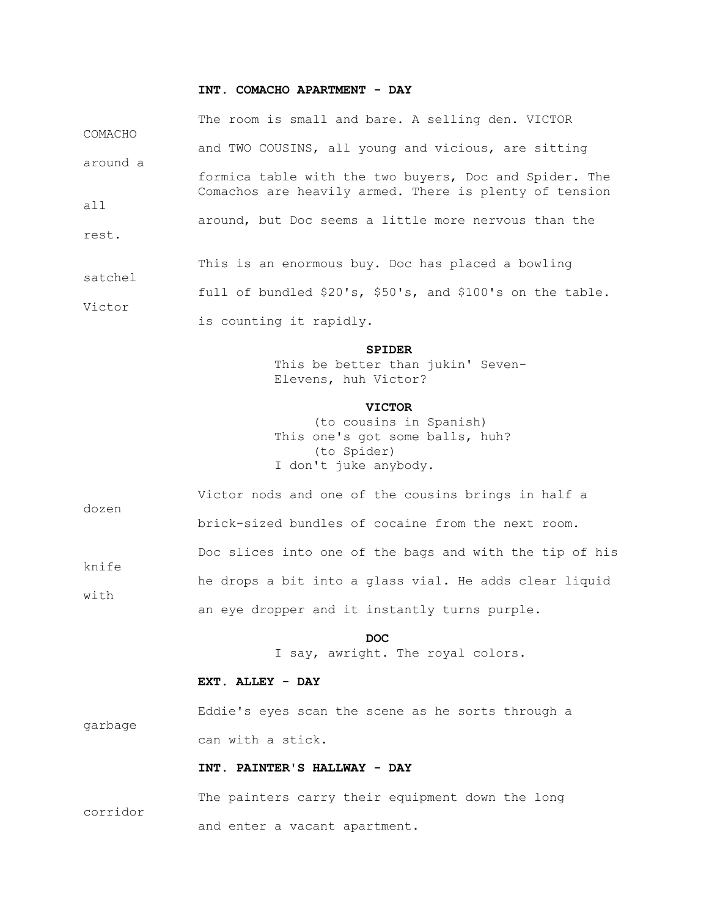**INT. COMACHO APARTMENT - DAY**

The room is small and bare. A selling den. VICTOR COMACHO and TWO COUSINS, all young and vicious, are sitting around a formica table with the two buyers, Doc and Spider. The Comachos are heavily armed. There is plenty of tension all around, but Doc seems a little more nervous than the rest.

This is an enormous buy. Doc has placed a bowling satchel full of bundled $20's, $50's, and $100's on the table. Victor is counting it rapidly.

**SPIDER**
This be better than jukin' Seven-Elevens, huh Victor?

**VICTOR**
(to cousins in Spanish)
This one's got some balls, huh?
(to Spider)
I don't juke anybody.

Victor nods and one of the cousins brings in half a dozen brick-sized bundles of cocaine from the next room. Doc slices into one of the bags and with the tip of his knife he drops a bit into a glass vial. He adds clear liquid with an eye dropper and it instantly turns purple.

**DOC**
I say, awright. The royal colors.

**EXT. ALLEY - DAY**

Eddie's eyes scan the scene as he sorts through a garbage can with a stick.

**INT. PAINTER'S HALLWAY - DAY**

The painters carry their equipment down the long corridor and enter a vacant apartment.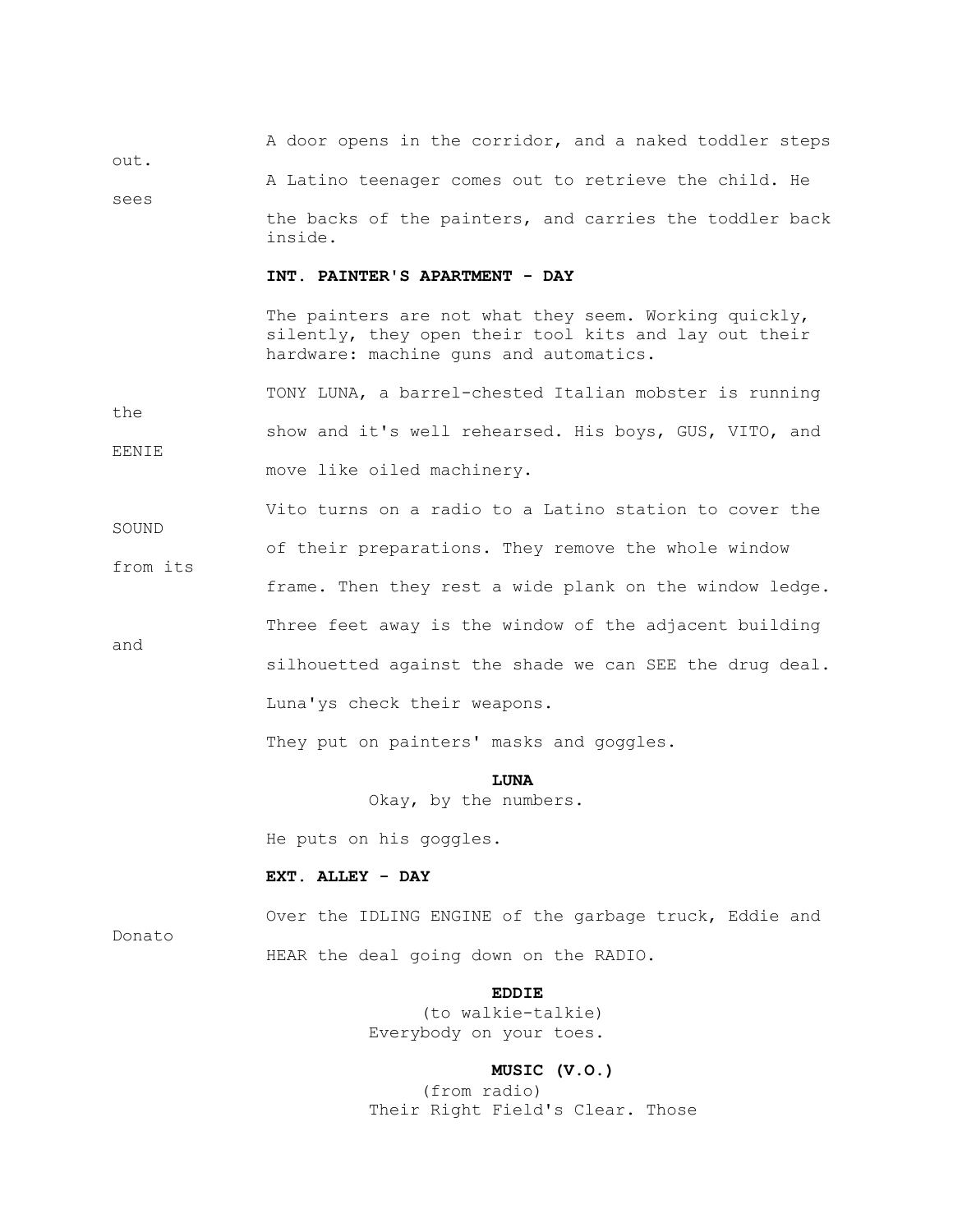A door opens in the corridor, and a naked toddler steps out.

A Latino teenager comes out to retrieve the child. He sees the backs of the painters, and carries the toddler back inside.

**INT. PAINTER'S APARTMENT - DAY**

The painters are not what they seem. Working quickly, silently, they open their tool kits and lay out their hardware: machine guns and automatics.

TONY LUNA, a barrel-chested Italian mobster is running the show and it's well rehearsed. His boys, GUS, VITO, and EENIE move like oiled machinery.

Vito turns on a radio to a Latino station to cover the SOUND of their preparations. They remove the whole window from its frame. Then they rest a wide plank on the window ledge.

Three feet away is the window of the adjacent building and silhouetted against the shade we can SEE the drug deal.

Luna'ys check their weapons.

They put on painters' masks and goggles.

**LUNA**
Okay, by the numbers.

He puts on his goggles.

**EXT. ALLEY - DAY**

Over the IDLING ENGINE of the garbage truck, Eddie and Donato HEAR the deal going down on the RADIO.

**EDDIE**
(to walkie-talkie)
Everybody on your toes.

**MUSIC (V.O.)**
(from radio)
Their Right Field's Clear. Those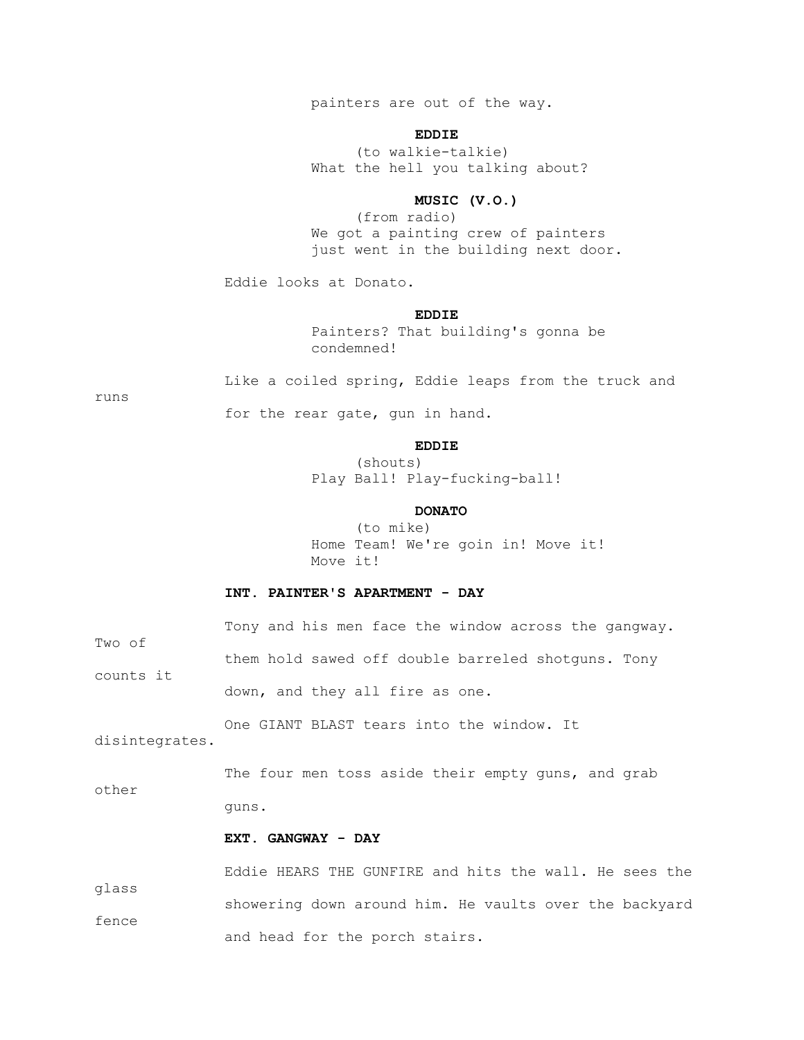painters are out of the way.

**EDDIE**
(to walkie-talkie)
What the hell you talking about?

**MUSIC (V.O.)**
(from radio)
We got a painting crew of painters just went in the building next door.

Eddie looks at Donato.

**EDDIE**
Painters? That building's gonna be condemned!

Like a coiled spring, Eddie leaps from the truck and runs for the rear gate, gun in hand.

**EDDIE**
(shouts)
Play Ball! Play-fucking-ball!

**DONATO**
(to mike)
Home Team! We're goin in! Move it! Move it!

**INT. PAINTER'S APARTMENT - DAY**

Tony and his men face the window across the gangway. Two of them hold sawed off double barreled shotguns. Tony counts it down, and they all fire as one.

One GIANT BLAST tears into the window. It disintegrates.

The four men toss aside their empty guns, and grab other guns.

**EXT. GANGWAY - DAY**

Eddie HEARS THE GUNFIRE and hits the wall. He sees the glass showering down around him. He vaults over the backyard fence and head for the porch stairs.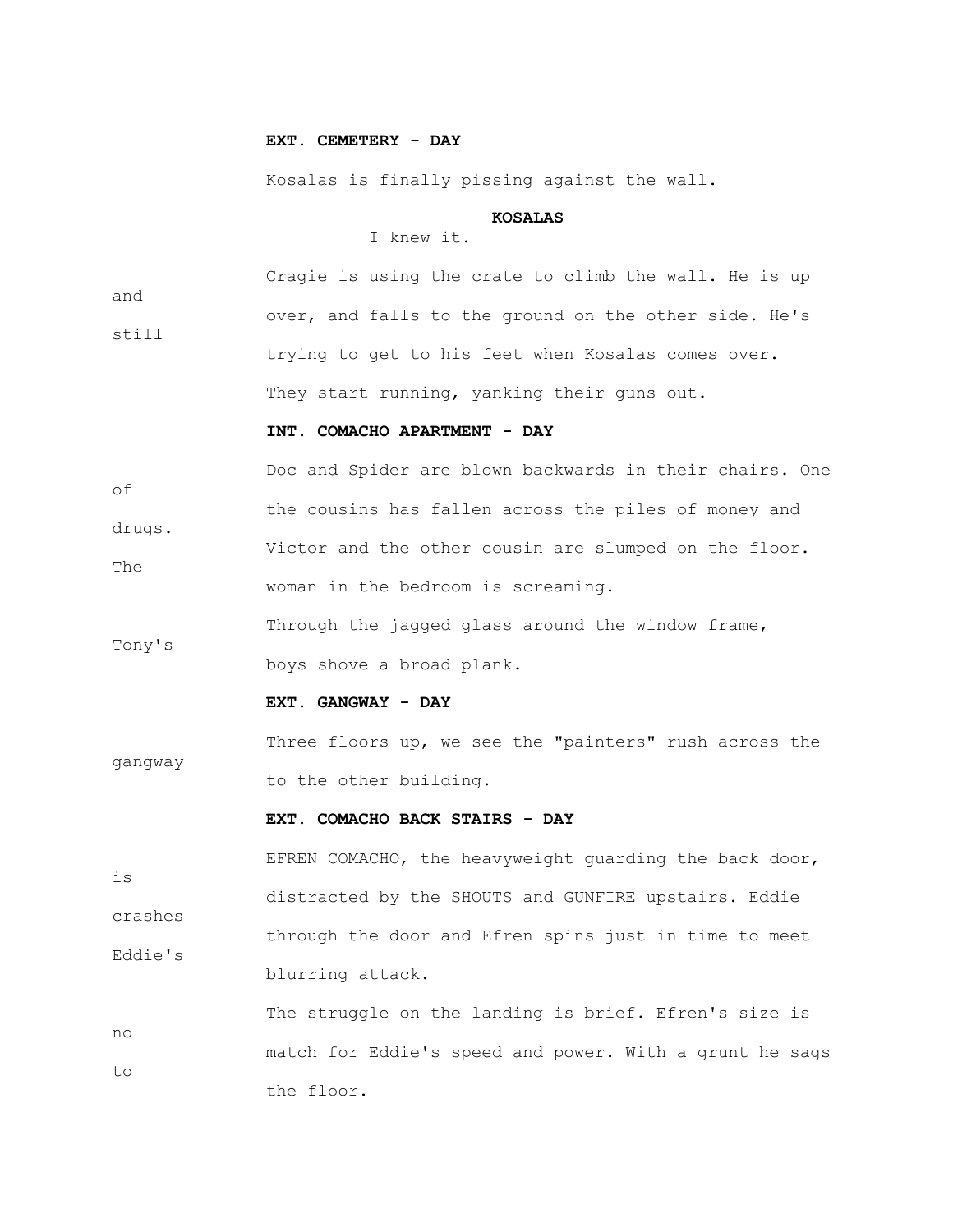**EXT. CEMETERY - DAY**

Kosalas is finally pissing against the wall.

**KOSALAS**
I knew it.

Cragie is using the crate to climb the wall. He is up and over, and falls to the ground on the other side. He's still trying to get to his feet when Kosalas comes over. They start running, yanking their guns out.

**INT. COMACHO APARTMENT - DAY**

Doc and Spider are blown backwards in their chairs. One of the cousins has fallen across the piles of money and drugs. Victor and the other cousin are slumped on the floor. The woman in the bedroom is screaming.

Through the jagged glass around the window frame, Tony's boys shove a broad plank.

**EXT. GANGWAY - DAY**

Three floors up, we see the "painters" rush across the gangway to the other building.

**EXT. COMACHO BACK STAIRS - DAY**

EFREN COMACHO, the heavyweight guarding the back door, is distracted by the SHOUTS and GUNFIRE upstairs. Eddie crashes through the door and Efren spins just in time to meet Eddie's blurring attack.

The struggle on the landing is brief. Efren's size is no match for Eddie's speed and power. With a grunt he sags to the floor.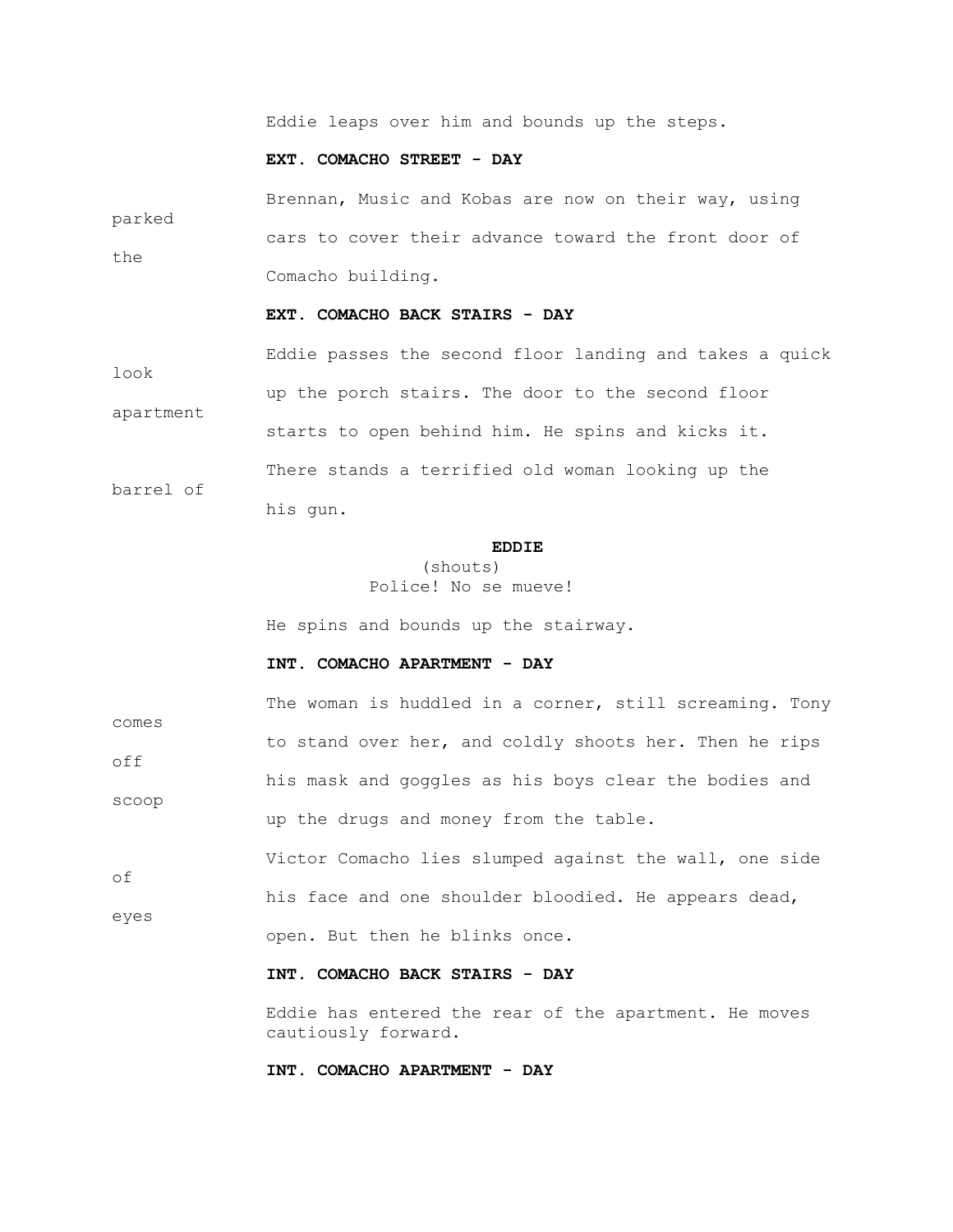Eddie leaps over him and bounds up the steps.

**EXT. COMACHO STREET - DAY**

Brennan, Music and Kobas are now on their way, using parked cars to cover their advance toward the front door of the Comacho building.

**EXT. COMACHO BACK STAIRS - DAY**

Eddie passes the second floor landing and takes a quick look up the porch stairs. The door to the second floor apartment starts to open behind him. He spins and kicks it. There stands a terrified old woman looking up the barrel of his gun.

**EDDIE**
(shouts)
Police! No se mueve!

He spins and bounds up the stairway.

**INT. COMACHO APARTMENT - DAY**

The woman is huddled in a corner, still screaming. Tony comes to stand over her, and coldly shoots her. Then he rips off his mask and goggles as his boys clear the bodies and scoop up the drugs and money from the table.

Victor Comacho lies slumped against the wall, one side of his face and one shoulder bloodied. He appears dead, eyes open. But then he blinks once.

**INT. COMACHO BACK STAIRS - DAY**

Eddie has entered the rear of the apartment. He moves cautiously forward.

**INT. COMACHO APARTMENT - DAY**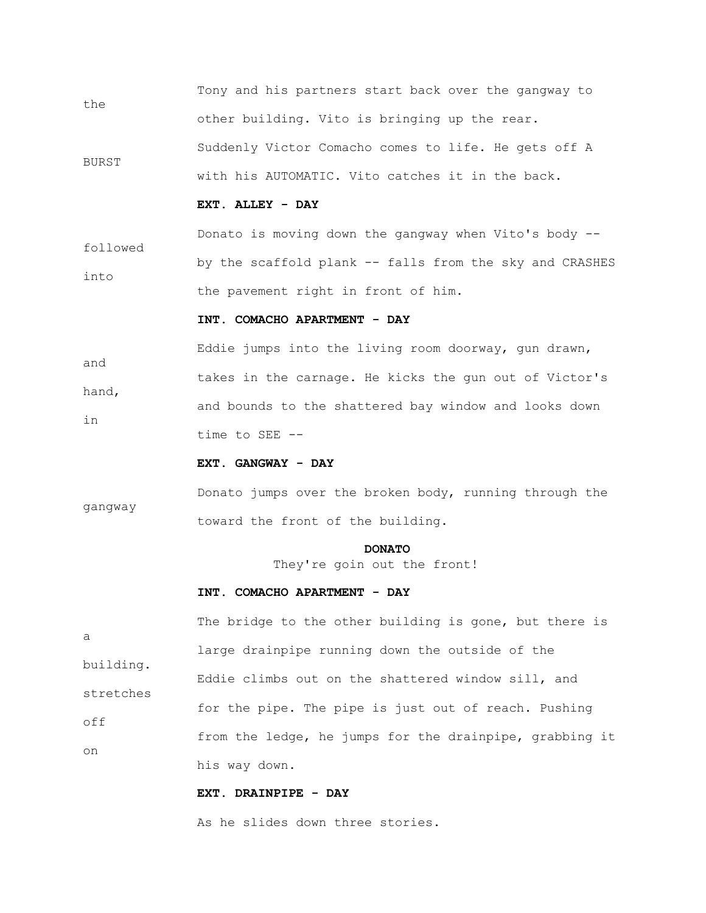Tony and his partners start back over the gangway to the other building. Vito is bringing up the rear.

Suddenly Victor Comacho comes to life. He gets off A BURST with his AUTOMATIC. Vito catches it in the back.

**EXT. ALLEY - DAY**

Donato is moving down the gangway when Vito's body -- followed by the scaffold plank -- falls from the sky and CRASHES into the pavement right in front of him.

**INT. COMACHO APARTMENT - DAY**

Eddie jumps into the living room doorway, gun drawn, and takes in the carnage. He kicks the gun out of Victor's hand, and bounds to the shattered bay window and looks down in time to SEE --

**EXT. GANGWAY - DAY**

Donato jumps over the broken body, running through the gangway toward the front of the building.

**DONATO**
They're goin out the front!

**INT. COMACHO APARTMENT - DAY**

The bridge to the other building is gone, but there is a large drainpipe running down the outside of the building. Eddie climbs out on the shattered window sill, and stretches for the pipe. The pipe is just out of reach. Pushing off from the ledge, he jumps for the drainpipe, grabbing it on his way down.

**EXT. DRAINPIPE - DAY**

As he slides down three stories.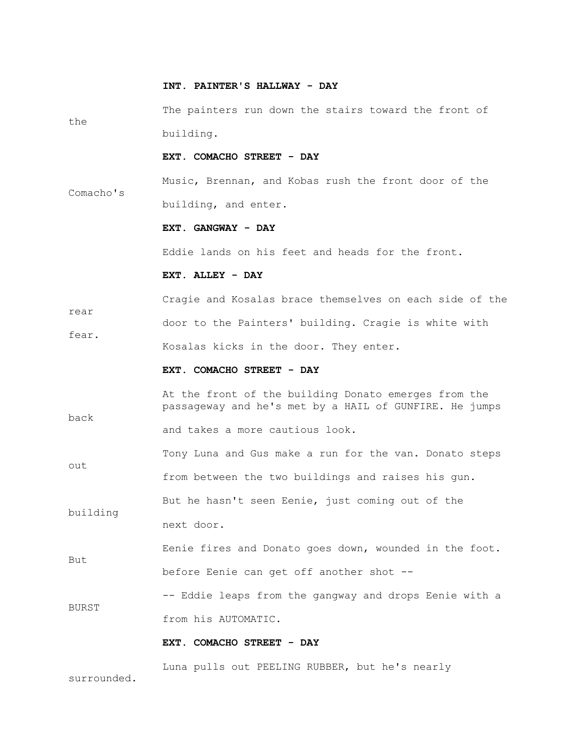**INT. PAINTER'S HALLWAY - DAY**

The painters run down the stairs toward the front of the building.

**EXT. COMACHO STREET - DAY**

Music, Brennan, and Kobas rush the front door of the Comacho's building, and enter.

**EXT. GANGWAY - DAY**

Eddie lands on his feet and heads for the front.

**EXT. ALLEY - DAY**

Cragie and Kosalas brace themselves on each side of the rear door to the Painters' building. Cragie is white with fear. Kosalas kicks in the door. They enter.

**EXT. COMACHO STREET - DAY**

At the front of the building Donato emerges from the passageway and he's met by a HAIL of GUNFIRE. He jumps back and takes a more cautious look.

Tony Luna and Gus make a run for the van. Donato steps out from between the two buildings and raises his gun.

But he hasn't seen Eenie, just coming out of the building next door.

Eenie fires and Donato goes down, wounded in the foot. But before Eenie can get off another shot --

-- Eddie leaps from the gangway and drops Eenie with a BURST from his AUTOMATIC.

**EXT. COMACHO STREET - DAY**

Luna pulls out PEELING RUBBER, but he's nearly surrounded.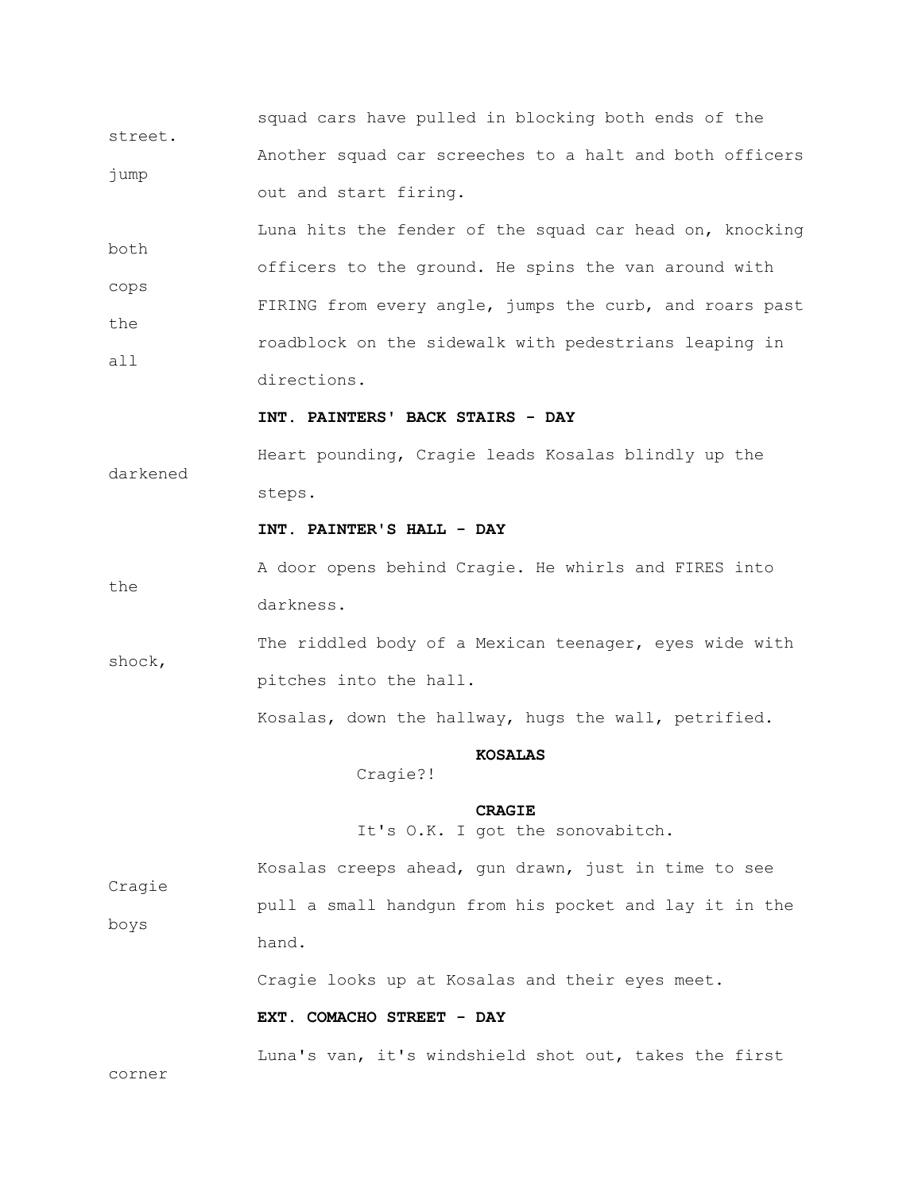squad cars have pulled in blocking both ends of the street.

Another squad car screeches to a halt and both officers jump out and start firing.

Luna hits the fender of the squad car head on, knocking both officers to the ground. He spins the van around with cops FIRING from every angle, jumps the curb, and roars past the roadblock on the sidewalk with pedestrians leaping in all directions.

**INT. PAINTERS' BACK STAIRS - DAY**

Heart pounding, Cragie leads Kosalas blindly up the darkened steps.

**INT. PAINTER'S HALL - DAY**

A door opens behind Cragie. He whirls and FIRES into the darkness.

The riddled body of a Mexican teenager, eyes wide with shock, pitches into the hall.

Kosalas, down the hallway, hugs the wall, petrified.

**KOSALAS**
Cragie?!

**CRAGIE**
It's O.K. I got the sonovabitch.

Kosalas creeps ahead, gun drawn, just in time to see Cragie pull a small handgun from his pocket and lay it in the boys hand.

Cragie looks up at Kosalas and their eyes meet.

**EXT. COMACHO STREET - DAY**

Luna's van, it's windshield shot out, takes the first corner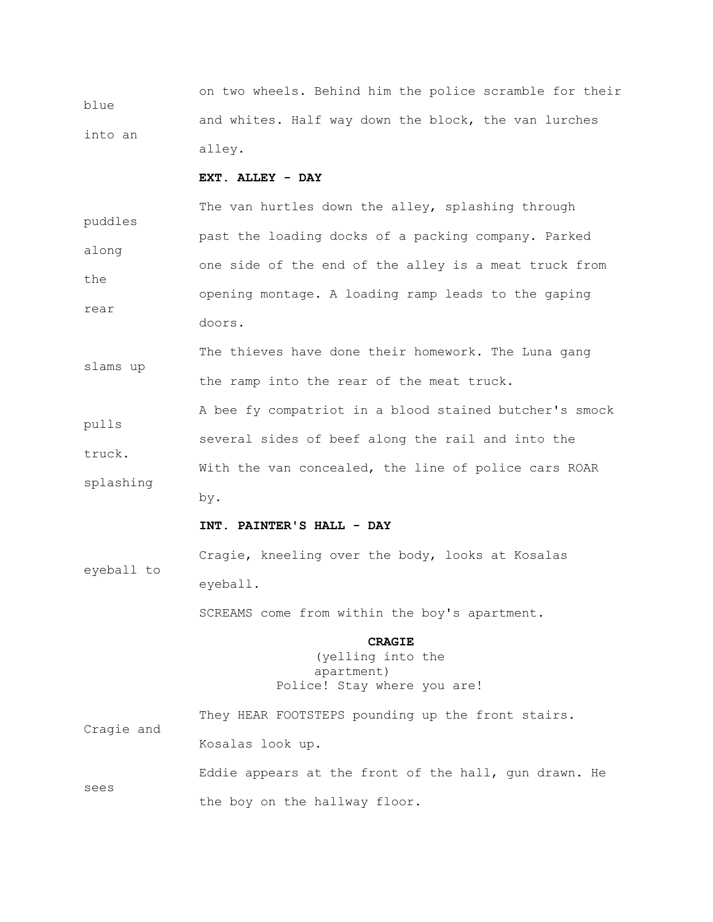on two wheels. Behind him the police scramble for their blue and whites. Half way down the block, the van lurches into an alley.

**EXT. ALLEY - DAY**

The van hurtles down the alley, splashing through puddles past the loading docks of a packing company. Parked along one side of the end of the alley is a meat truck from the opening montage. A loading ramp leads to the gaping rear doors.

The thieves have done their homework. The Luna gang slams up the ramp into the rear of the meat truck.

A bee fy compatriot in a blood stained butcher's smock pulls several sides of beef along the rail and into the truck. With the van concealed, the line of police cars ROAR splashing by.

**INT. PAINTER'S HALL - DAY**

Cragie, kneeling over the body, looks at Kosalas eyeball to eyeball.

SCREAMS come from within the boy's apartment.

**CRAGIE**
(yelling into the apartment)
Police! Stay where you are!

They HEAR FOOTSTEPS pounding up the front stairs. Cragie and Kosalas look up.

Eddie appears at the front of the hall, gun drawn. He sees the boy on the hallway floor.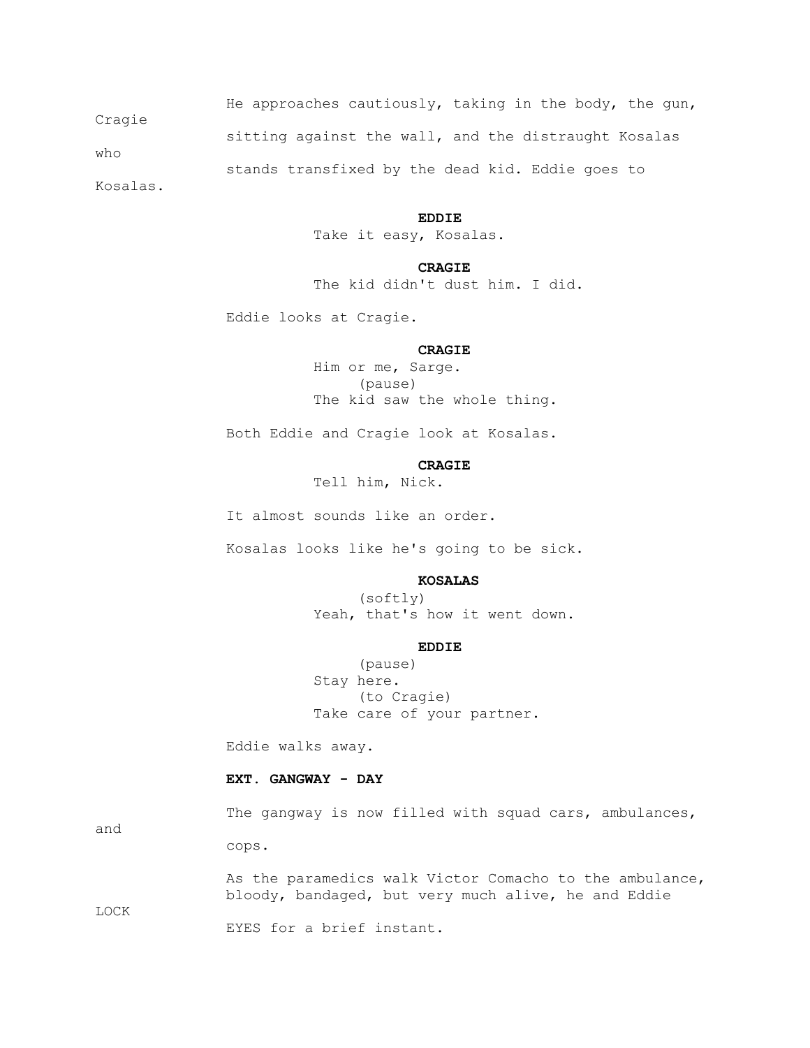He approaches cautiously, taking in the body, the gun, Cragie sitting against the wall, and the distraught Kosalas who stands transfixed by the dead kid. Eddie goes to Kosalas.

**EDDIE**
Take it easy, Kosalas.

**CRAGIE**
The kid didn't dust him. I did.

Eddie looks at Cragie.

**CRAGIE**
Him or me, Sarge.
(pause)
The kid saw the whole thing.

Both Eddie and Cragie look at Kosalas.

**CRAGIE**
Tell him, Nick.

It almost sounds like an order.

Kosalas looks like he's going to be sick.

**KOSALAS**
(softly)
Yeah, that's how it went down.

**EDDIE**
(pause)
Stay here.
(to Cragie)
Take care of your partner.

Eddie walks away.

**EXT. GANGWAY - DAY**

The gangway is now filled with squad cars, ambulances, and cops.

As the paramedics walk Victor Comacho to the ambulance, bloody, bandaged, but very much alive, he and Eddie LOCK EYES for a brief instant.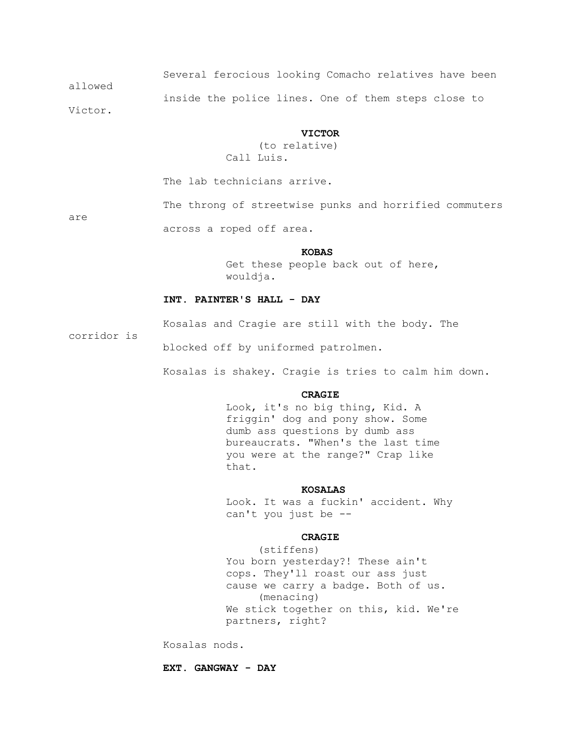Several ferocious looking Comacho relatives have been allowed inside the police lines. One of them steps close to Victor.

**VICTOR**
(to relative)
Call Luis.

The lab technicians arrive.

The throng of streetwise punks and horrified commuters are across a roped off area.

**KOBAS**
Get these people back out of here, wouldja.

**INT. PAINTER'S HALL - DAY**

Kosalas and Cragie are still with the body. The corridor is blocked off by uniformed patrolmen.

Kosalas is shakey. Cragie is tries to calm him down.

**CRAGIE**
Look, it's no big thing, Kid. A friggin' dog and pony show. Some dumb ass questions by dumb ass bureaucrats. "When's the last time you were at the range?" Crap like that.

**KOSALAS**
Look. It was a fuckin' accident. Why can't you just be --

**CRAGIE**
(stiffens)
You born yesterday?! These ain't cops. They'll roast our ass just cause we carry a badge. Both of us.
(menacing)
We stick together on this, kid. We're partners, right?

Kosalas nods.

**EXT. GANGWAY - DAY**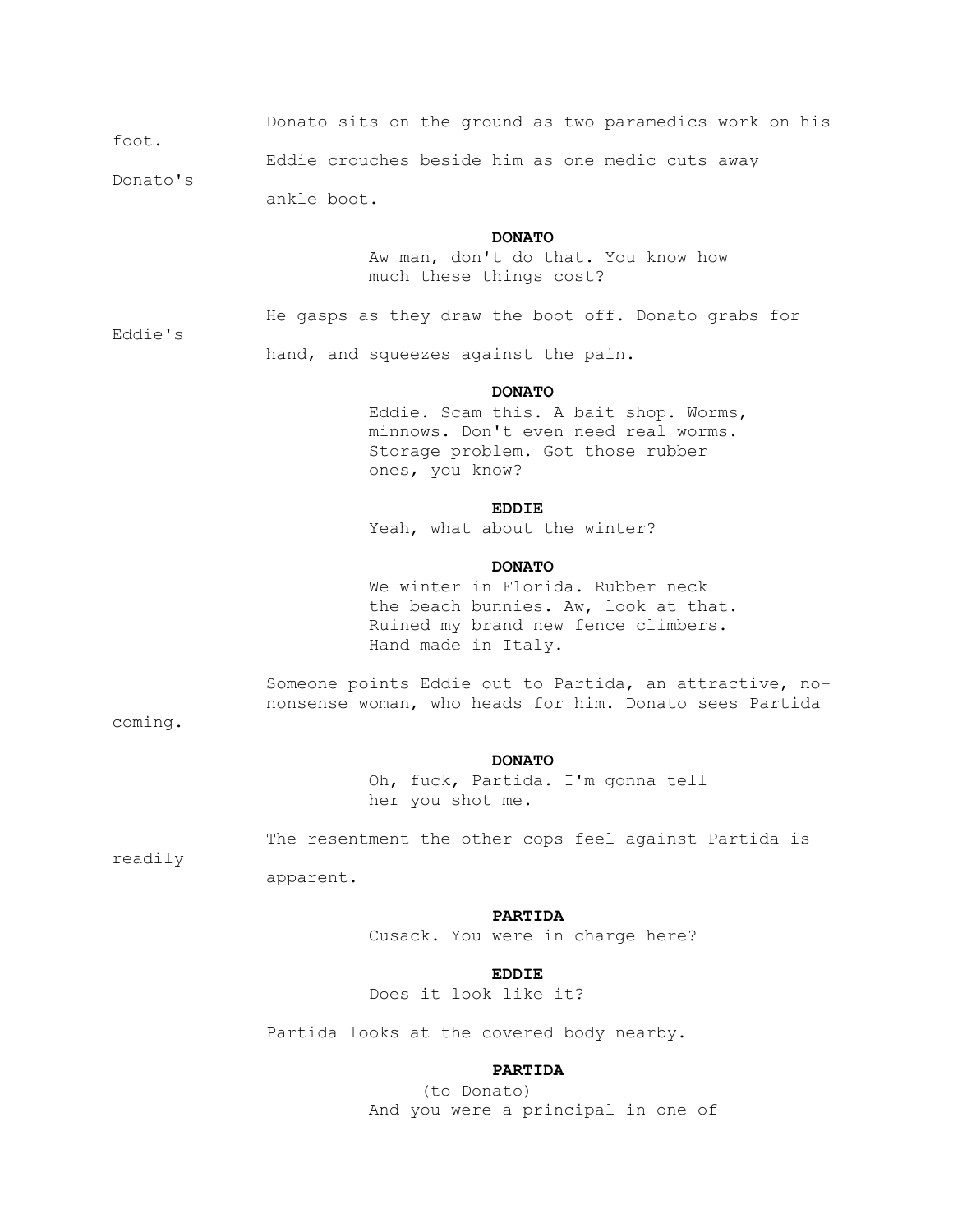Donato sits on the ground as two paramedics work on his foot.

Eddie crouches beside him as one medic cuts away Donato's ankle boot.

**DONATO**

Aw man, don't do that. You know how much these things cost?

He gasps as they draw the boot off. Donato grabs for Eddie's hand, and squeezes against the pain.

**DONATO**

Eddie. Scam this. A bait shop. Worms, minnows. Don't even need real worms. Storage problem. Got those rubber ones, you know?

**EDDIE**

Yeah, what about the winter?

**DONATO**

We winter in Florida. Rubber neck the beach bunnies. Aw, look at that. Ruined my brand new fence climbers. Hand made in Italy.

Someone points Eddie out to Partida, an attractive, no-nonsense woman, who heads for him. Donato sees Partida coming.

**DONATO**

Oh, fuck, Partida. I'm gonna tell her you shot me.

The resentment the other cops feel against Partida is readily apparent.

**PARTIDA**

Cusack. You were in charge here?

**EDDIE**

Does it look like it?

Partida looks at the covered body nearby.

**PARTIDA**

(to Donato)

And you were a principal in one of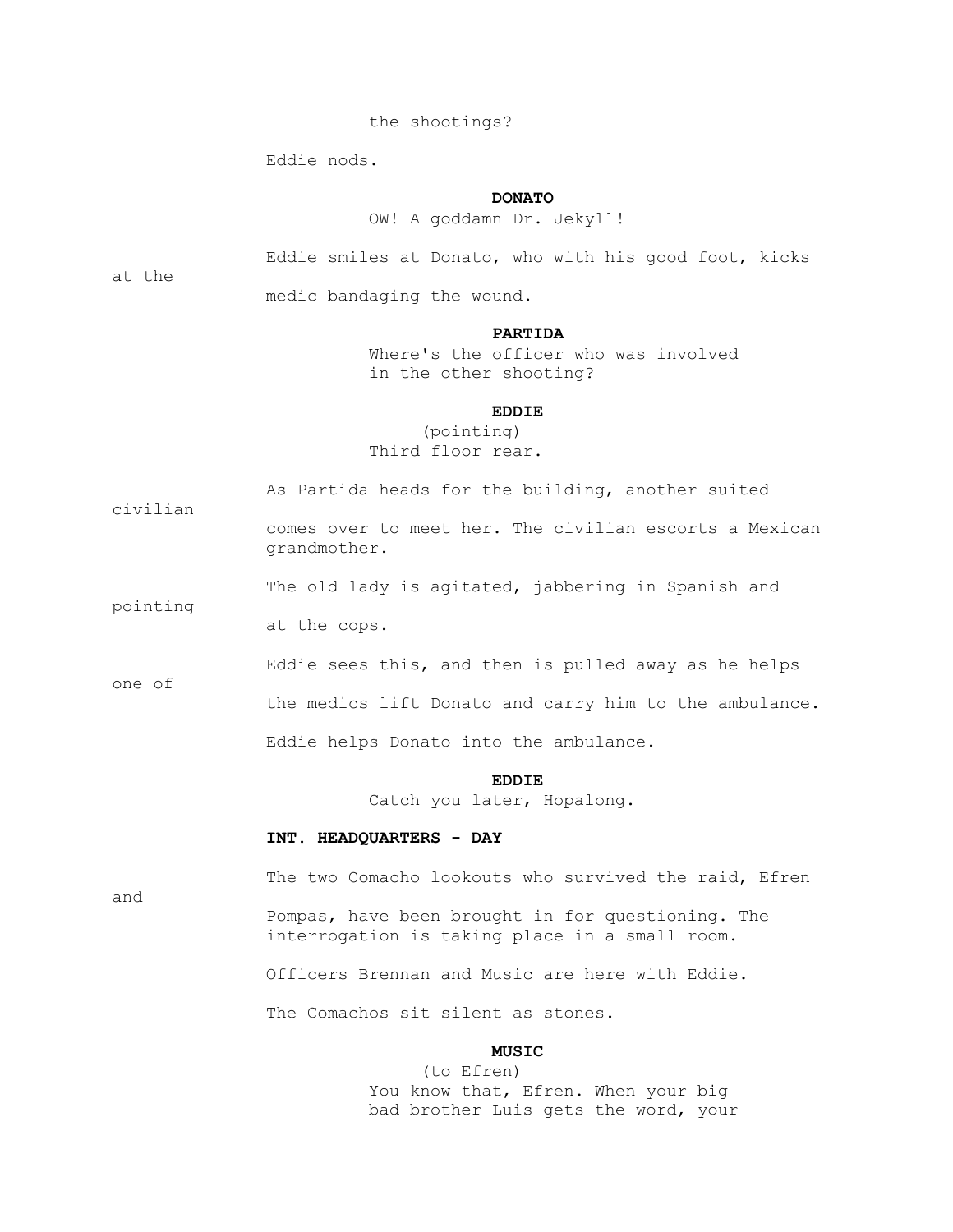the shootings?

Eddie nods.

**DONATO**

OW! A goddamn Dr. Jekyll!

Eddie smiles at Donato, who with his good foot, kicks at the medic bandaging the wound.

**PARTIDA**

Where's the officer who was involved in the other shooting?

**EDDIE**

(pointing)
Third floor rear.

As Partida heads for the building, another suited civilian comes over to meet her. The civilian escorts a Mexican grandmother.

The old lady is agitated, jabbering in Spanish and pointing at the cops.

Eddie sees this, and then is pulled away as he helps one of the medics lift Donato and carry him to the ambulance.

Eddie helps Donato into the ambulance.

**EDDIE**

Catch you later, Hopalong.

**INT. HEADQUARTERS - DAY**

The two Comacho lookouts who survived the raid, Efren and Pompas, have been brought in for questioning. The interrogation is taking place in a small room.

Officers Brennan and Music are here with Eddie.

The Comachos sit silent as stones.

**MUSIC**

(to Efren)
You know that, Efren. When your big bad brother Luis gets the word, your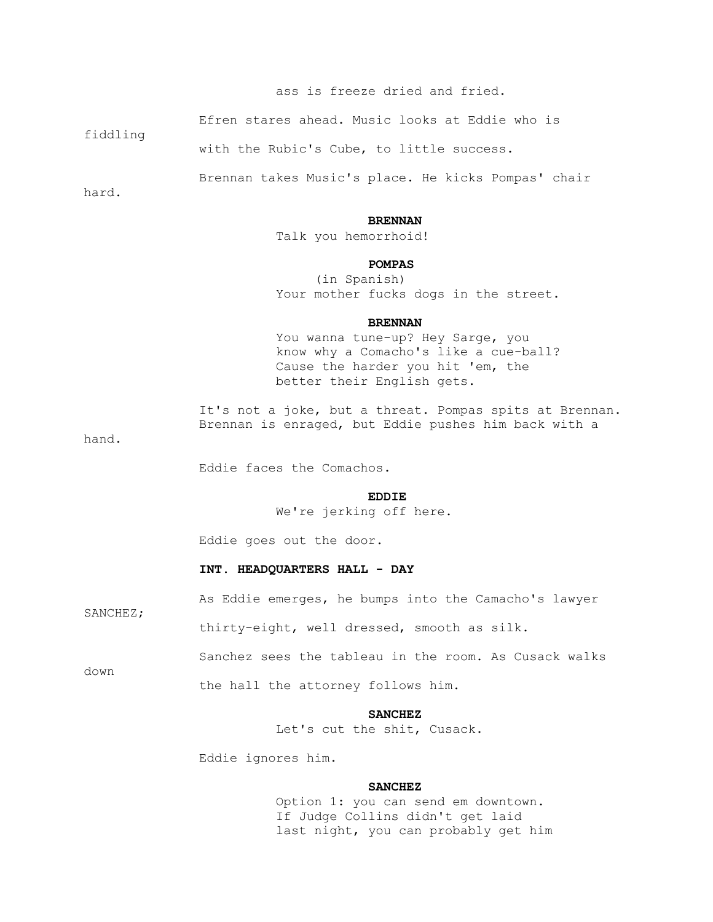ass is freeze dried and fried.

Efren stares ahead. Music looks at Eddie who is fiddling with the Rubic's Cube, to little success.

Brennan takes Music's place. He kicks Pompas' chair hard.

**BRENNAN**

Talk you hemorrhoid!

**POMPAS**

(in Spanish)

Your mother fucks dogs in the street.

**BRENNAN**

You wanna tune-up? Hey Sarge, you know why a Comacho's like a cue-ball? Cause the harder you hit 'em, the better their English gets.

It's not a joke, but a threat. Pompas spits at Brennan. Brennan is enraged, but Eddie pushes him back with a hand.

Eddie faces the Comachos.

**EDDIE**

We're jerking off here.

Eddie goes out the door.

**INT. HEADQUARTERS HALL - DAY**

As Eddie emerges, he bumps into the Camacho's lawyer SANCHEZ; thirty-eight, well dressed, smooth as silk.

Sanchez sees the tableau in the room. As Cusack walks down the hall the attorney follows him.

**SANCHEZ**

Let's cut the shit, Cusack.

Eddie ignores him.

**SANCHEZ**

Option 1: you can send em downtown. If Judge Collins didn't get laid last night, you can probably get him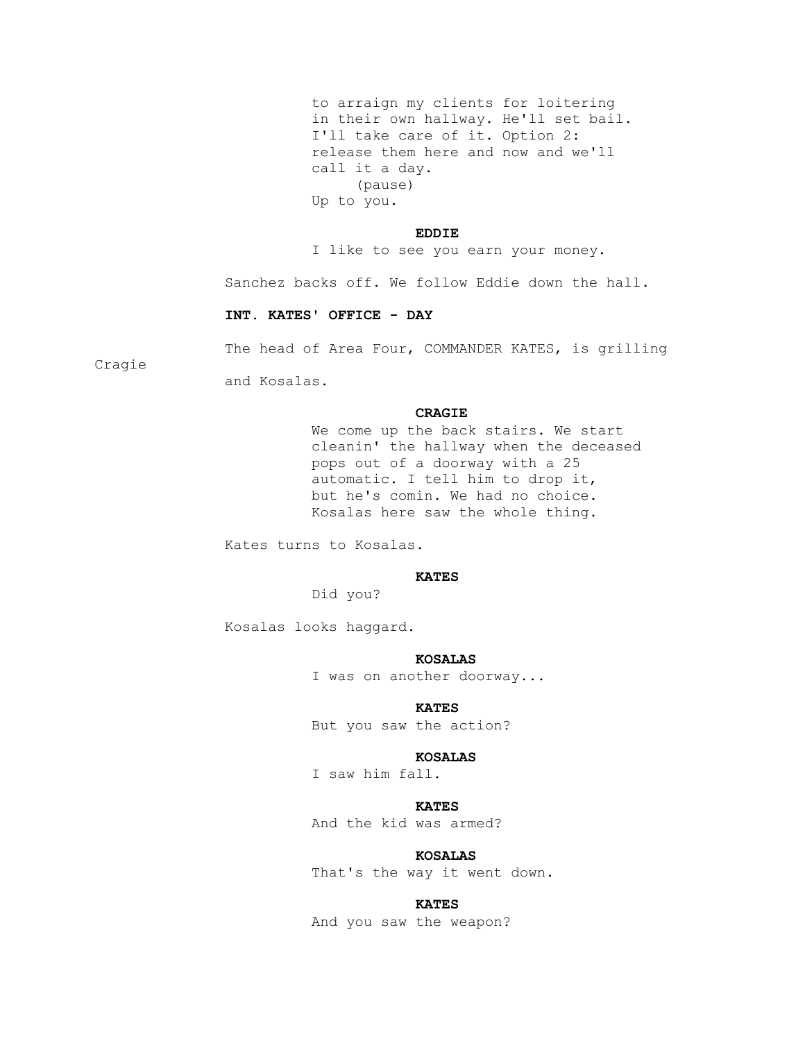to arraign my clients for loitering in their own hallway. He'll set bail. I'll take care of it. Option 2: release them here and now and we'll call it a day.
(pause)
Up to you.

**EDDIE**
I like to see you earn your money.

Sanchez backs off. We follow Eddie down the hall.

**INT. KATES' OFFICE - DAY**

The head of Area Four, COMMANDER KATES, is grilling Cragie and Kosalas.

**CRAGIE**
We come up the back stairs. We start cleanin' the hallway when the deceased pops out of a doorway with a 25 automatic. I tell him to drop it, but he's comin. We had no choice. Kosalas here saw the whole thing.

Kates turns to Kosalas.

**KATES**
Did you?

Kosalas looks haggard.

**KOSALAS**
I was on another doorway...

**KATES**
But you saw the action?

**KOSALAS**
I saw him fall.

**KATES**
And the kid was armed?

**KOSALAS**
That's the way it went down.

**KATES**
And you saw the weapon?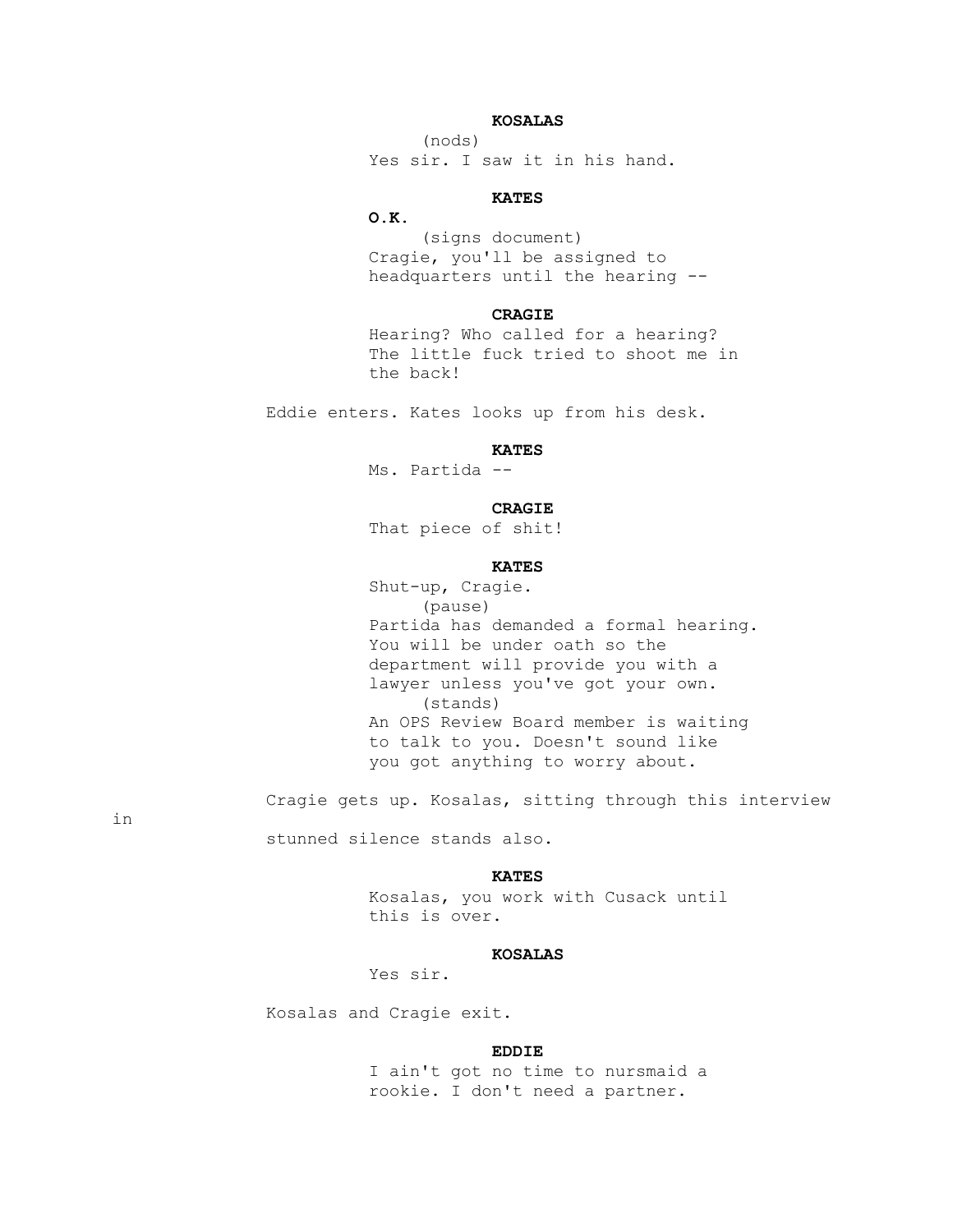**KOSALAS**

(nods)

Yes sir. I saw it in his hand.

**KATES**

**O.K.**

(signs document)

Cragie, you'll be assigned to headquarters until the hearing --

**CRAGIE**

Hearing? Who called for a hearing? The little fuck tried to shoot me in the back!

Eddie enters. Kates looks up from his desk.

**KATES**

Ms. Partida --

**CRAGIE**

That piece of shit!

**KATES**

Shut-up, Cragie.

(pause)

Partida has demanded a formal hearing. You will be under oath so the department will provide you with a lawyer unless you've got your own.

(stands)

An OPS Review Board member is waiting to talk to you. Doesn't sound like you got anything to worry about.

Cragie gets up. Kosalas, sitting through this interview in stunned silence stands also.

**KATES**

Kosalas, you work with Cusack until this is over.

**KOSALAS**

Yes sir.

Kosalas and Cragie exit.

**EDDIE**

I ain't got no time to nursmaid a rookie. I don't need a partner.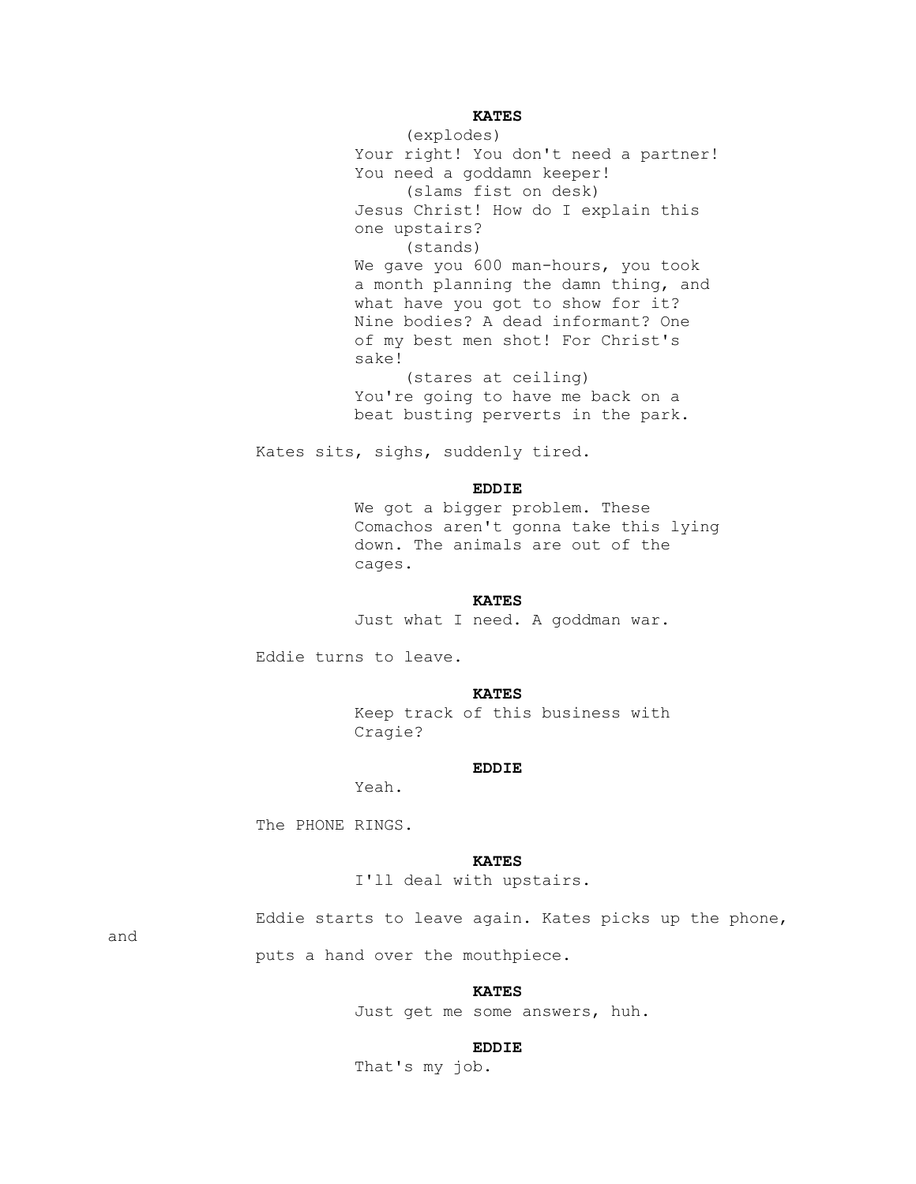**KATES**

(explodes)

Your right! You don't need a partner! You need a goddamn keeper!

(slams fist on desk)

Jesus Christ! How do I explain this one upstairs?

(stands)

We gave you 600 man-hours, you took a month planning the damn thing, and what have you got to show for it? Nine bodies? A dead informant? One of my best men shot! For Christ's sake!

(stares at ceiling)

You're going to have me back on a beat busting perverts in the park.

Kates sits, sighs, suddenly tired.

**EDDIE**

We got a bigger problem. These Comachos aren't gonna take this lying down. The animals are out of the cages.

**KATES**

Just what I need. A goddman war.

Eddie turns to leave.

**KATES**

Keep track of this business with Cragie?

**EDDIE**

Yeah.

The PHONE RINGS.

**KATES**

I'll deal with upstairs.

Eddie starts to leave again. Kates picks up the phone, and puts a hand over the mouthpiece.

**KATES**

Just get me some answers, huh.

**EDDIE**

That's my job.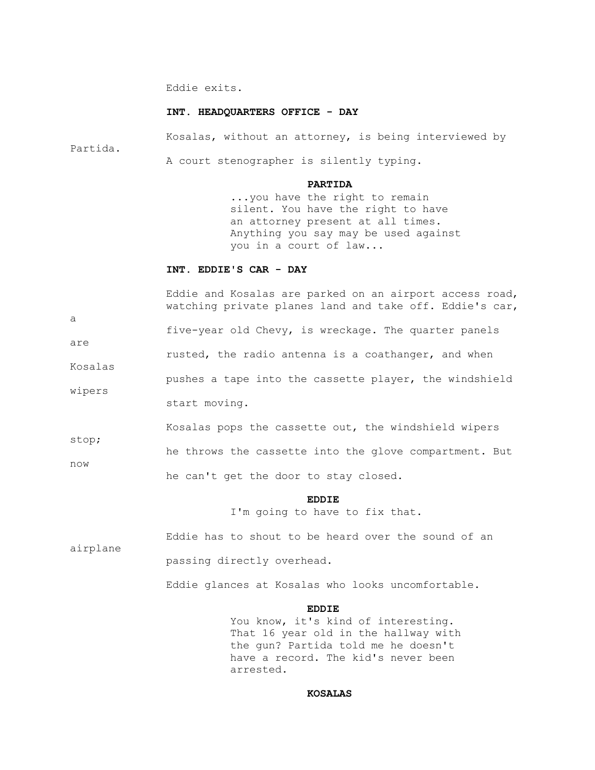Eddie exits.

**INT. HEADQUARTERS OFFICE - DAY**

Kosalas, without an attorney, is being interviewed by Partida.

A court stenographer is silently typing.

**PARTIDA**

...you have the right to remain silent. You have the right to have an attorney present at all times. Anything you say may be used against you in a court of law...

**INT. EDDIE'S CAR - DAY**

Eddie and Kosalas are parked on an airport access road, watching private planes land and take off. Eddie's car, a five-year old Chevy, is wreckage. The quarter panels are rusted, the radio antenna is a coathanger, and when Kosalas pushes a tape into the cassette player, the windshield wipers start moving.

Kosalas pops the cassette out, the windshield wipers stop; he throws the cassette into the glove compartment. But now he can't get the door to stay closed.

**EDDIE**

I'm going to have to fix that.

Eddie has to shout to be heard over the sound of an airplane passing directly overhead.

Eddie glances at Kosalas who looks uncomfortable.

**EDDIE**

You know, it's kind of interesting. That 16 year old in the hallway with the gun? Partida told me he doesn't have a record. The kid's never been arrested.

**KOSALAS**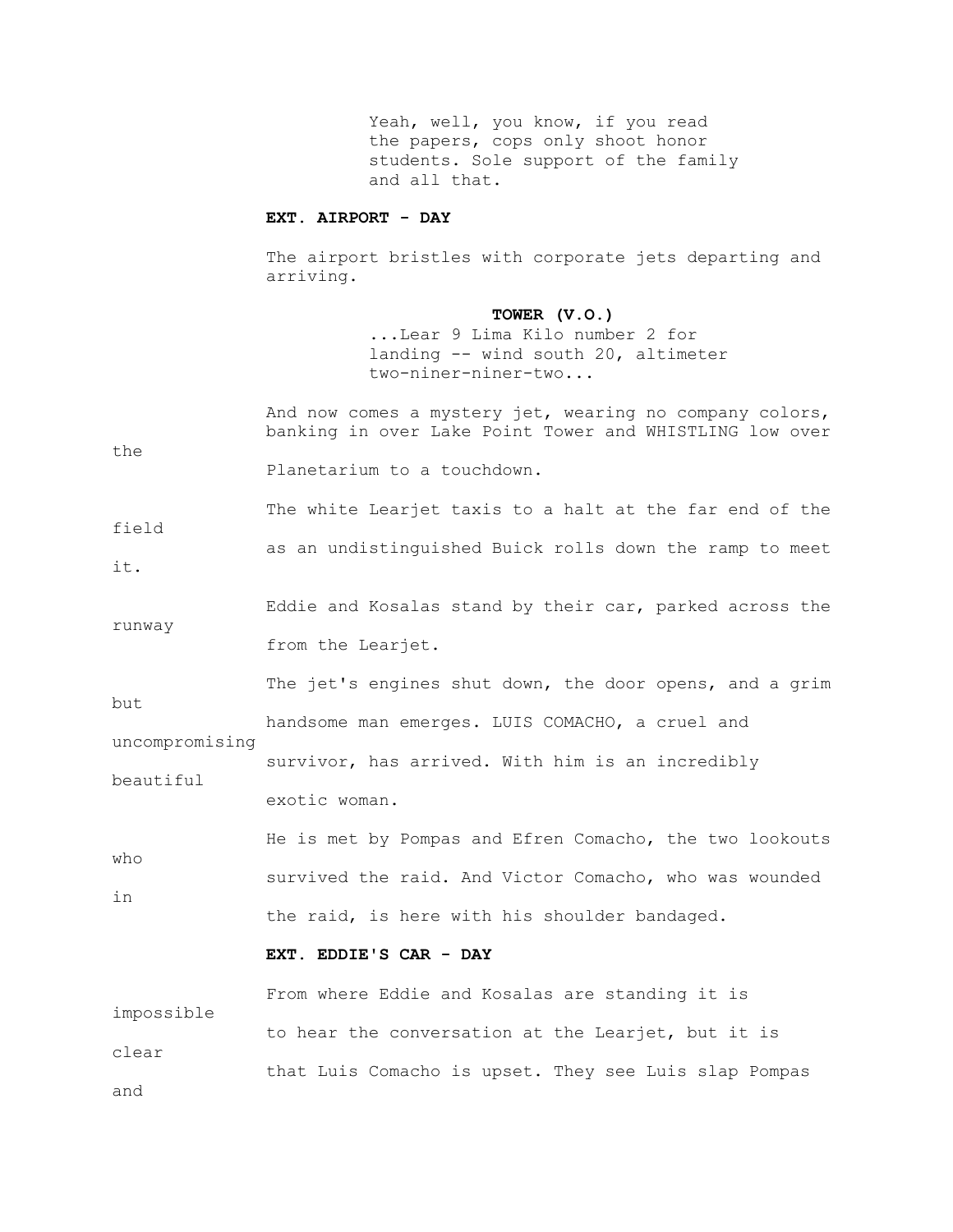Yeah, well, you know, if you read the papers, cops only shoot honor students. Sole support of the family and all that.

**EXT. AIRPORT - DAY**

The airport bristles with corporate jets departing and arriving.

**TOWER (V.O.)**

...Lear 9 Lima Kilo number 2 for landing -- wind south 20, altimeter two-niner-niner-two...

And now comes a mystery jet, wearing no company colors, banking in over Lake Point Tower and WHISTLING low over the Planetarium to a touchdown.

The white Learjet taxis to a halt at the far end of the field as an undistinguished Buick rolls down the ramp to meet it.

Eddie and Kosalas stand by their car, parked across the runway from the Learjet.

The jet's engines shut down, the door opens, and a grim but handsome man emerges. LUIS COMACHO, a cruel and uncompromising survivor, has arrived. With him is an incredibly beautiful exotic woman.

He is met by Pompas and Efren Comacho, the two lookouts who survived the raid. And Victor Comacho, who was wounded in the raid, is here with his shoulder bandaged.

**EXT. EDDIE'S CAR - DAY**

From where Eddie and Kosalas are standing it is impossible to hear the conversation at the Learjet, but it is clear that Luis Comacho is upset. They see Luis slap Pompas and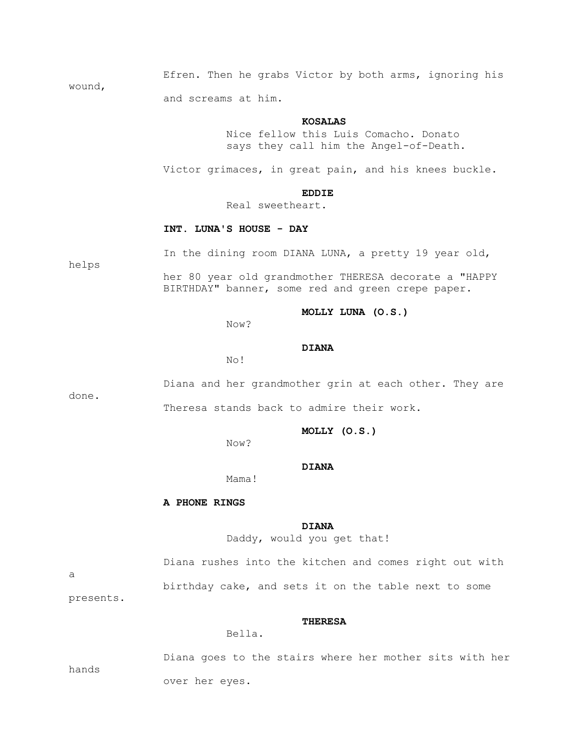Efren. Then he grabs Victor by both arms, ignoring his wound, and screams at him.

**KOSALAS**

Nice fellow this Luis Comacho. Donato says they call him the Angel-of-Death.

Victor grimaces, in great pain, and his knees buckle.

**EDDIE**

Real sweetheart.

**INT. LUNA'S HOUSE - DAY**

In the dining room DIANA LUNA, a pretty 19 year old, helps her 80 year old grandmother THERESA decorate a "HAPPY BIRTHDAY" banner, some red and green crepe paper.

**MOLLY LUNA (O.S.)**

Now?

**DIANA**

No!

Diana and her grandmother grin at each other. They are done. Theresa stands back to admire their work.

**MOLLY (O.S.)**

Now?

**DIANA**

Mama!

**A PHONE RINGS**

**DIANA**

Daddy, would you get that!

Diana rushes into the kitchen and comes right out with a birthday cake, and sets it on the table next to some presents.

**THERESA**

Bella.

Diana goes to the stairs where her mother sits with her hands over her eyes.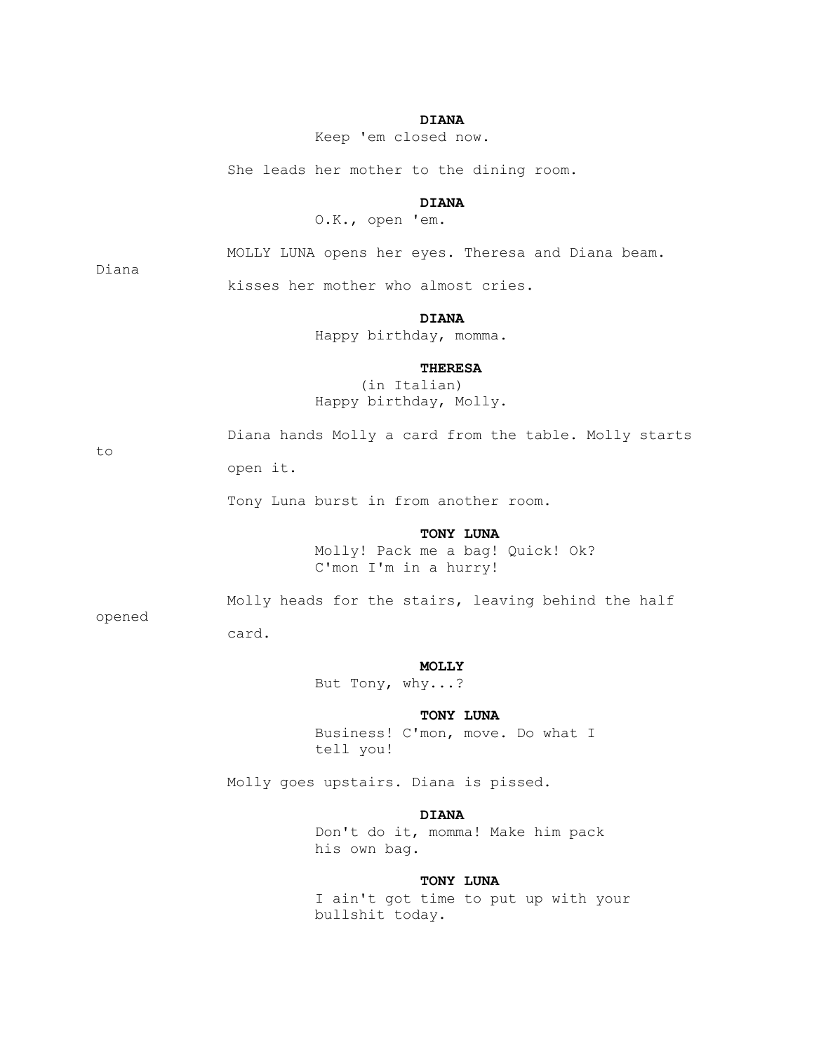**DIANA**
Keep 'em closed now.

She leads her mother to the dining room.

**DIANA**
O.K., open 'em.

MOLLY LUNA opens her eyes. Theresa and Diana beam. Diana kisses her mother who almost cries.

**DIANA**
Happy birthday, momma.

**THERESA**
(in Italian)
Happy birthday, Molly.

Diana hands Molly a card from the table. Molly starts to open it.

Tony Luna burst in from another room.

**TONY LUNA**
Molly! Pack me a bag! Quick! Ok? C'mon I'm in a hurry!

Molly heads for the stairs, leaving behind the half opened card.

**MOLLY**
But Tony, why...?

**TONY LUNA**
Business! C'mon, move. Do what I tell you!

Molly goes upstairs. Diana is pissed.

**DIANA**
Don't do it, momma! Make him pack his own bag.

**TONY LUNA**
I ain't got time to put up with your bullshit today.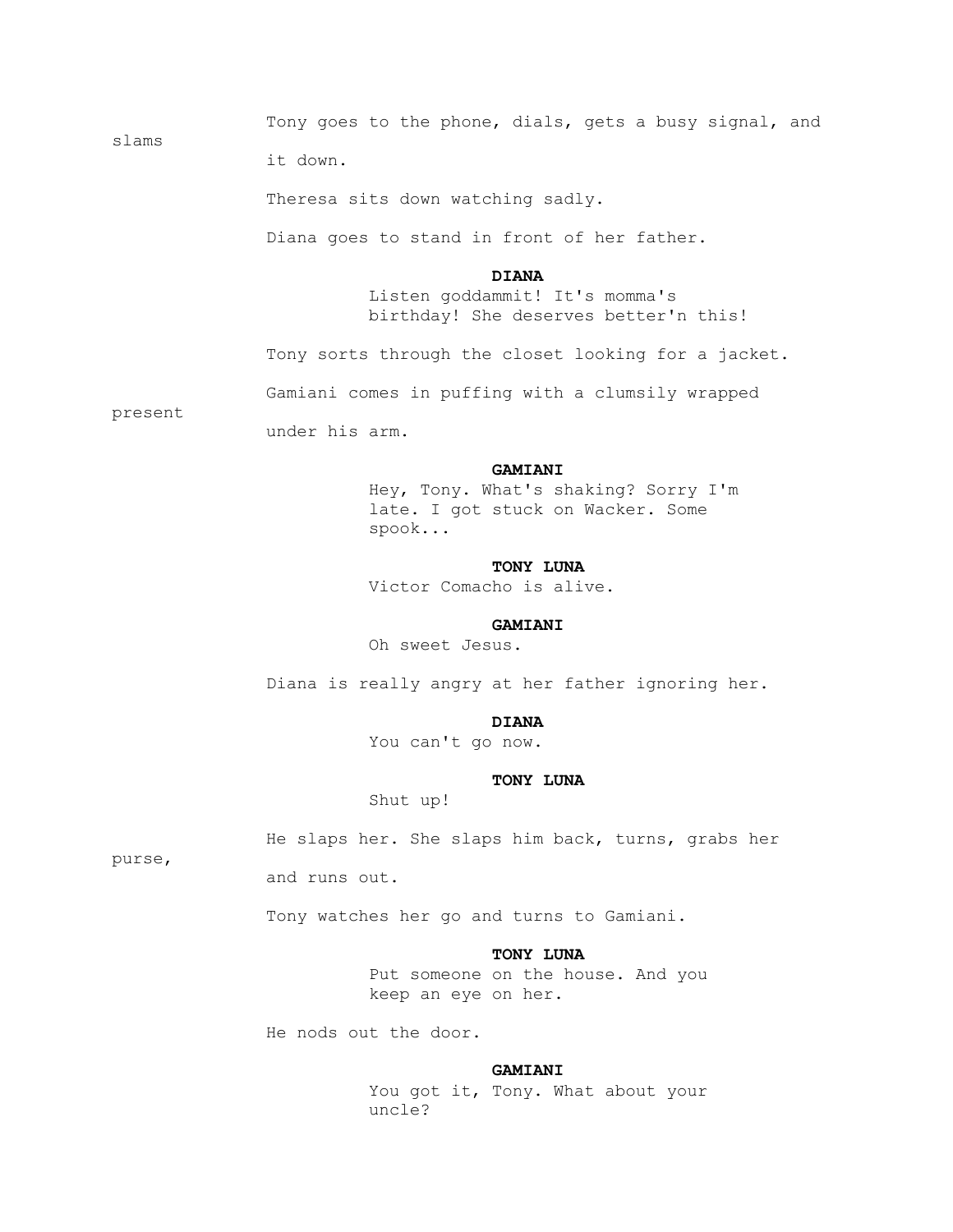Tony goes to the phone, dials, gets a busy signal, and slams it down.

Theresa sits down watching sadly.

Diana goes to stand in front of her father.

**DIANA**

Listen goddammit! It's momma's birthday! She deserves better'n this!

Tony sorts through the closet looking for a jacket.

Gamiani comes in puffing with a clumsily wrapped present under his arm.

**GAMIANI**

Hey, Tony. What's shaking? Sorry I'm late. I got stuck on Wacker. Some spook...

**TONY LUNA**

Victor Comacho is alive.

**GAMIANI**

Oh sweet Jesus.

Diana is really angry at her father ignoring her.

**DIANA**

You can't go now.

**TONY LUNA**

Shut up!

He slaps her. She slaps him back, turns, grabs her purse, and runs out.

Tony watches her go and turns to Gamiani.

**TONY LUNA**

Put someone on the house. And you keep an eye on her.

He nods out the door.

**GAMIANI**

You got it, Tony. What about your uncle?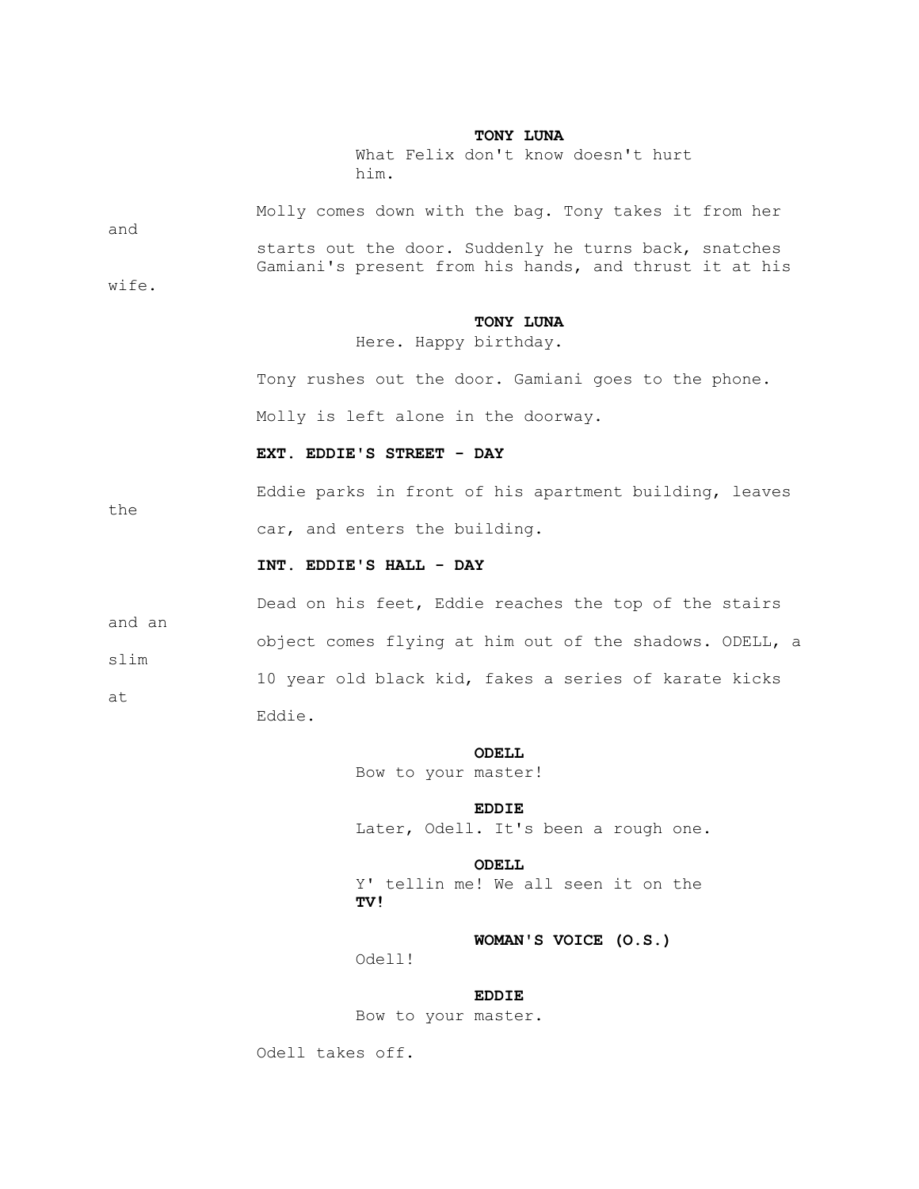**TONY LUNA**
What Felix don't know doesn't hurt him.

Molly comes down with the bag. Tony takes it from her and starts out the door. Suddenly he turns back, snatches Gamiani's present from his hands, and thrust it at his wife.

**TONY LUNA**
Here. Happy birthday.

Tony rushes out the door. Gamiani goes to the phone.

Molly is left alone in the doorway.

**EXT. EDDIE'S STREET - DAY**

Eddie parks in front of his apartment building, leaves the car, and enters the building.

**INT. EDDIE'S HALL - DAY**

Dead on his feet, Eddie reaches the top of the stairs and an object comes flying at him out of the shadows. ODELL, a slim 10 year old black kid, fakes a series of karate kicks at Eddie.

**ODELL**
Bow to your master!

**EDDIE**
Later, Odell. It's been a rough one.

**ODELL**
Y' tellin me! We all seen it on the **TV!**

**WOMAN'S VOICE (O.S.)**
Odell!

**EDDIE**
Bow to your master.

Odell takes off.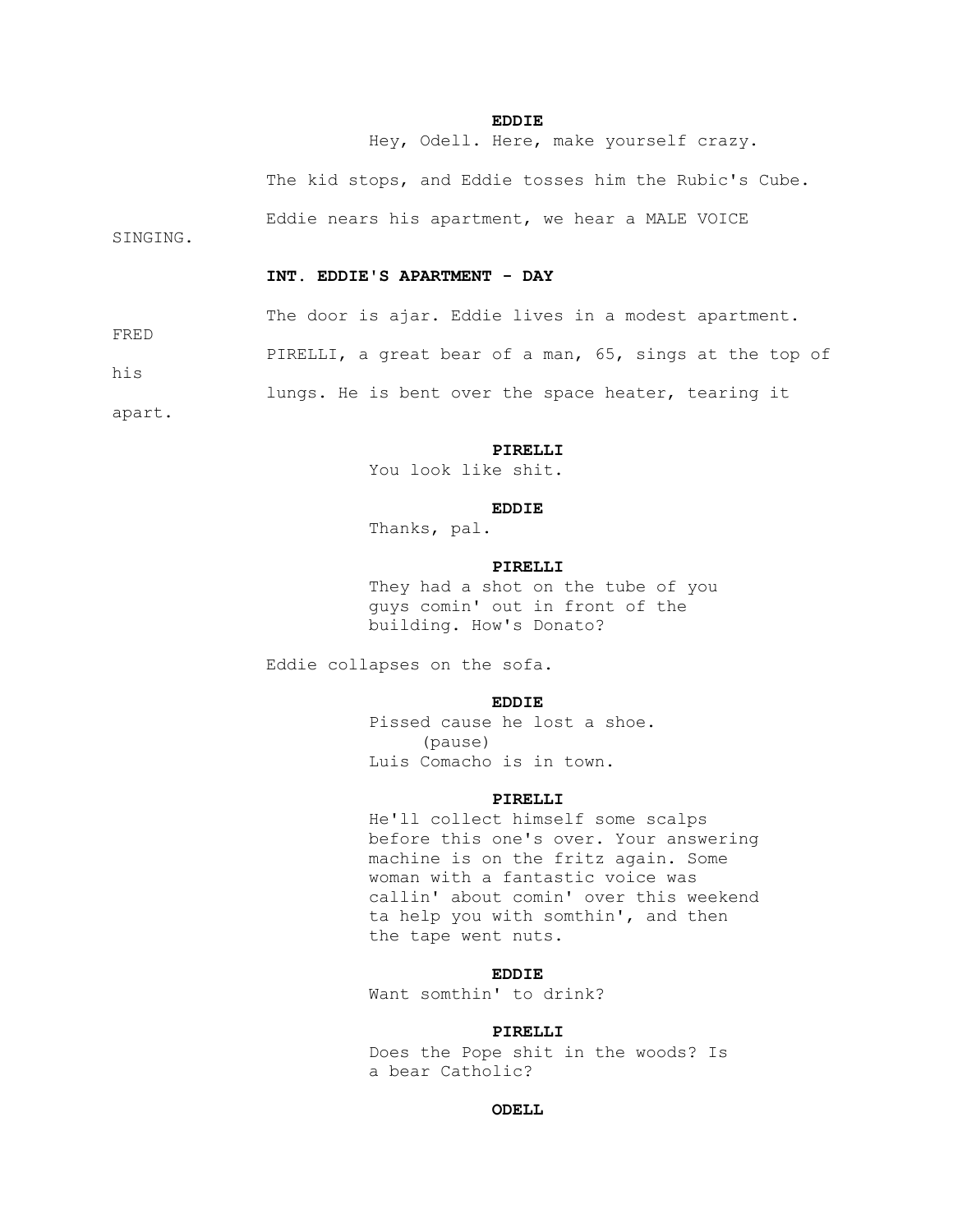**EDDIE**
Hey, Odell. Here, make yourself crazy.

The kid stops, and Eddie tosses him the Rubic's Cube.

Eddie nears his apartment, we hear a MALE VOICE SINGING.

**INT. EDDIE'S APARTMENT - DAY**

The door is ajar. Eddie lives in a modest apartment. FRED PIRELLI, a great bear of a man, 65, sings at the top of his lungs. He is bent over the space heater, tearing it apart.

**PIRELLI**
You look like shit.

**EDDIE**
Thanks, pal.

**PIRELLI**
They had a shot on the tube of you guys comin' out in front of the building. How's Donato?

Eddie collapses on the sofa.

**EDDIE**
Pissed cause he lost a shoe.
(pause)
Luis Comacho is in town.

**PIRELLI**
He'll collect himself some scalps before this one's over. Your answering machine is on the fritz again. Some woman with a fantastic voice was callin' about comin' over this weekend ta help you with somthin', and then the tape went nuts.

**EDDIE**
Want somthin' to drink?

**PIRELLI**
Does the Pope shit in the woods? Is a bear Catholic?

**ODELL**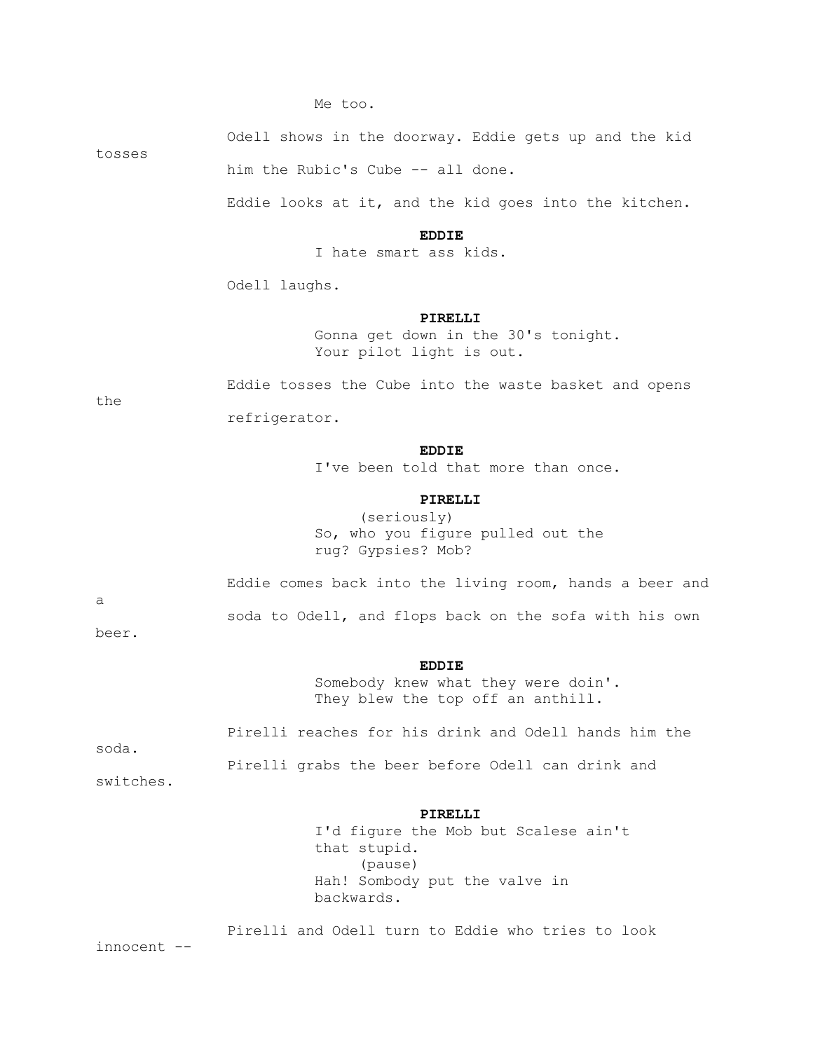Me too.

Odell shows in the doorway. Eddie gets up and the kid tosses him the Rubic's Cube -- all done.

Eddie looks at it, and the kid goes into the kitchen.

**EDDIE**

I hate smart ass kids.

Odell laughs.

**PIRELLI**

Gonna get down in the 30's tonight. Your pilot light is out.

Eddie tosses the Cube into the waste basket and opens the refrigerator.

**EDDIE**

I've been told that more than once.

**PIRELLI**

(seriously)

So, who you figure pulled out the rug? Gypsies? Mob?

Eddie comes back into the living room, hands a beer and a soda to Odell, and flops back on the sofa with his own beer.

**EDDIE**

Somebody knew what they were doin'. They blew the top off an anthill.

Pirelli reaches for his drink and Odell hands him the soda. Pirelli grabs the beer before Odell can drink and switches.

**PIRELLI**

I'd figure the Mob but Scalese ain't that stupid.

(pause)

Hah! Sombody put the valve in backwards.

Pirelli and Odell turn to Eddie who tries to look innocent --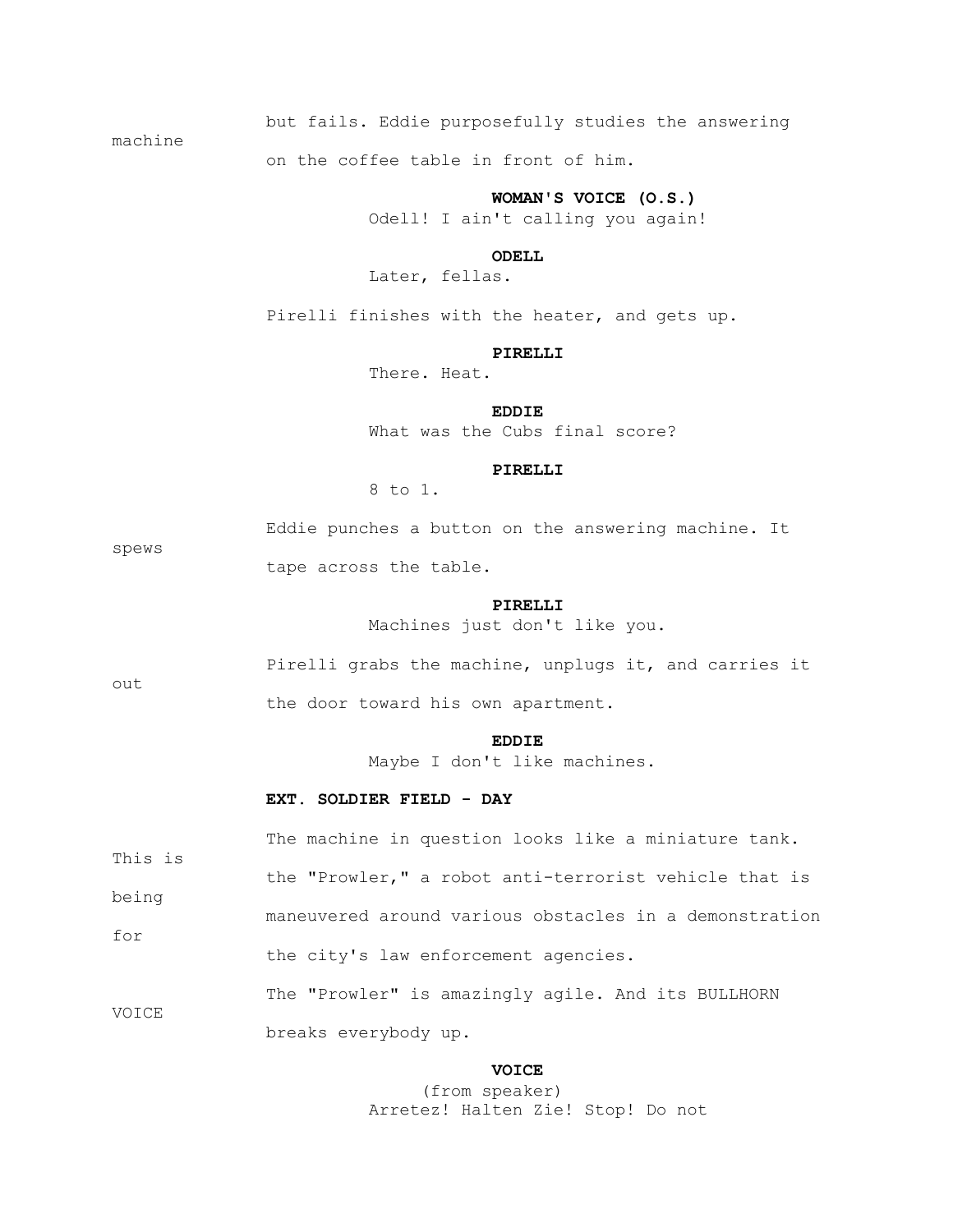but fails. Eddie purposefully studies the answering machine on the coffee table in front of him.

**WOMAN'S VOICE (O.S.)**
Odell! I ain't calling you again!

**ODELL**
Later, fellas.

Pirelli finishes with the heater, and gets up.

**PIRELLI**
There. Heat.

**EDDIE**
What was the Cubs final score?

**PIRELLI**
8 to 1.

Eddie punches a button on the answering machine. It spews tape across the table.

**PIRELLI**
Machines just don't like you.

Pirelli grabs the machine, unplugs it, and carries it out the door toward his own apartment.

**EDDIE**
Maybe I don't like machines.

**EXT. SOLDIER FIELD - DAY**

The machine in question looks like a miniature tank. This is the "Prowler," a robot anti-terrorist vehicle that is being maneuvered around various obstacles in a demonstration for the city's law enforcement agencies.

The "Prowler" is amazingly agile. And its BULLHORN VOICE breaks everybody up.

**VOICE**
(from speaker)
Arretez! Halten Zie! Stop! Do not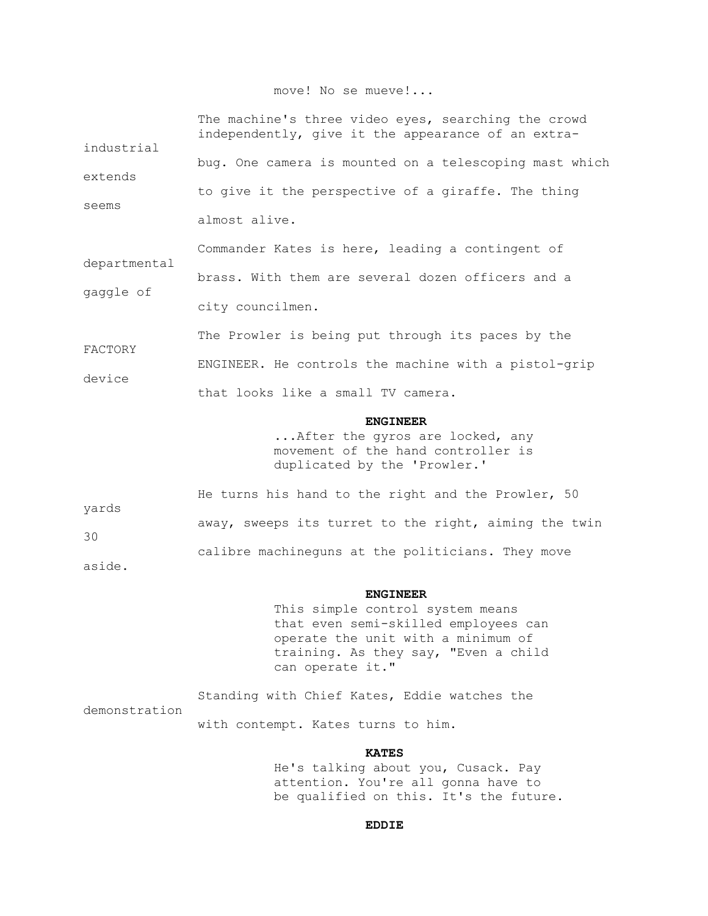move! No se mueve!...

The machine's three video eyes, searching the crowd independently, give it the appearance of an extra-industrial bug. One camera is mounted on a telescoping mast which extends to give it the perspective of a giraffe. The thing seems almost alive.

Commander Kates is here, leading a contingent of departmental brass. With them are several dozen officers and a gaggle of city councilmen.

The Prowler is being put through its paces by the FACTORY ENGINEER. He controls the machine with a pistol-grip device that looks like a small TV camera.

**ENGINEER**

...After the gyros are locked, any movement of the hand controller is duplicated by the 'Prowler.'

He turns his hand to the right and the Prowler, 50 yards away, sweeps its turret to the right, aiming the twin 30 calibre machineguns at the politicians. They move aside.

**ENGINEER**

This simple control system means that even semi-skilled employees can operate the unit with a minimum of training. As they say, "Even a child can operate it."

Standing with Chief Kates, Eddie watches the demonstration with contempt. Kates turns to him.

**KATES**

He's talking about you, Cusack. Pay attention. You're all gonna have to be qualified on this. It's the future.

**EDDIE**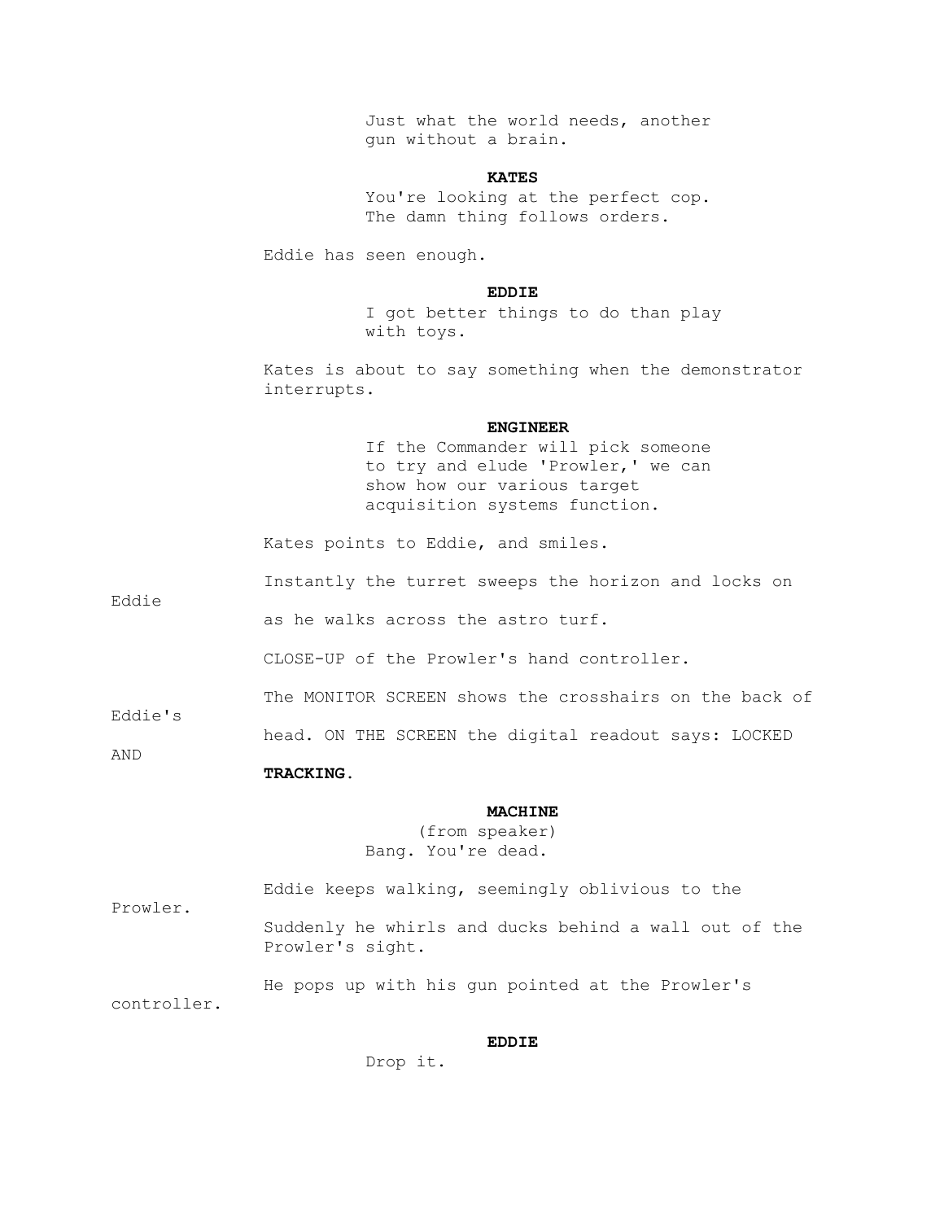Just what the world needs, another gun without a brain.

**KATES**

You're looking at the perfect cop. The damn thing follows orders.

Eddie has seen enough.

**EDDIE**

I got better things to do than play with toys.

Kates is about to say something when the demonstrator interrupts.

**ENGINEER**

If the Commander will pick someone to try and elude 'Prowler,' we can show how our various target acquisition systems function.

Kates points to Eddie, and smiles.

Instantly the turret sweeps the horizon and locks on Eddie as he walks across the astro turf.

CLOSE-UP of the Prowler's hand controller.

The MONITOR SCREEN shows the crosshairs on the back of Eddie's head. ON THE SCREEN the digital readout says: LOCKED AND **TRACKING.**

**MACHINE**

(from speaker)

Bang. You're dead.

Eddie keeps walking, seemingly oblivious to the Prowler.

Suddenly he whirls and ducks behind a wall out of the Prowler's sight.

He pops up with his gun pointed at the Prowler's controller.

**EDDIE**

Drop it.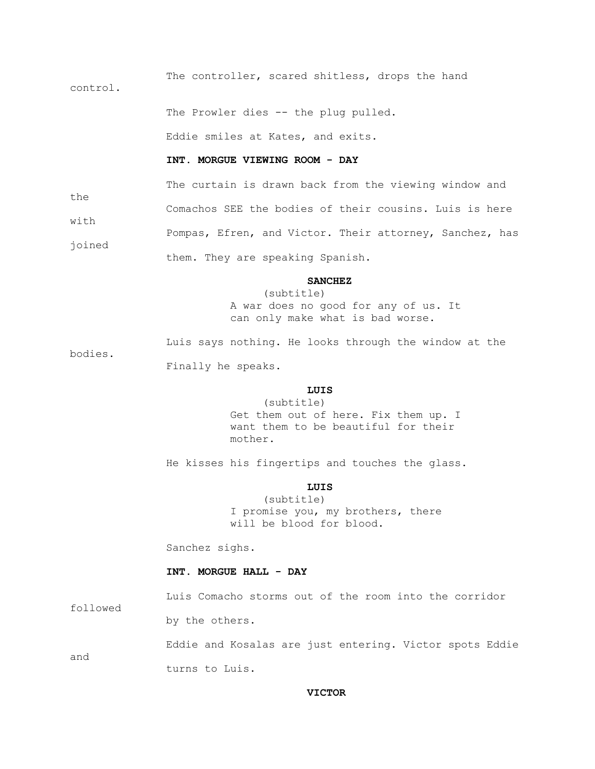The controller, scared shitless, drops the hand control.

The Prowler dies -- the plug pulled.

Eddie smiles at Kates, and exits.

**INT. MORGUE VIEWING ROOM - DAY**

The curtain is drawn back from the viewing window and the Comachos SEE the bodies of their cousins. Luis is here with Pompas, Efren, and Victor. Their attorney, Sanchez, has joined them. They are speaking Spanish.

**SANCHEZ**
(subtitle)
A war does no good for any of us. It can only make what is bad worse.

Luis says nothing. He looks through the window at the bodies. Finally he speaks.

**LUIS**
(subtitle)
Get them out of here. Fix them up. I want them to be beautiful for their mother.

He kisses his fingertips and touches the glass.

**LUIS**
(subtitle)
I promise you, my brothers, there will be blood for blood.

Sanchez sighs.

**INT. MORGUE HALL - DAY**

Luis Comacho storms out of the room into the corridor followed by the others.

Eddie and Kosalas are just entering. Victor spots Eddie and turns to Luis.

**VICTOR**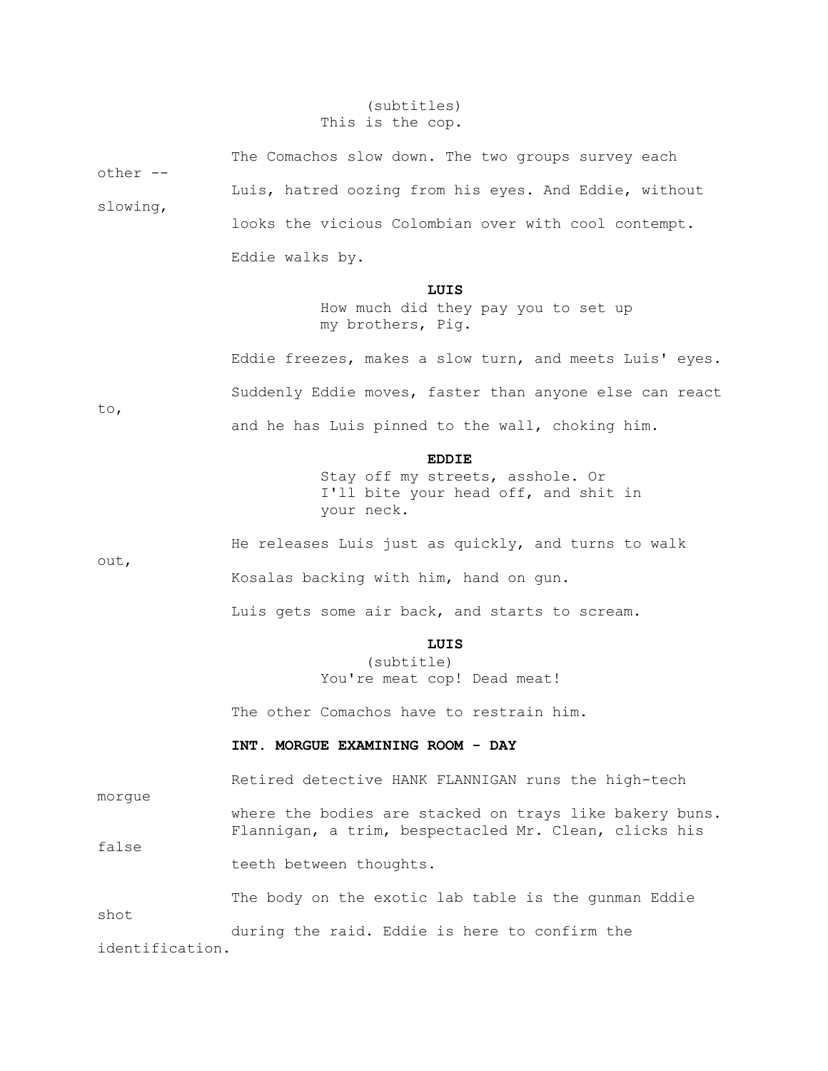(subtitles)
This is the cop.

The Comachos slow down. The two groups survey each other -- Luis, hatred oozing from his eyes. And Eddie, without slowing, looks the vicious Colombian over with cool contempt.

Eddie walks by.

**LUIS**
How much did they pay you to set up my brothers, Pig.

Eddie freezes, makes a slow turn, and meets Luis' eyes.

Suddenly Eddie moves, faster than anyone else can react to, and he has Luis pinned to the wall, choking him.

**EDDIE**
Stay off my streets, asshole. Or I'll bite your head off, and shit in your neck.

He releases Luis just as quickly, and turns to walk out, Kosalas backing with him, hand on gun.

Luis gets some air back, and starts to scream.

**LUIS**
(subtitle)
You're meat cop! Dead meat!

The other Comachos have to restrain him.

**INT. MORGUE EXAMINING ROOM - DAY**

Retired detective HANK FLANNIGAN runs the high-tech morgue where the bodies are stacked on trays like bakery buns. Flannigan, a trim, bespectacled Mr. Clean, clicks his false teeth between thoughts.

The body on the exotic lab table is the gunman Eddie shot during the raid. Eddie is here to confirm the identification.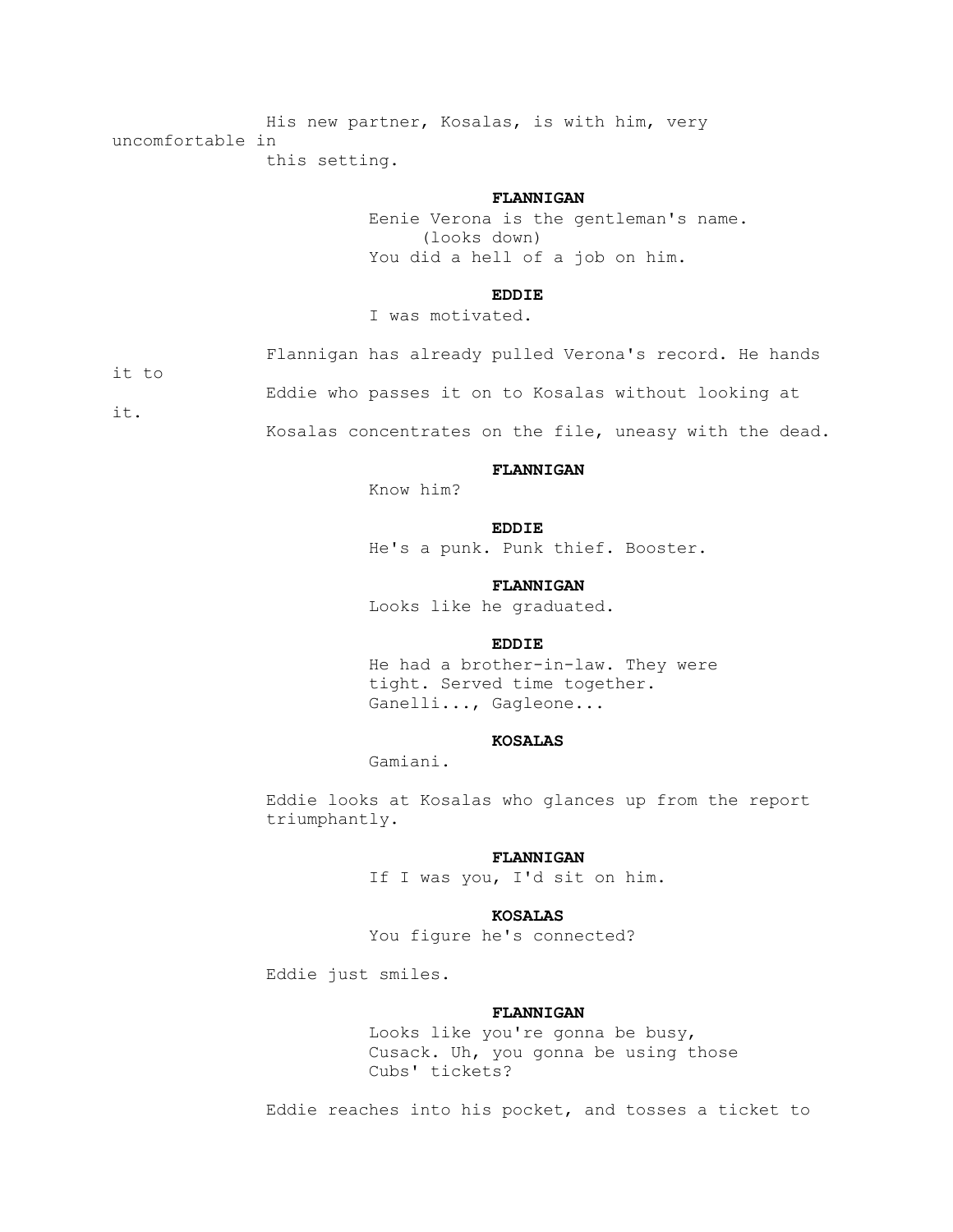His new partner, Kosalas, is with him, very uncomfortable in this setting.

**FLANNIGAN**

Eenie Verona is the gentleman's name.
(looks down)
You did a hell of a job on him.

**EDDIE**

I was motivated.

Flannigan has already pulled Verona's record. He hands it to Eddie who passes it on to Kosalas without looking at it. Kosalas concentrates on the file, uneasy with the dead.

**FLANNIGAN**

Know him?

**EDDIE**

He's a punk. Punk thief. Booster.

**FLANNIGAN**

Looks like he graduated.

**EDDIE**

He had a brother-in-law. They were tight. Served time together. Ganelli..., Gagleone...

**KOSALAS**

Gamiani.

Eddie looks at Kosalas who glances up from the report triumphantly.

**FLANNIGAN**

If I was you, I'd sit on him.

**KOSALAS**

You figure he's connected?

Eddie just smiles.

**FLANNIGAN**

Looks like you're gonna be busy, Cusack. Uh, you gonna be using those Cubs' tickets?

Eddie reaches into his pocket, and tosses a ticket to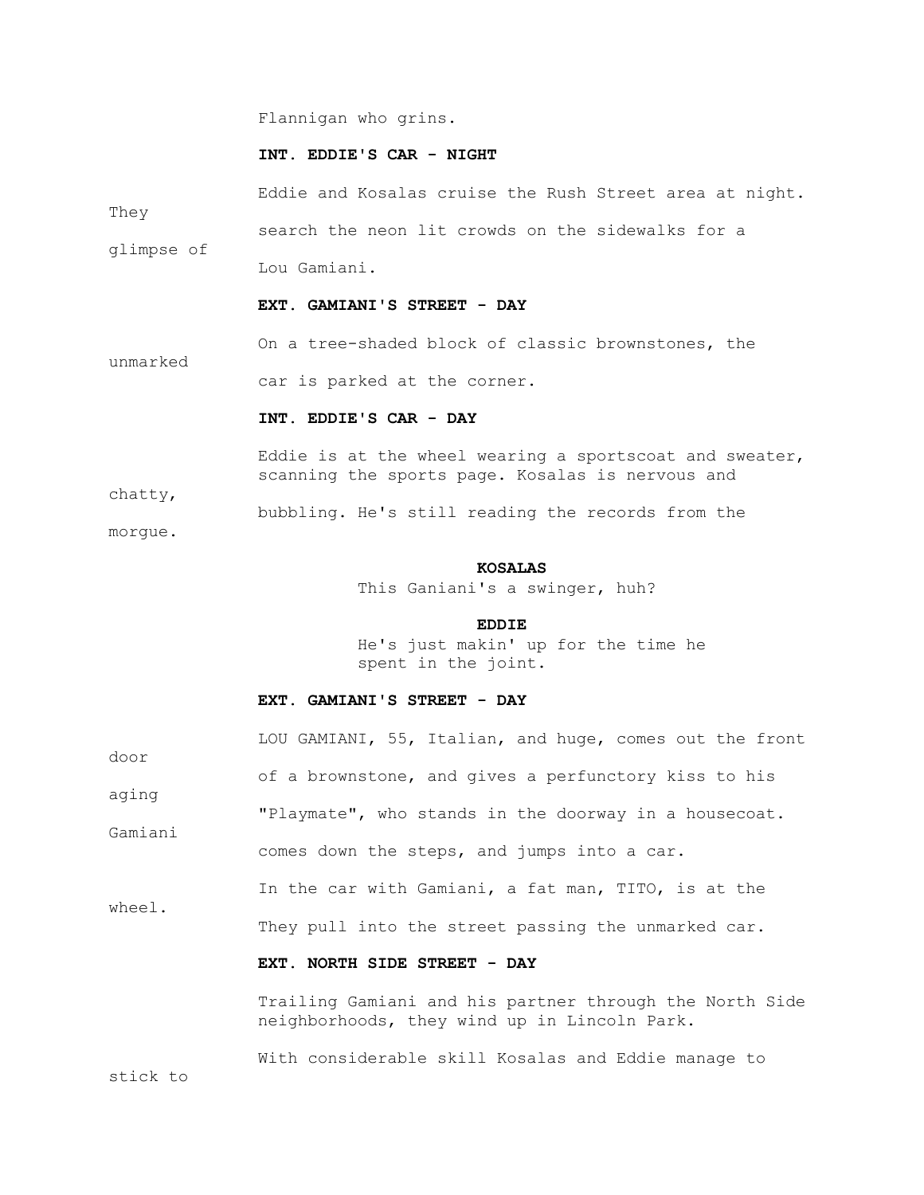Flannigan who grins.

**INT. EDDIE'S CAR - NIGHT**

Eddie and Kosalas cruise the Rush Street area at night. They search the neon lit crowds on the sidewalks for a glimpse of Lou Gamiani.

**EXT. GAMIANI'S STREET - DAY**

On a tree-shaded block of classic brownstones, the unmarked car is parked at the corner.

**INT. EDDIE'S CAR - DAY**

Eddie is at the wheel wearing a sportscoat and sweater, scanning the sports page. Kosalas is nervous and chatty, bubbling. He's still reading the records from the morgue.

**KOSALAS**
This Ganiani's a swinger, huh?

**EDDIE**
He's just makin' up for the time he spent in the joint.

**EXT. GAMIANI'S STREET - DAY**

LOU GAMIANI, 55, Italian, and huge, comes out the front door of a brownstone, and gives a perfunctory kiss to his aging "Playmate", who stands in the doorway in a housecoat. Gamiani comes down the steps, and jumps into a car.

In the car with Gamiani, a fat man, TITO, is at the wheel. They pull into the street passing the unmarked car.

**EXT. NORTH SIDE STREET - DAY**

Trailing Gamiani and his partner through the North Side neighborhoods, they wind up in Lincoln Park.

With considerable skill Kosalas and Eddie manage to stick to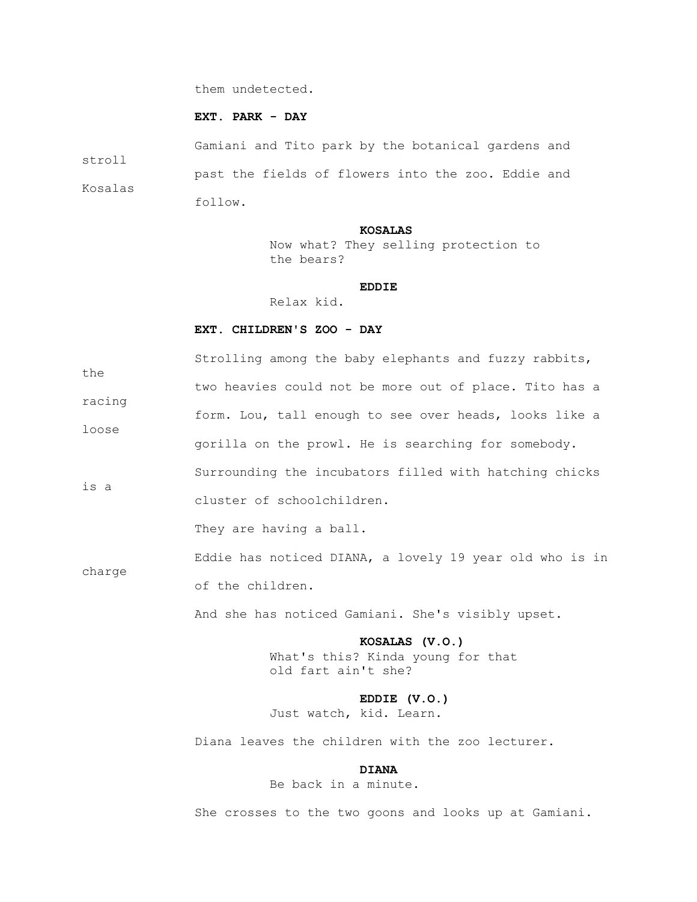them undetected.

**EXT. PARK - DAY**

Gamiani and Tito park by the botanical gardens and stroll past the fields of flowers into the zoo. Eddie and Kosalas follow.

**KOSALAS**
Now what? They selling protection to the bears?

**EDDIE**
Relax kid.

**EXT. CHILDREN'S ZOO - DAY**

Strolling among the baby elephants and fuzzy rabbits, the two heavies could not be more out of place. Tito has a racing form. Lou, tall enough to see over heads, looks like a loose gorilla on the prowl. He is searching for somebody.

Surrounding the incubators filled with hatching chicks is a cluster of schoolchildren.

They are having a ball.

Eddie has noticed DIANA, a lovely 19 year old who is in charge of the children.

And she has noticed Gamiani. She's visibly upset.

**KOSALAS (V.O.)**
What's this? Kinda young for that old fart ain't she?

**EDDIE (V.O.)**
Just watch, kid. Learn.

Diana leaves the children with the zoo lecturer.

**DIANA**
Be back in a minute.

She crosses to the two goons and looks up at Gamiani.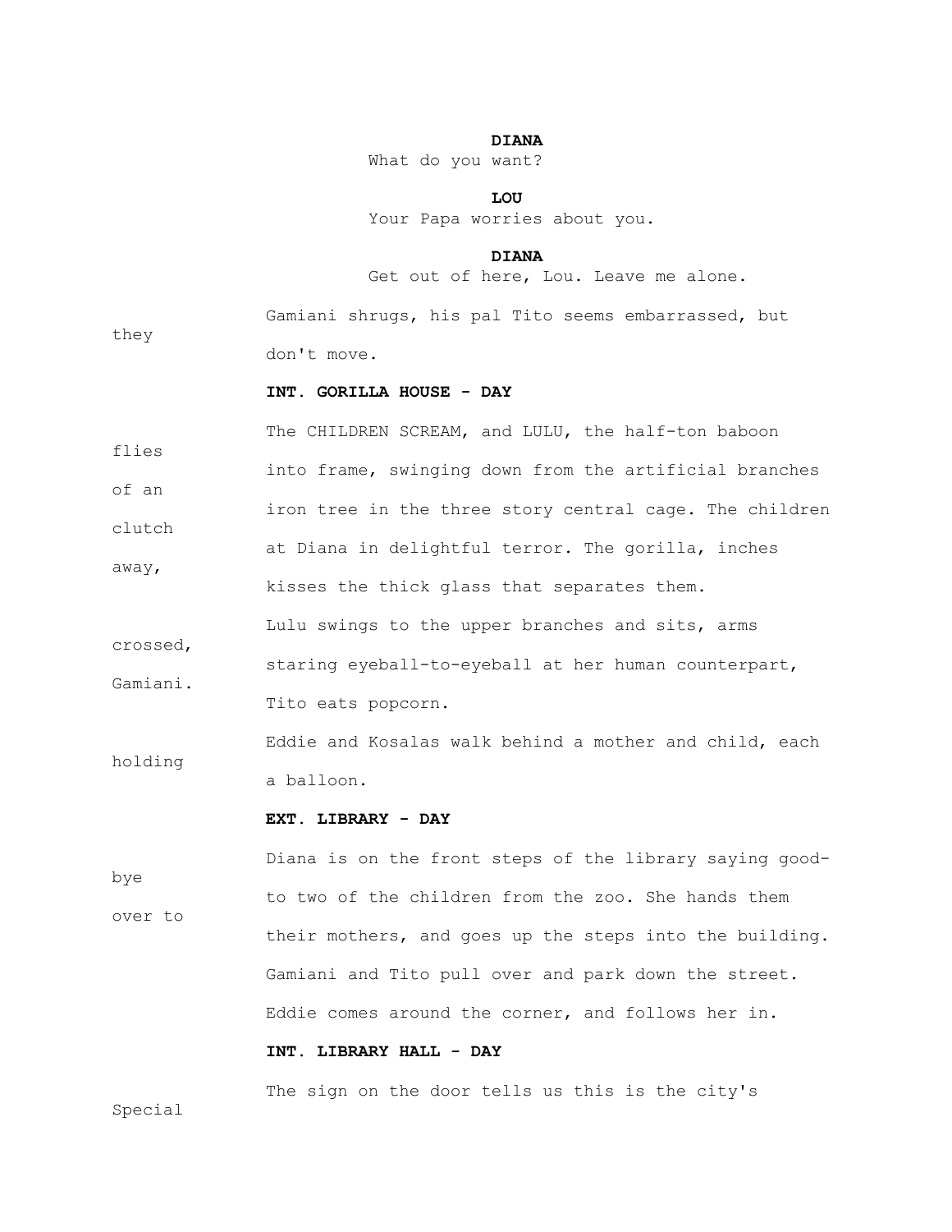**DIANA**
What do you want?

**LOU**
Your Papa worries about you.

**DIANA**
Get out of here, Lou. Leave me alone.

Gamiani shrugs, his pal Tito seems embarrassed, but they don't move.

**INT. GORILLA HOUSE - DAY**

The CHILDREN SCREAM, and LULU, the half-ton baboon flies into frame, swinging down from the artificial branches of an iron tree in the three story central cage. The children clutch at Diana in delightful terror. The gorilla, inches away, kisses the thick glass that separates them.

Lulu swings to the upper branches and sits, arms crossed, staring eyeball-to-eyeball at her human counterpart, Gamiani. Tito eats popcorn.

Eddie and Kosalas walk behind a mother and child, each holding a balloon.

**EXT. LIBRARY - DAY**

Diana is on the front steps of the library saying good-bye to two of the children from the zoo. She hands them over to their mothers, and goes up the steps into the building. Gamiani and Tito pull over and park down the street. Eddie comes around the corner, and follows her in.

**INT. LIBRARY HALL - DAY**

The sign on the door tells us this is the city's Special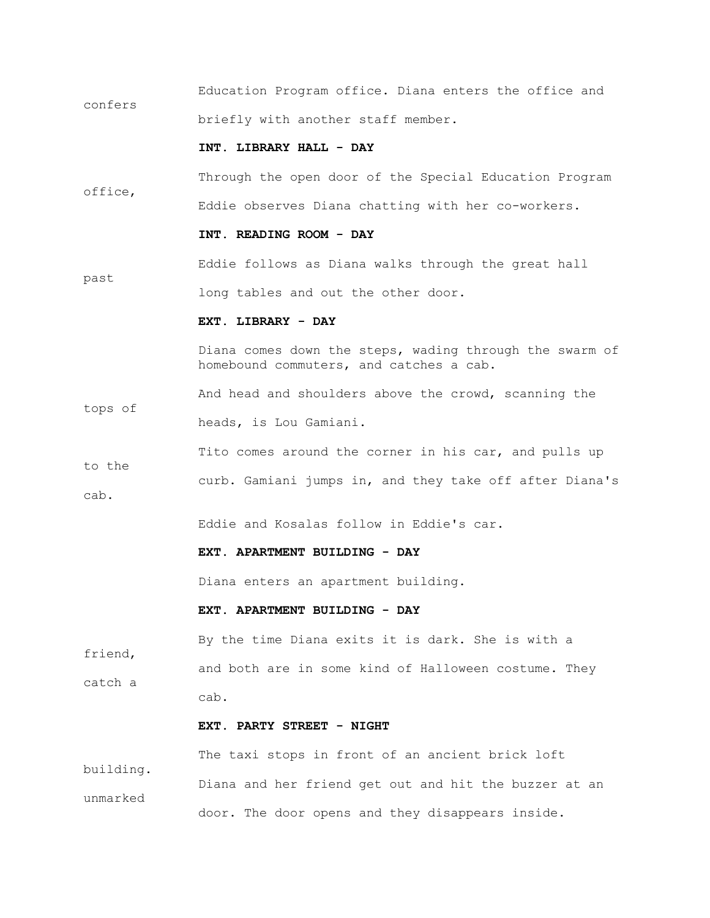Education Program office. Diana enters the office and confers briefly with another staff member.

**INT. LIBRARY HALL - DAY**

Through the open door of the Special Education Program office, Eddie observes Diana chatting with her co-workers.

**INT. READING ROOM - DAY**

Eddie follows as Diana walks through the great hall past long tables and out the other door.

**EXT. LIBRARY - DAY**

Diana comes down the steps, wading through the swarm of homebound commuters, and catches a cab.

And head and shoulders above the crowd, scanning the tops of heads, is Lou Gamiani.

Tito comes around the corner in his car, and pulls up to the curb. Gamiani jumps in, and they take off after Diana's cab.

Eddie and Kosalas follow in Eddie's car.

**EXT. APARTMENT BUILDING - DAY**

Diana enters an apartment building.

**EXT. APARTMENT BUILDING - DAY**

By the time Diana exits it is dark. She is with a friend, and both are in some kind of Halloween costume. They catch a cab.

**EXT. PARTY STREET - NIGHT**

The taxi stops in front of an ancient brick loft building. Diana and her friend get out and hit the buzzer at an unmarked door. The door opens and they disappears inside.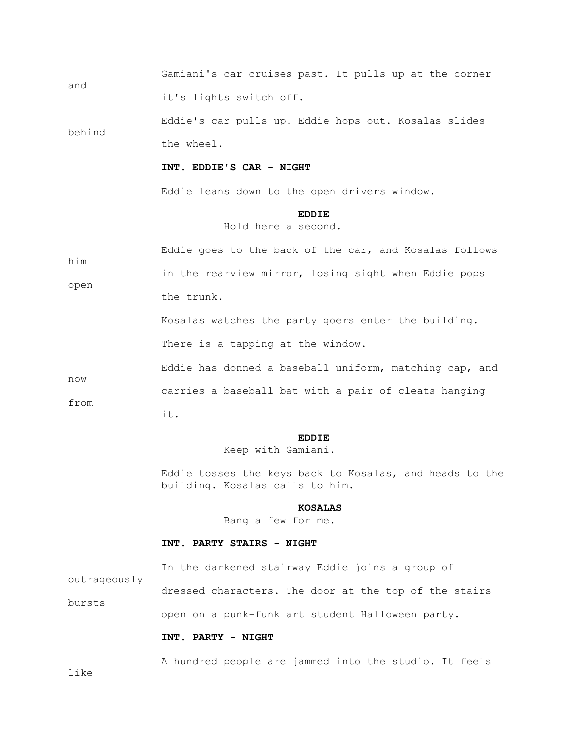Gamiani's car cruises past. It pulls up at the corner and it's lights switch off.

Eddie's car pulls up. Eddie hops out. Kosalas slides behind the wheel.

**INT. EDDIE'S CAR - NIGHT**

Eddie leans down to the open drivers window.

**EDDIE**
Hold here a second.

Eddie goes to the back of the car, and Kosalas follows him in the rearview mirror, losing sight when Eddie pops open the trunk.

Kosalas watches the party goers enter the building.

There is a tapping at the window.

Eddie has donned a baseball uniform, matching cap, and now carries a baseball bat with a pair of cleats hanging from it.

**EDDIE**
Keep with Gamiani.

Eddie tosses the keys back to Kosalas, and heads to the building. Kosalas calls to him.

**KOSALAS**
Bang a few for me.

**INT. PARTY STAIRS - NIGHT**

In the darkened stairway Eddie joins a group of outrageously dressed characters. The door at the top of the stairs bursts open on a punk-funk art student Halloween party.

**INT. PARTY - NIGHT**

A hundred people are jammed into the studio. It feels like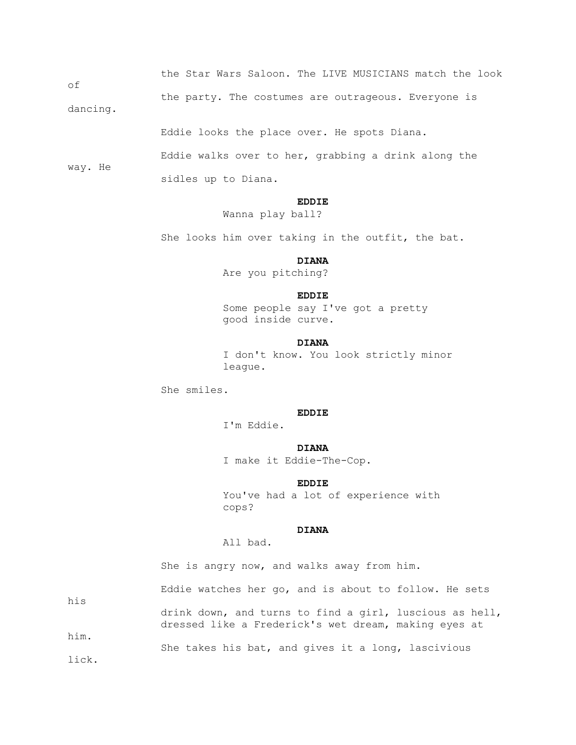the Star Wars Saloon. The LIVE MUSICIANS match the look of the party. The costumes are outrageous. Everyone is dancing.

Eddie looks the place over. He spots Diana.

Eddie walks over to her, grabbing a drink along the way. He sidles up to Diana.

**EDDIE**
Wanna play ball?

She looks him over taking in the outfit, the bat.

**DIANA**
Are you pitching?

**EDDIE**
Some people say I've got a pretty good inside curve.

**DIANA**
I don't know. You look strictly minor league.

She smiles.

**EDDIE**
I'm Eddie.

**DIANA**
I make it Eddie-The-Cop.

**EDDIE**
You've had a lot of experience with cops?

**DIANA**
All bad.

She is angry now, and walks away from him.

Eddie watches her go, and is about to follow. He sets his drink down, and turns to find a girl, luscious as hell, dressed like a Frederick's wet dream, making eyes at him.

She takes his bat, and gives it a long, lascivious lick.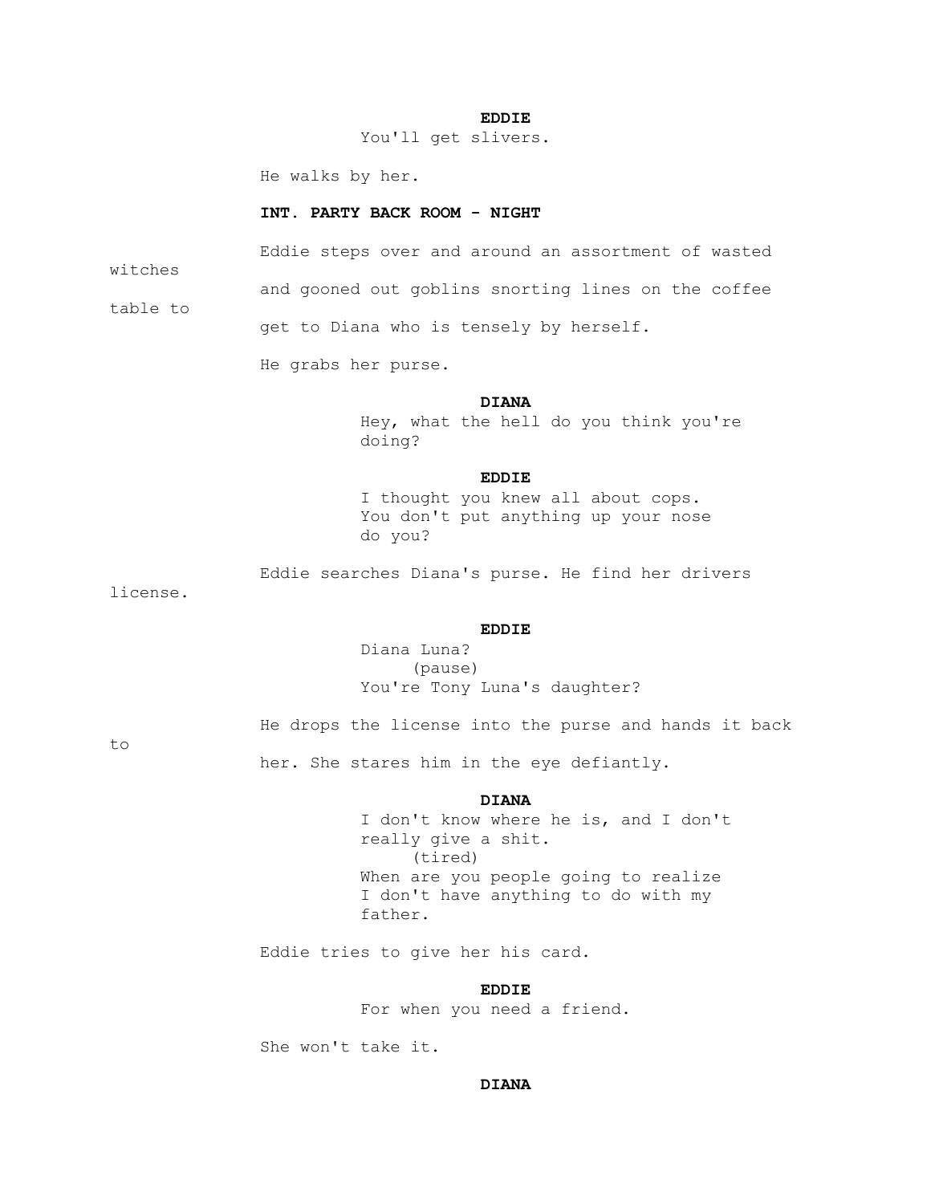**EDDIE**

You'll get slivers.

He walks by her.

**INT. PARTY BACK ROOM - NIGHT**

Eddie steps over and around an assortment of wasted witches and gooned out goblins snorting lines on the coffee table to get to Diana who is tensely by herself.

He grabs her purse.

**DIANA**

Hey, what the hell do you think you're doing?

**EDDIE**

I thought you knew all about cops. You don't put anything up your nose do you?

Eddie searches Diana's purse. He find her drivers license.

**EDDIE**

Diana Luna?
(pause)
You're Tony Luna's daughter?

He drops the license into the purse and hands it back to her. She stares him in the eye defiantly.

**DIANA**

I don't know where he is, and I don't really give a shit.
(tired)
When are you people going to realize I don't have anything to do with my father.

Eddie tries to give her his card.

**EDDIE**

For when you need a friend.

She won't take it.

**DIANA**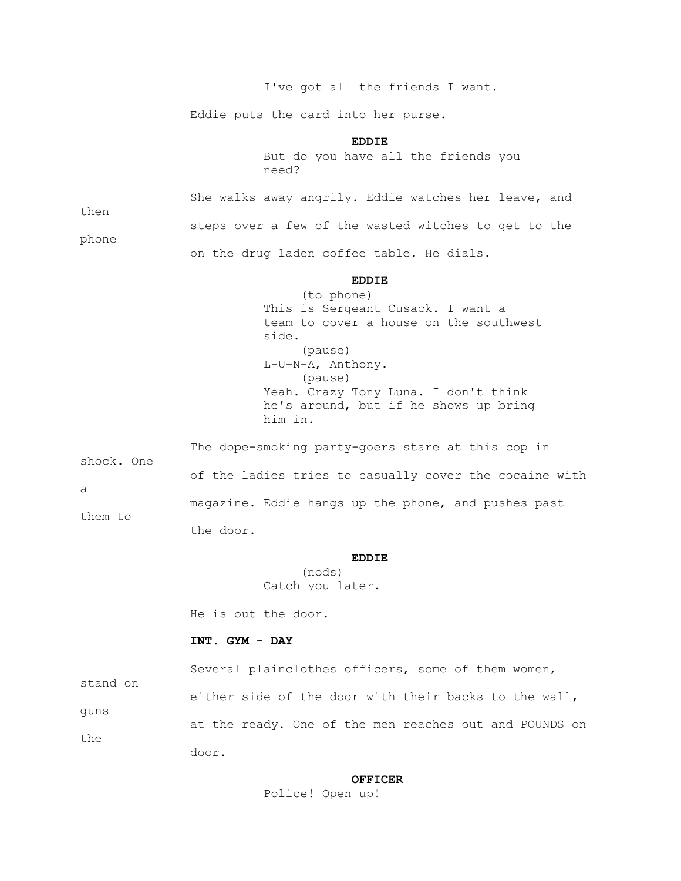I've got all the friends I want.

Eddie puts the card into her purse.

**EDDIE**

But do you have all the friends you need?

She walks away angrily. Eddie watches her leave, and then steps over a few of the wasted witches to get to the phone on the drug laden coffee table. He dials.

**EDDIE**

(to phone)

This is Sergeant Cusack. I want a team to cover a house on the southwest side.

(pause)

L-U-N-A, Anthony.

(pause)

Yeah. Crazy Tony Luna. I don't think he's around, but if he shows up bring him in.

The dope-smoking party-goers stare at this cop in shock. One of the ladies tries to casually cover the cocaine with a magazine. Eddie hangs up the phone, and pushes past them to the door.

**EDDIE**

(nods)

Catch you later.

He is out the door.

**INT. GYM - DAY**

Several plainclothes officers, some of them women, stand on either side of the door with their backs to the wall, guns at the ready. One of the men reaches out and POUNDS on the door.

**OFFICER**

Police! Open up!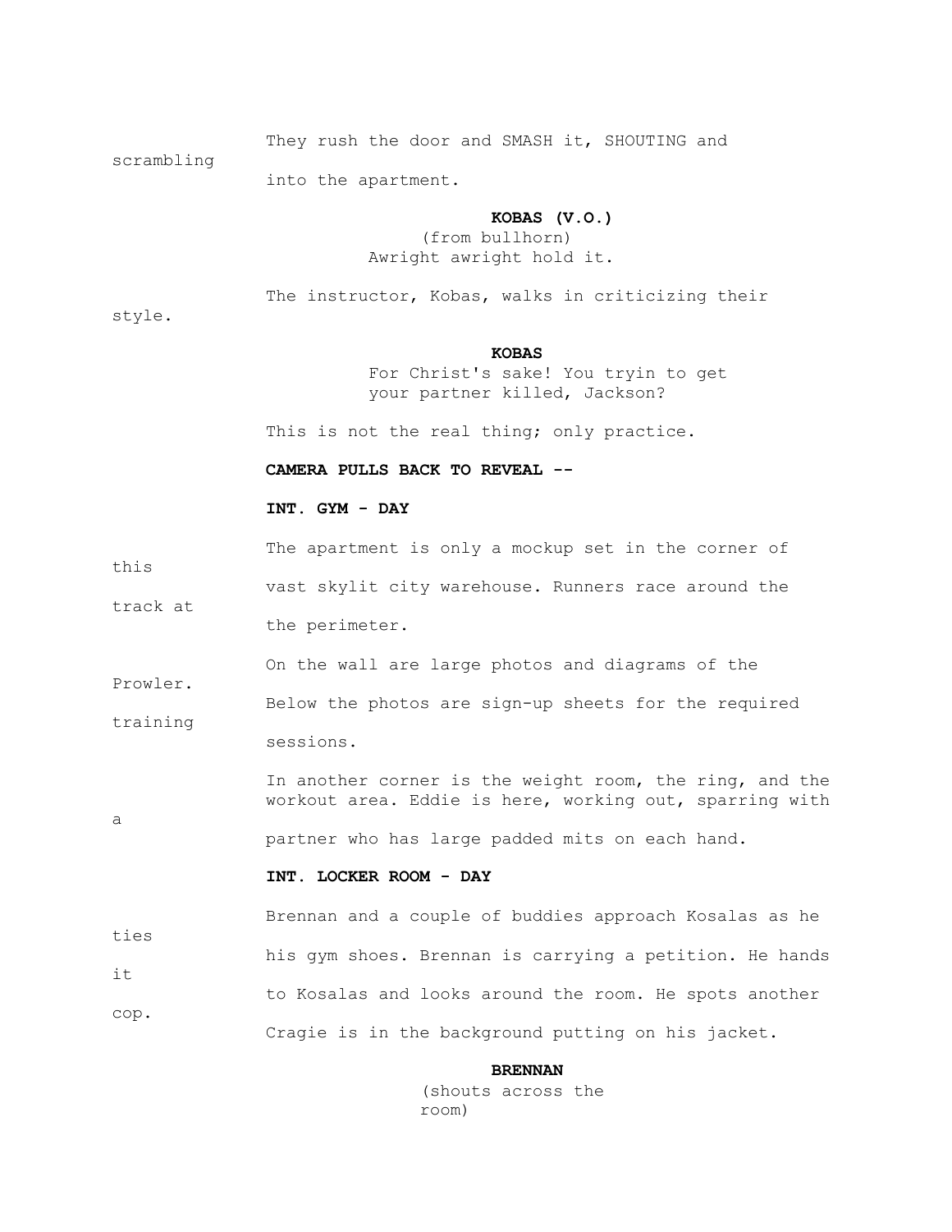They rush the door and SMASH it, SHOUTING and scrambling into the apartment.

**KOBAS (V.O.)**
(from bullhorn)
Awright awright hold it.

The instructor, Kobas, walks in criticizing their style.

**KOBAS**
For Christ's sake! You tryin to get your partner killed, Jackson?

This is not the real thing; only practice.

**CAMERA PULLS BACK TO REVEAL --**

**INT. GYM - DAY**

The apartment is only a mockup set in the corner of this vast skylit city warehouse. Runners race around the track at the perimeter.

On the wall are large photos and diagrams of the Prowler. Below the photos are sign-up sheets for the required training sessions.

In another corner is the weight room, the ring, and the workout area. Eddie is here, working out, sparring with a partner who has large padded mits on each hand.

**INT. LOCKER ROOM - DAY**

Brennan and a couple of buddies approach Kosalas as he ties his gym shoes. Brennan is carrying a petition. He hands it to Kosalas and looks around the room. He spots another cop. Cragie is in the background putting on his jacket.

**BRENNAN**
(shouts across the room)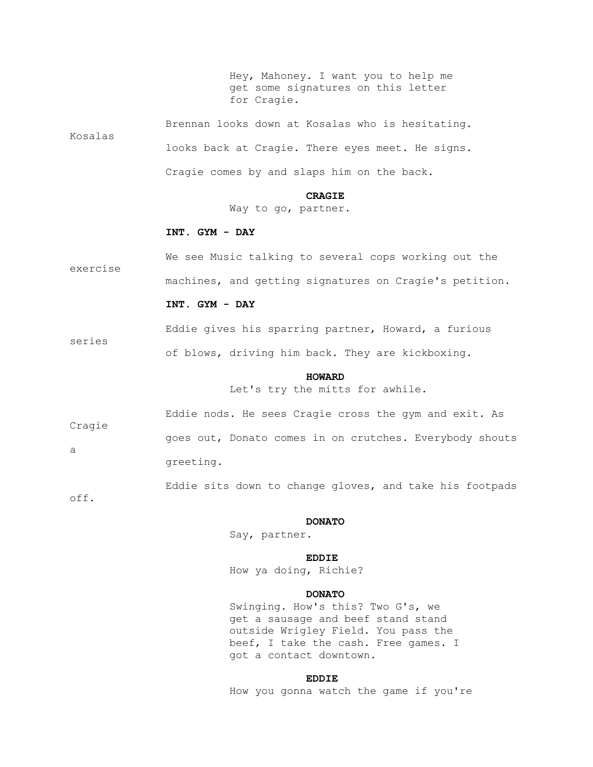Hey, Mahoney. I want you to help me get some signatures on this letter for Cragie.

Brennan looks down at Kosalas who is hesitating. Kosalas looks back at Cragie. There eyes meet. He signs.

Cragie comes by and slaps him on the back.

**CRAGIE**
Way to go, partner.

**INT. GYM - DAY**

We see Music talking to several cops working out the exercise machines, and getting signatures on Cragie's petition.

**INT. GYM - DAY**

Eddie gives his sparring partner, Howard, a furious series of blows, driving him back. They are kickboxing.

**HOWARD**
Let's try the mitts for awhile.

Eddie nods. He sees Cragie cross the gym and exit. As Cragie goes out, Donato comes in on crutches. Everybody shouts a greeting.

Eddie sits down to change gloves, and take his footpads off.

**DONATO**
Say, partner.

**EDDIE**
How ya doing, Richie?

**DONATO**
Swinging. How's this? Two G's, we get a sausage and beef stand stand outside Wrigley Field. You pass the beef, I take the cash. Free games. I got a contact downtown.

**EDDIE**
How you gonna watch the game if you're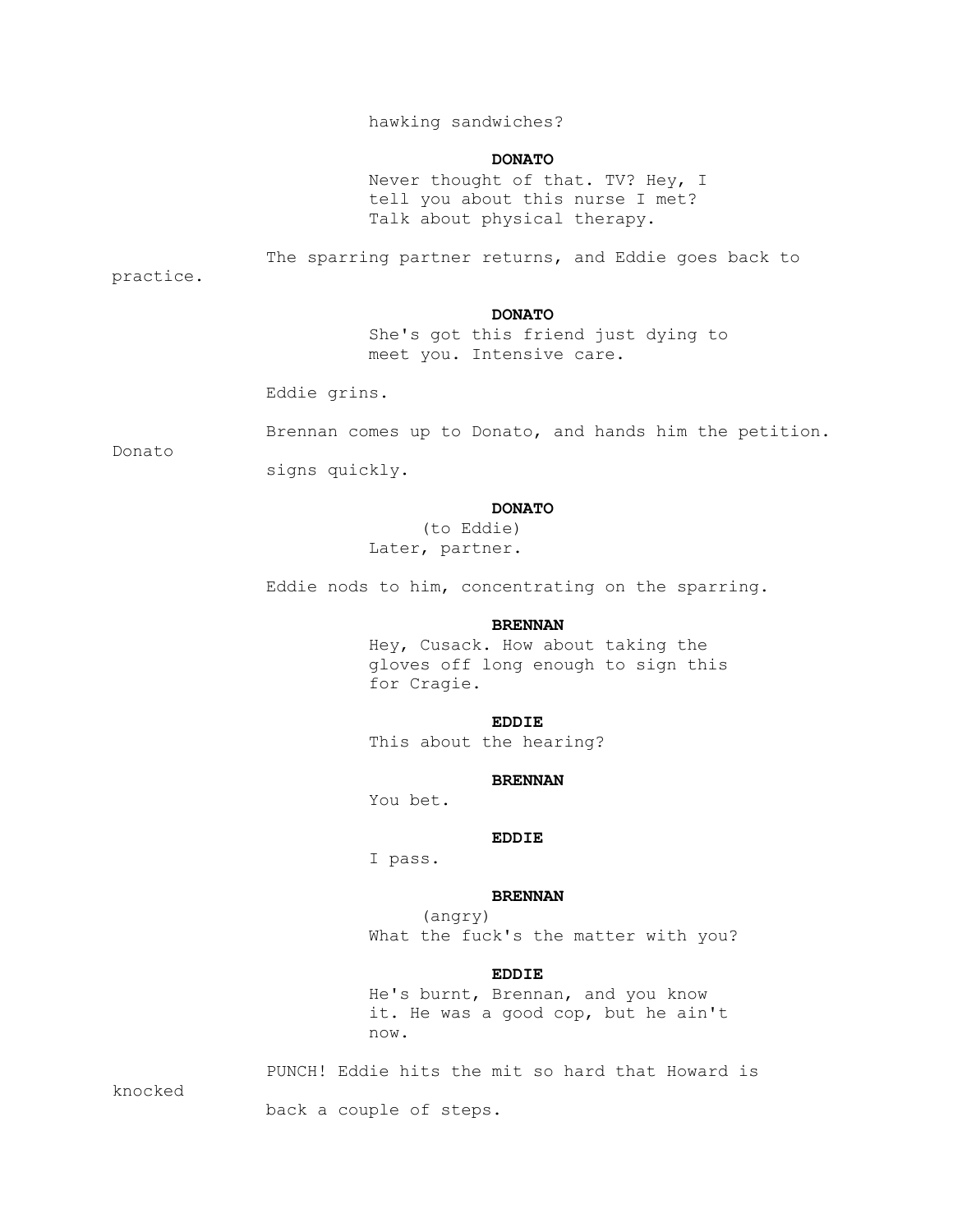hawking sandwiches?

**DONATO**

Never thought of that. TV? Hey, I tell you about this nurse I met? Talk about physical therapy.

The sparring partner returns, and Eddie goes back to practice.

**DONATO**

She's got this friend just dying to meet you. Intensive care.

Eddie grins.

Brennan comes up to Donato, and hands him the petition. Donato signs quickly.

**DONATO**

(to Eddie)
Later, partner.

Eddie nods to him, concentrating on the sparring.

**BRENNAN**

Hey, Cusack. How about taking the gloves off long enough to sign this for Cragie.

**EDDIE**

This about the hearing?

**BRENNAN**

You bet.

**EDDIE**

I pass.

**BRENNAN**

(angry)
What the fuck's the matter with you?

**EDDIE**

He's burnt, Brennan, and you know it. He was a good cop, but he ain't now.

PUNCH! Eddie hits the mit so hard that Howard is knocked back a couple of steps.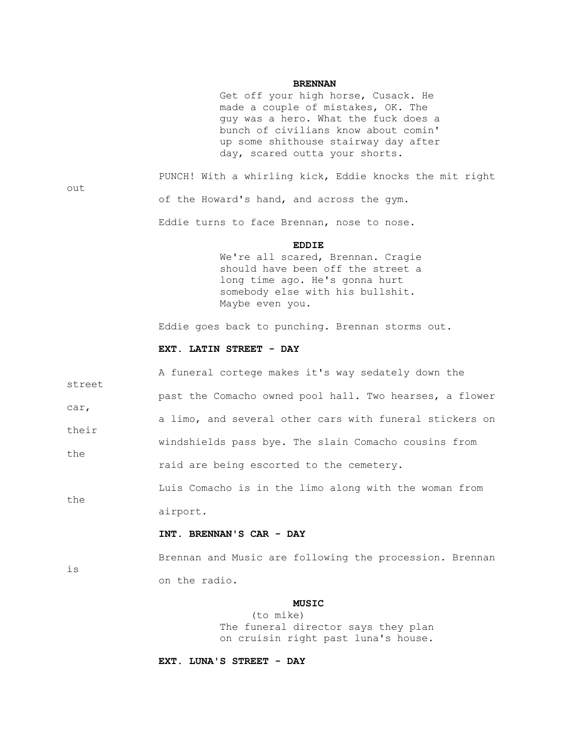**BRENNAN**

Get off your high horse, Cusack. He made a couple of mistakes, OK. The guy was a hero. What the fuck does a bunch of civilians know about comin' up some shithouse stairway day after day, scared outta your shorts.

PUNCH! With a whirling kick, Eddie knocks the mit right out of the Howard's hand, and across the gym.

Eddie turns to face Brennan, nose to nose.

**EDDIE**

We're all scared, Brennan. Cragie should have been off the street a long time ago. He's gonna hurt somebody else with his bullshit. Maybe even you.

Eddie goes back to punching. Brennan storms out.

**EXT. LATIN STREET - DAY**

A funeral cortege makes it's way sedately down the street past the Comacho owned pool hall. Two hearses, a flower car, a limo, and several other cars with funeral stickers on their windshields pass bye. The slain Comacho cousins from the raid are being escorted to the cemetery.

Luis Comacho is in the limo along with the woman from the airport.

**INT. BRENNAN'S CAR - DAY**

Brennan and Music are following the procession. Brennan is on the radio.

**MUSIC**

(to mike)

The funeral director says they plan on cruisin right past luna's house.

**EXT. LUNA'S STREET - DAY**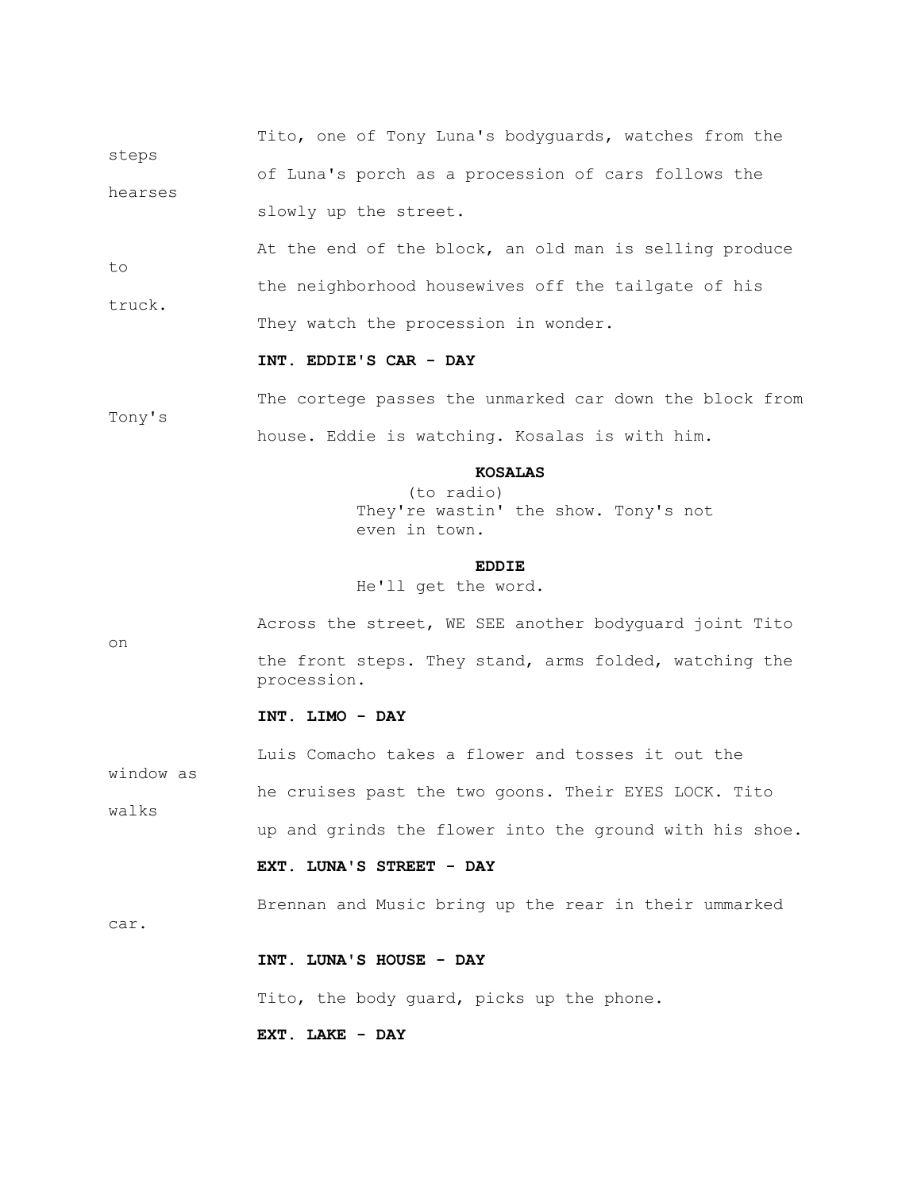Tito, one of Tony Luna's bodyguards, watches from the steps of Luna's porch as a procession of cars follows the hearses slowly up the street.

At the end of the block, an old man is selling produce to the neighborhood housewives off the tailgate of his truck. They watch the procession in wonder.

**INT. EDDIE'S CAR - DAY**

The cortege passes the unmarked car down the block from Tony's house. Eddie is watching. Kosalas is with him.

**KOSALAS**
(to radio)
They're wastin' the show. Tony's not even in town.

**EDDIE**
He'll get the word.

Across the street, WE SEE another bodyguard joint Tito on the front steps. They stand, arms folded, watching the procession.

**INT. LIMO - DAY**

Luis Comacho takes a flower and tosses it out the window as he cruises past the two goons. Their EYES LOCK. Tito walks up and grinds the flower into the ground with his shoe.

**EXT. LUNA'S STREET - DAY**

Brennan and Music bring up the rear in their ummarked car.

**INT. LUNA'S HOUSE - DAY**

Tito, the body guard, picks up the phone.

**EXT. LAKE - DAY**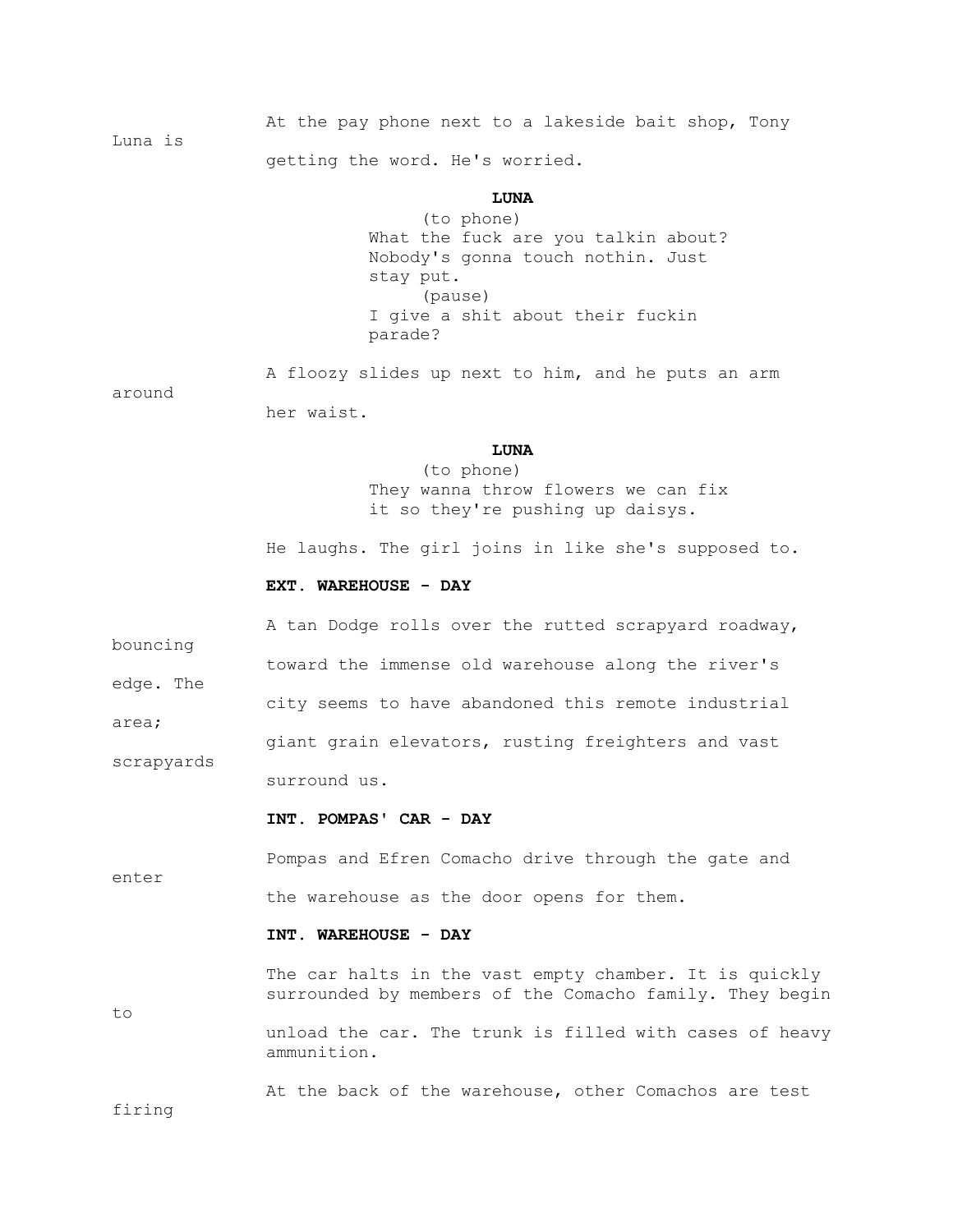At the pay phone next to a lakeside bait shop, Tony Luna is getting the word. He's worried.

**LUNA**
(to phone)
What the fuck are you talkin about? Nobody's gonna touch nothin. Just stay put.
(pause)
I give a shit about their fuckin parade?

A floozy slides up next to him, and he puts an arm around her waist.

**LUNA**
(to phone)
They wanna throw flowers we can fix it so they're pushing up daisys.

He laughs. The girl joins in like she's supposed to.

**EXT. WAREHOUSE - DAY**

A tan Dodge rolls over the rutted scrapyard roadway, bouncing toward the immense old warehouse along the river's edge. The city seems to have abandoned this remote industrial area; giant grain elevators, rusting freighters and vast scrapyards surround us.

**INT. POMPAS' CAR - DAY**

Pompas and Efren Comacho drive through the gate and enter the warehouse as the door opens for them.

**INT. WAREHOUSE - DAY**

The car halts in the vast empty chamber. It is quickly surrounded by members of the Comacho family. They begin to unload the car. The trunk is filled with cases of heavy ammunition.

At the back of the warehouse, other Comachos are test firing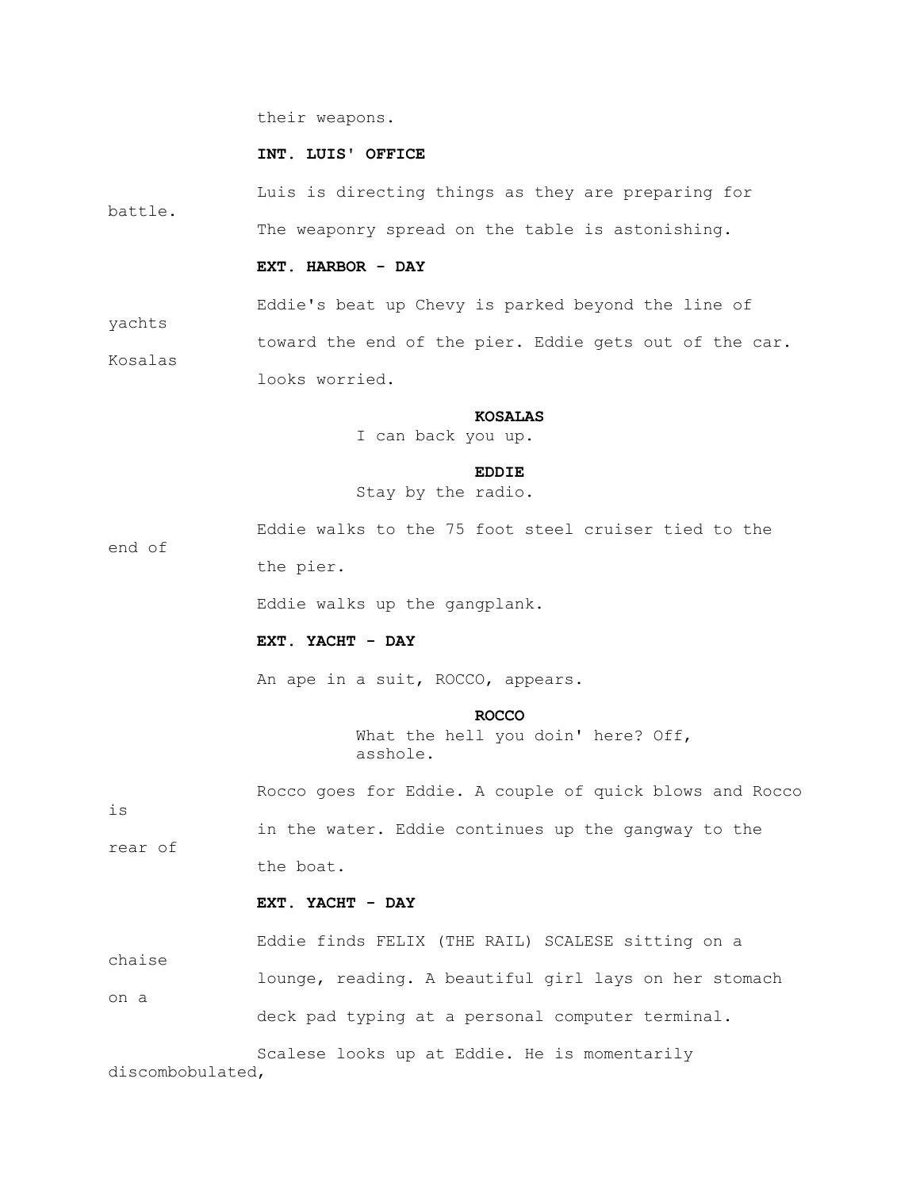their weapons.

**INT. LUIS' OFFICE**

Luis is directing things as they are preparing for battle.
The weaponry spread on the table is astonishing.

**EXT. HARBOR - DAY**

Eddie's beat up Chevy is parked beyond the line of yachts toward the end of the pier. Eddie gets out of the car. Kosalas looks worried.

**KOSALAS**
I can back you up.

**EDDIE**
Stay by the radio.

Eddie walks to the 75 foot steel cruiser tied to the end of the pier.

Eddie walks up the gangplank.

**EXT. YACHT - DAY**

An ape in a suit, ROCCO, appears.

**ROCCO**
What the hell you doin' here? Off, asshole.

Rocco goes for Eddie. A couple of quick blows and Rocco is in the water. Eddie continues up the gangway to the rear of the boat.

**EXT. YACHT - DAY**

Eddie finds FELIX (THE RAIL) SCALESE sitting on a chaise lounge, reading. A beautiful girl lays on her stomach on a deck pad typing at a personal computer terminal.

Scalese looks up at Eddie. He is momentarily discombobulated,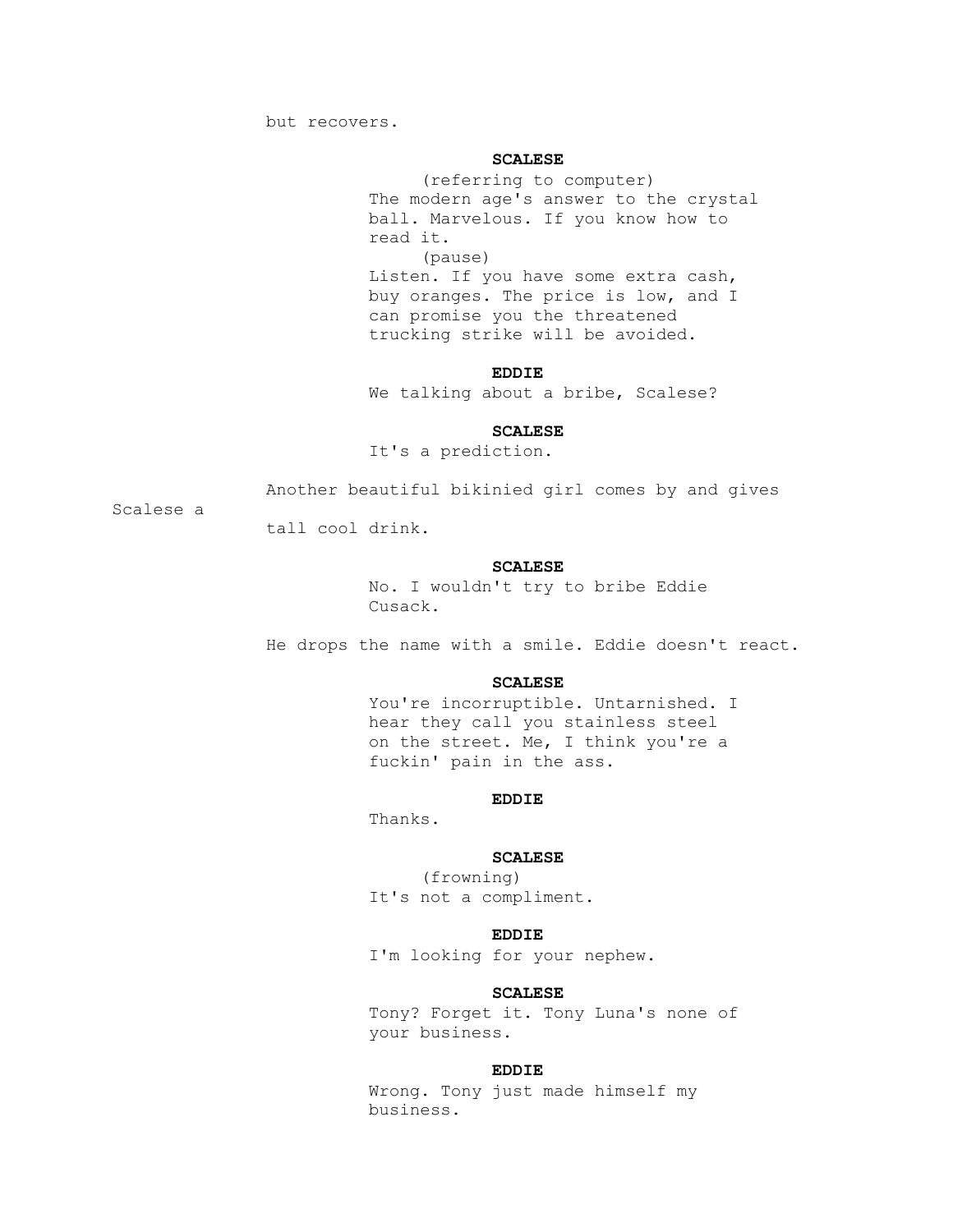but recovers.

**SCALESE**

(referring to computer)

The modern age's answer to the crystal ball. Marvelous. If you know how to read it.

(pause)

Listen. If you have some extra cash, buy oranges. The price is low, and I can promise you the threatened trucking strike will be avoided.

**EDDIE**

We talking about a bribe, Scalese?

**SCALESE**

It's a prediction.

Another beautiful bikinied girl comes by and gives Scalese a tall cool drink.

**SCALESE**

No. I wouldn't try to bribe Eddie Cusack.

He drops the name with a smile. Eddie doesn't react.

**SCALESE**

You're incorruptible. Untarnished. I hear they call you stainless steel on the street. Me, I think you're a fuckin' pain in the ass.

**EDDIE**

Thanks.

**SCALESE**

(frowning)

It's not a compliment.

**EDDIE**

I'm looking for your nephew.

**SCALESE**

Tony? Forget it. Tony Luna's none of your business.

**EDDIE**

Wrong. Tony just made himself my business.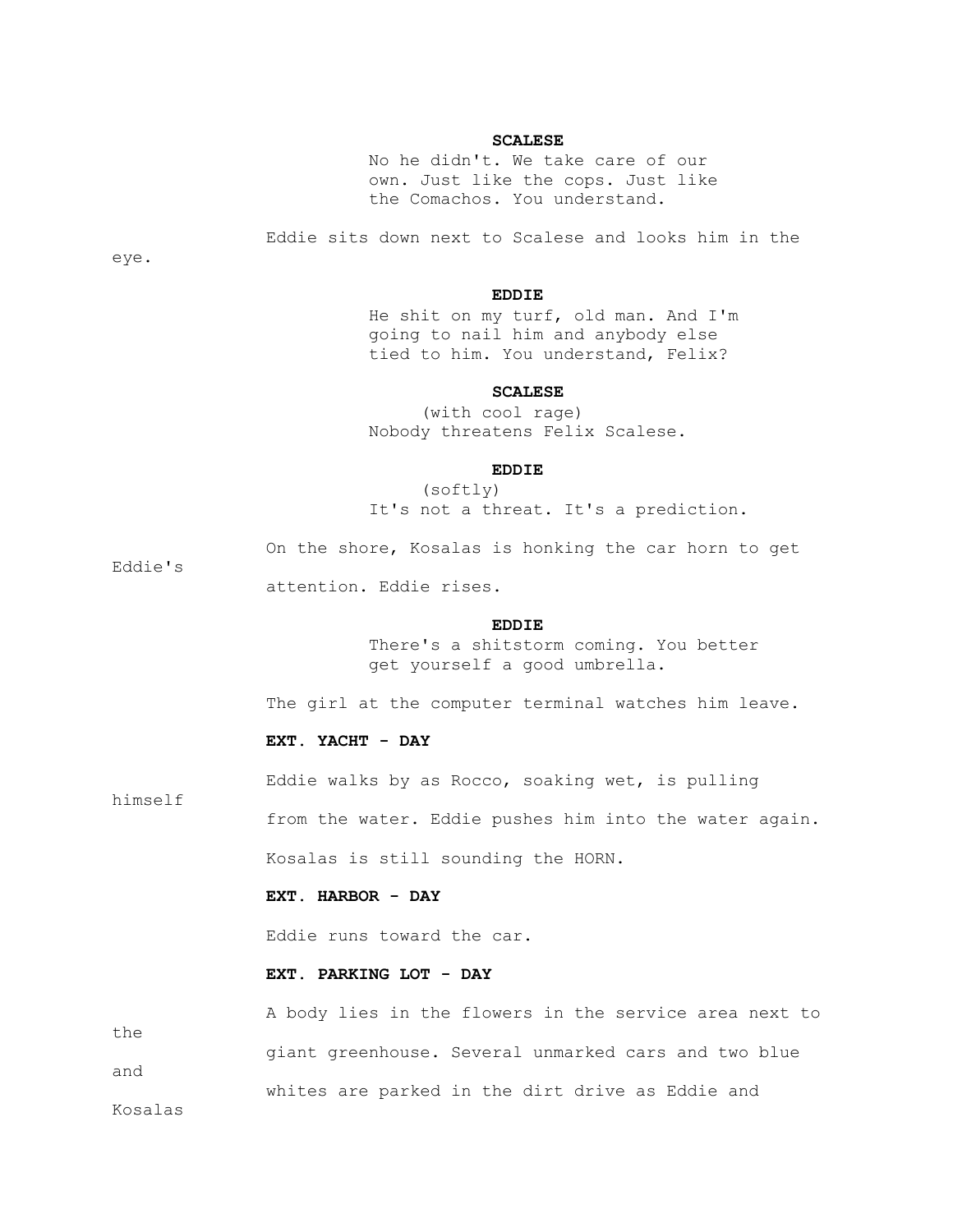**SCALESE**

No he didn't. We take care of our own. Just like the cops. Just like the Comachos. You understand.

Eddie sits down next to Scalese and looks him in the eye.

**EDDIE**

He shit on my turf, old man. And I'm going to nail him and anybody else tied to him. You understand, Felix?

**SCALESE**

(with cool rage)

Nobody threatens Felix Scalese.

**EDDIE**

(softly)

It's not a threat. It's a prediction.

On the shore, Kosalas is honking the car horn to get Eddie's attention. Eddie rises.

**EDDIE**

There's a shitstorm coming. You better get yourself a good umbrella.

The girl at the computer terminal watches him leave.

**EXT. YACHT - DAY**

Eddie walks by as Rocco, soaking wet, is pulling himself from the water. Eddie pushes him into the water again.

Kosalas is still sounding the HORN.

**EXT. HARBOR - DAY**

Eddie runs toward the car.

**EXT. PARKING LOT - DAY**

A body lies in the flowers in the service area next to the giant greenhouse. Several unmarked cars and two blue and whites are parked in the dirt drive as Eddie and Kosalas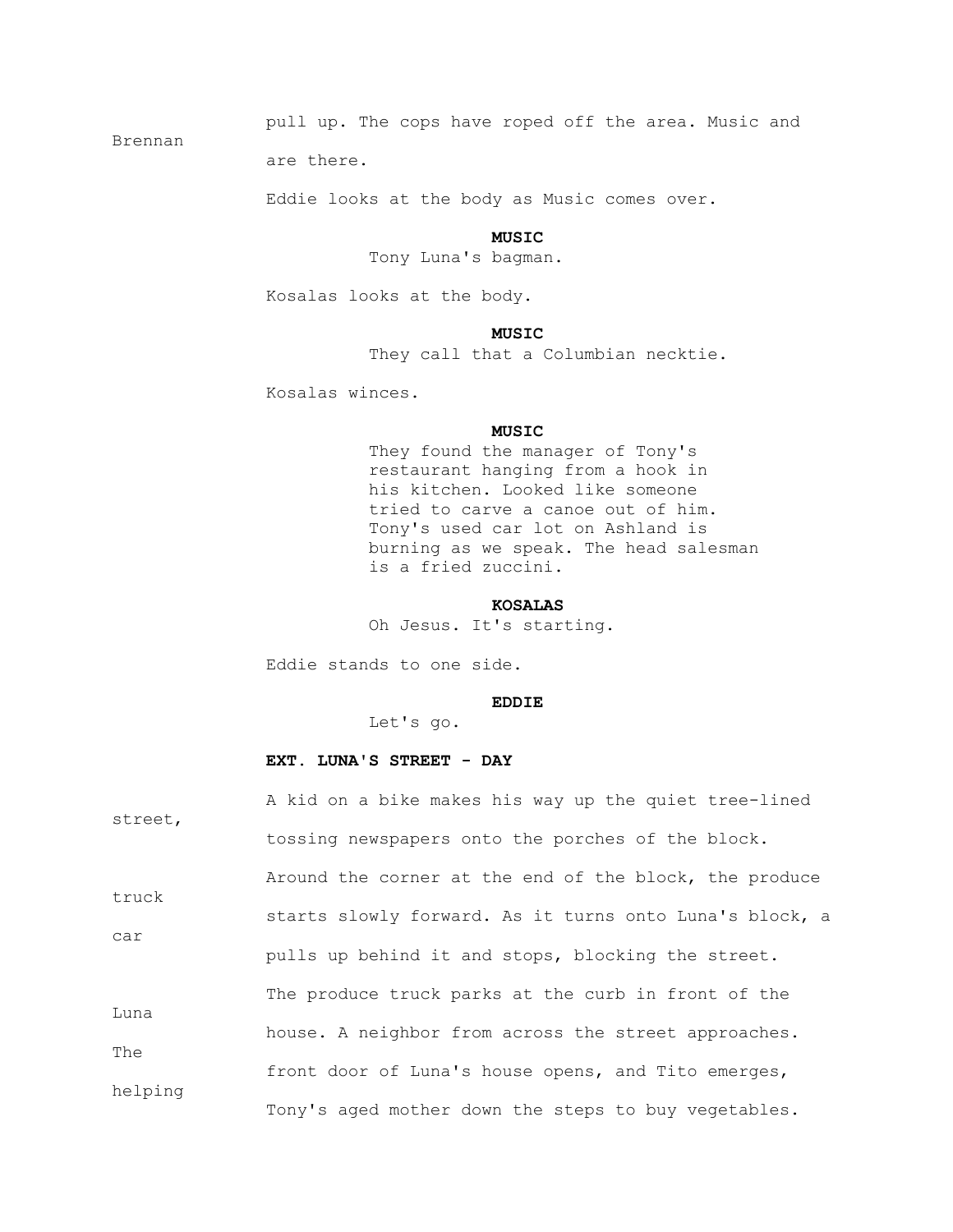pull up. The cops have roped off the area. Music and Brennan are there.

Eddie looks at the body as Music comes over.

**MUSIC**
Tony Luna's bagman.

Kosalas looks at the body.

**MUSIC**
They call that a Columbian necktie.

Kosalas winces.

**MUSIC**
They found the manager of Tony's restaurant hanging from a hook in his kitchen. Looked like someone tried to carve a canoe out of him. Tony's used car lot on Ashland is burning as we speak. The head salesman is a fried zuccini.

**KOSALAS**
Oh Jesus. It's starting.

Eddie stands to one side.

**EDDIE**
Let's go.

**EXT. LUNA'S STREET - DAY**

A kid on a bike makes his way up the quiet tree-lined street, tossing newspapers onto the porches of the block.

Around the corner at the end of the block, the produce truck starts slowly forward. As it turns onto Luna's block, a car pulls up behind it and stops, blocking the street.

The produce truck parks at the curb in front of the Luna house. A neighbor from across the street approaches. The front door of Luna's house opens, and Tito emerges, helping Tony's aged mother down the steps to buy vegetables.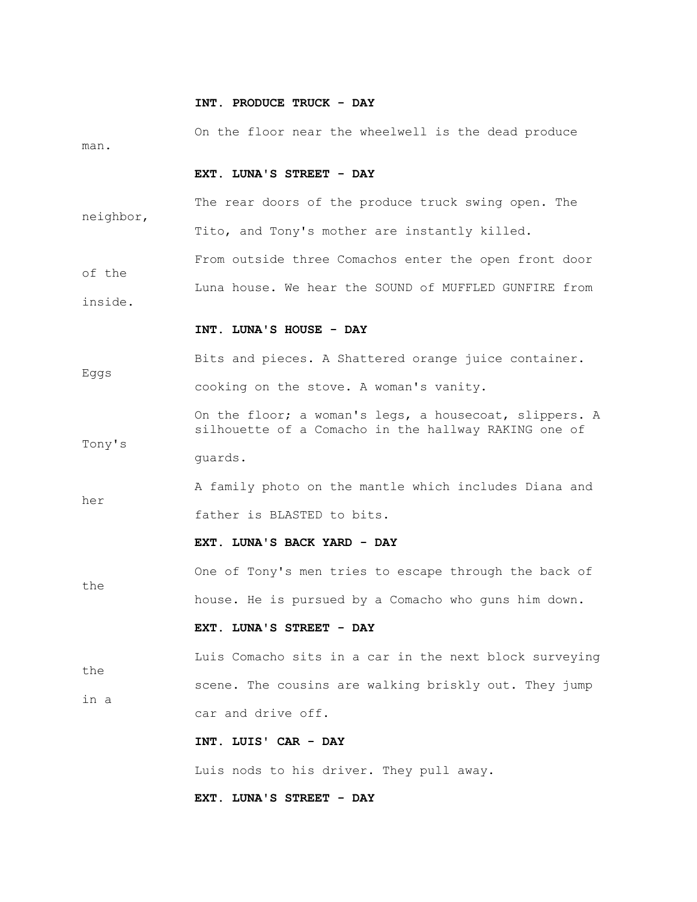**INT. PRODUCE TRUCK - DAY**

On the floor near the wheelwell is the dead produce man.

**EXT. LUNA'S STREET - DAY**

The rear doors of the produce truck swing open. The neighbor, Tito, and Tony's mother are instantly killed.

From outside three Comachos enter the open front door of the Luna house. We hear the SOUND of MUFFLED GUNFIRE from inside.

**INT. LUNA'S HOUSE - DAY**

Bits and pieces. A Shattered orange juice container. Eggs cooking on the stove. A woman's vanity.

On the floor; a woman's legs, a housecoat, slippers. A silhouette of a Comacho in the hallway RAKING one of Tony's guards.

A family photo on the mantle which includes Diana and her father is BLASTED to bits.

**EXT. LUNA'S BACK YARD - DAY**

One of Tony's men tries to escape through the back of the house. He is pursued by a Comacho who guns him down.

**EXT. LUNA'S STREET - DAY**

Luis Comacho sits in a car in the next block surveying the scene. The cousins are walking briskly out. They jump in a car and drive off.

**INT. LUIS' CAR - DAY**

Luis nods to his driver. They pull away.

**EXT. LUNA'S STREET - DAY**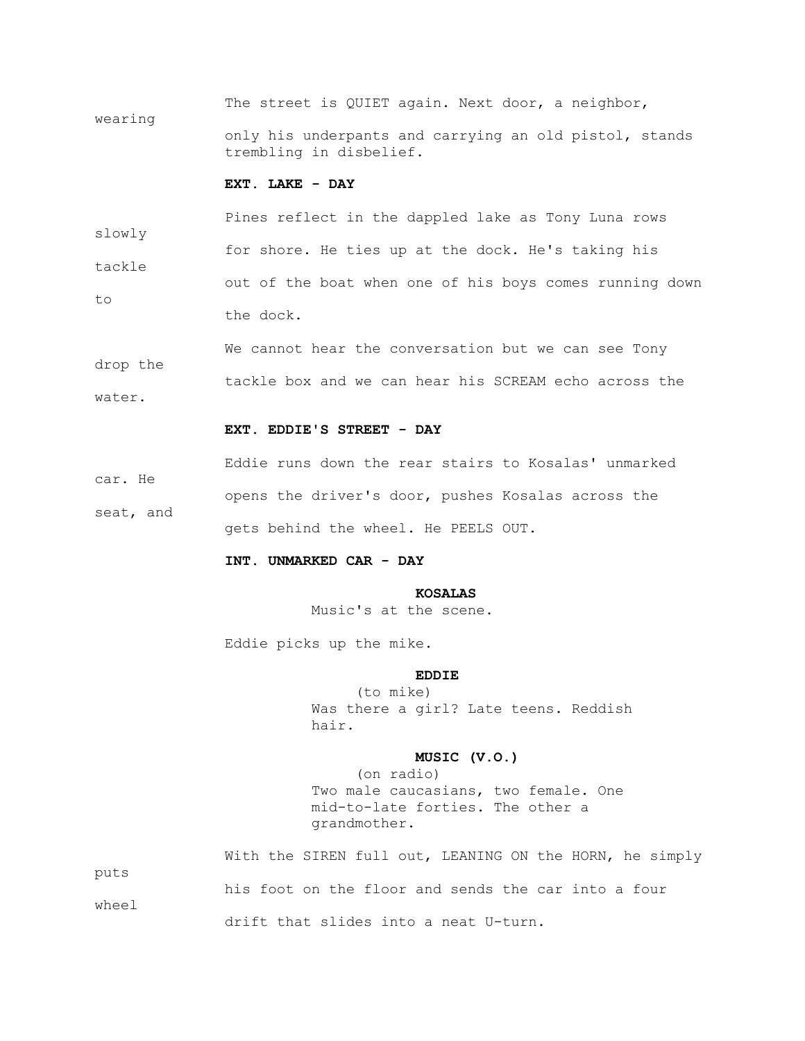The street is QUIET again. Next door, a neighbor, wearing only his underpants and carrying an old pistol, stands trembling in disbelief.

**EXT. LAKE - DAY**

Pines reflect in the dappled lake as Tony Luna rows slowly for shore. He ties up at the dock. He's taking his tackle out of the boat when one of his boys comes running down to the dock.

We cannot hear the conversation but we can see Tony drop the tackle box and we can hear his SCREAM echo across the water.

**EXT. EDDIE'S STREET - DAY**

Eddie runs down the rear stairs to Kosalas' unmarked car. He opens the driver's door, pushes Kosalas across the seat, and gets behind the wheel. He PEELS OUT.

**INT. UNMARKED CAR - DAY**

**KOSALAS**
Music's at the scene.

Eddie picks up the mike.

**EDDIE**
(to mike)
Was there a girl? Late teens. Reddish hair.

**MUSIC (V.O.)**
(on radio)
Two male caucasians, two female. One mid-to-late forties. The other a grandmother.

With the SIREN full out, LEANING ON the HORN, he simply puts his foot on the floor and sends the car into a four wheel drift that slides into a neat U-turn.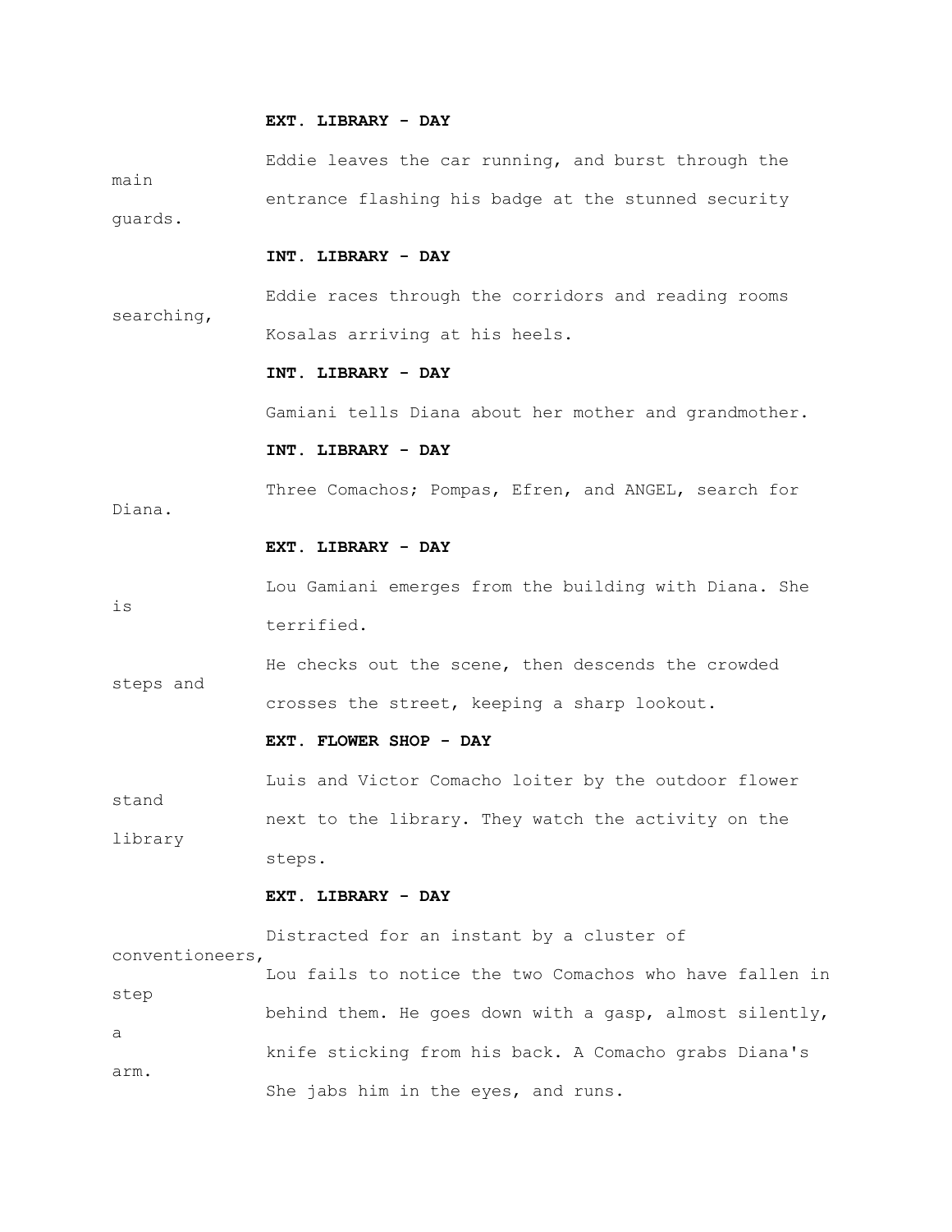**EXT. LIBRARY - DAY**

Eddie leaves the car running, and burst through the main entrance flashing his badge at the stunned security guards.

**INT. LIBRARY - DAY**

Eddie races through the corridors and reading rooms searching, Kosalas arriving at his heels.

**INT. LIBRARY - DAY**

Gamiani tells Diana about her mother and grandmother.

**INT. LIBRARY - DAY**

Three Comachos; Pompas, Efren, and ANGEL, search for Diana.

**EXT. LIBRARY - DAY**

Lou Gamiani emerges from the building with Diana. She is terrified.

He checks out the scene, then descends the crowded steps and crosses the street, keeping a sharp lookout.

**EXT. FLOWER SHOP - DAY**

Luis and Victor Comacho loiter by the outdoor flower stand next to the library. They watch the activity on the library steps.

**EXT. LIBRARY - DAY**

Distracted for an instant by a cluster of conventioneers, Lou fails to notice the two Comachos who have fallen in step behind them. He goes down with a gasp, almost silently, a knife sticking from his back. A Comacho grabs Diana's arm. She jabs him in the eyes, and runs.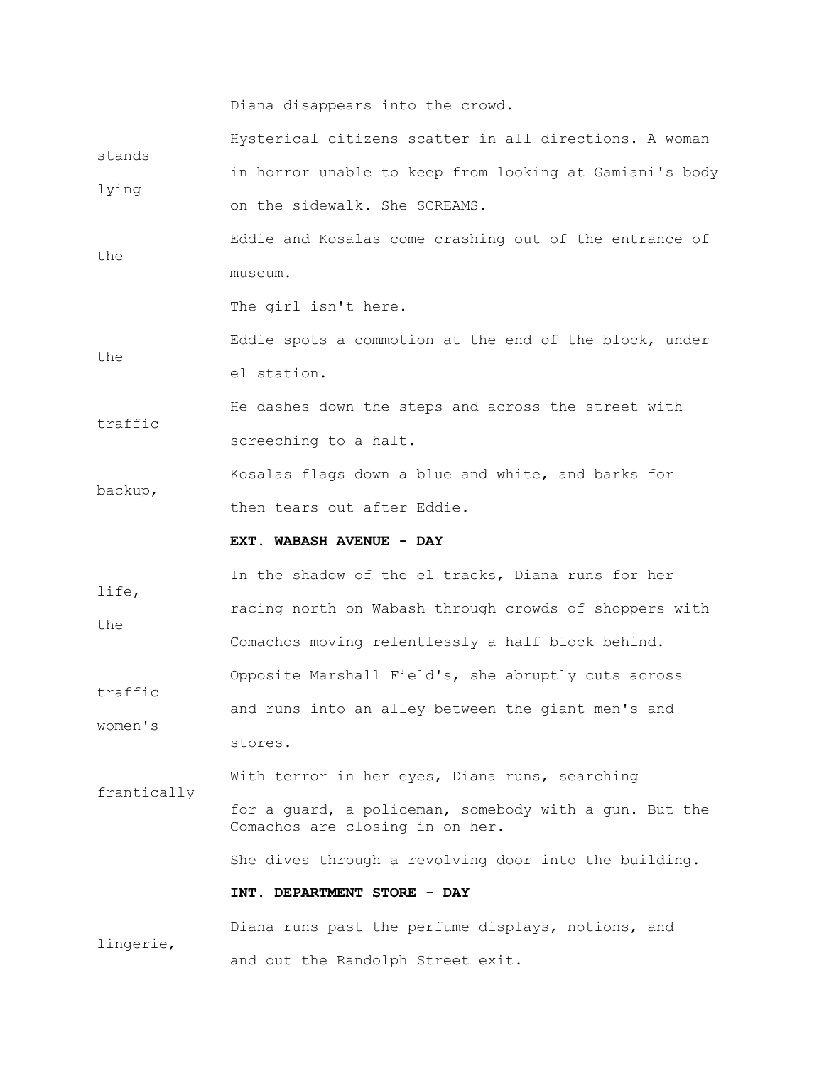Diana disappears into the crowd.

Hysterical citizens scatter in all directions. A woman stands in horror unable to keep from looking at Gamiani's body lying on the sidewalk. She SCREAMS.

Eddie and Kosalas come crashing out of the entrance of the museum.

The girl isn't here.

Eddie spots a commotion at the end of the block, under the el station.

He dashes down the steps and across the street with traffic screeching to a halt.

Kosalas flags down a blue and white, and barks for backup, then tears out after Eddie.

**EXT. WABASH AVENUE - DAY**

In the shadow of the el tracks, Diana runs for her life, racing north on Wabash through crowds of shoppers with the Comachos moving relentlessly a half block behind.

Opposite Marshall Field's, she abruptly cuts across traffic and runs into an alley between the giant men's and women's stores.

With terror in her eyes, Diana runs, searching frantically for a guard, a policeman, somebody with a gun. But the Comachos are closing in on her.

She dives through a revolving door into the building.

**INT. DEPARTMENT STORE - DAY**

Diana runs past the perfume displays, notions, and lingerie, and out the Randolph Street exit.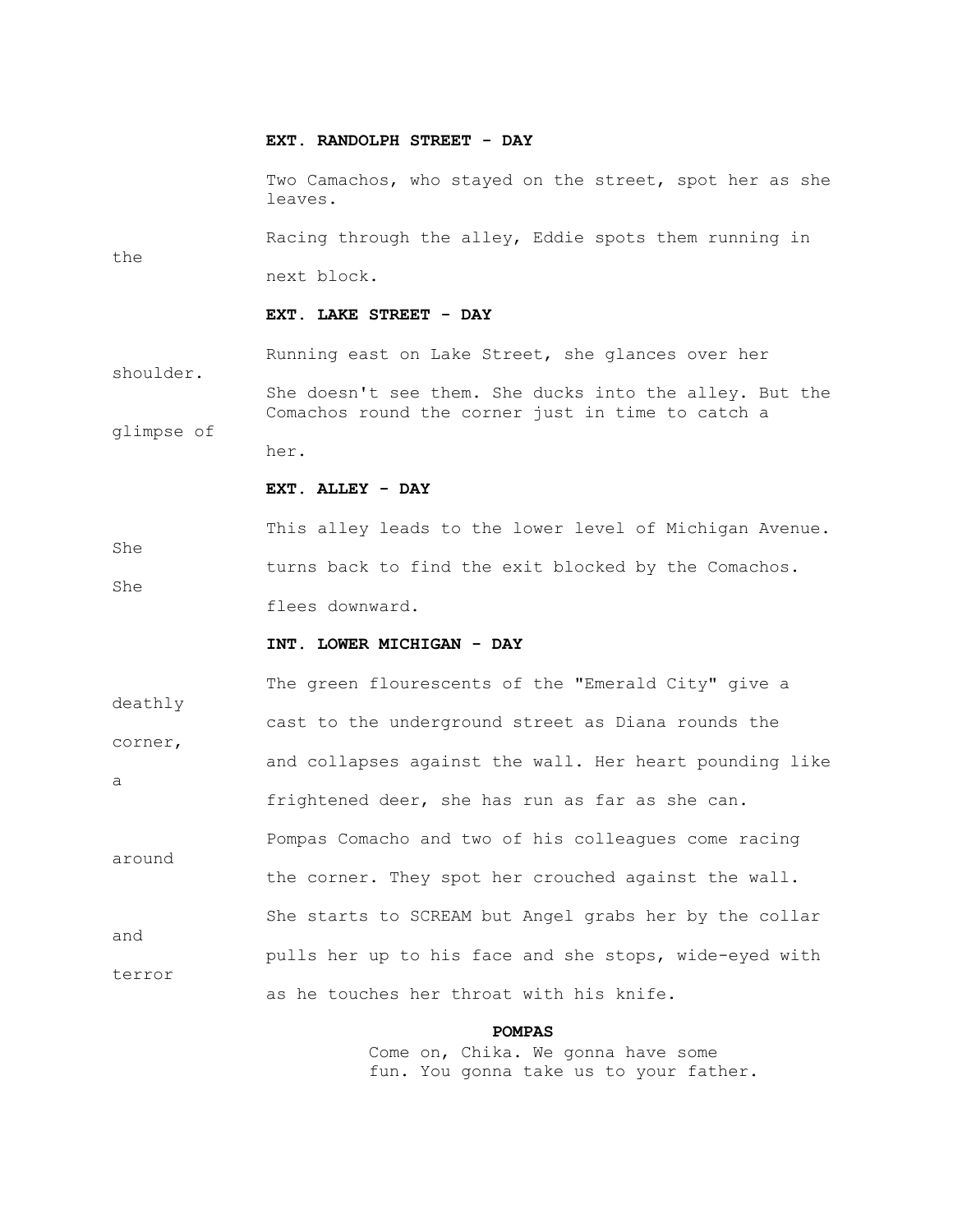**EXT. RANDOLPH STREET - DAY**

Two Camachos, who stayed on the street, spot her as she leaves.

Racing through the alley, Eddie spots them running in the next block.

**EXT. LAKE STREET - DAY**

Running east on Lake Street, she glances over her shoulder.

She doesn't see them. She ducks into the alley. But the Comachos round the corner just in time to catch a glimpse of her.

**EXT. ALLEY - DAY**

This alley leads to the lower level of Michigan Avenue. She turns back to find the exit blocked by the Comachos. She flees downward.

**INT. LOWER MICHIGAN - DAY**

The green flourescents of the "Emerald City" give a deathly cast to the underground street as Diana rounds the corner, and collapses against the wall. Her heart pounding like a frightened deer, she has run as far as she can.

Pompas Comacho and two of his colleagues come racing around the corner. They spot her crouched against the wall.

She starts to SCREAM but Angel grabs her by the collar and pulls her up to his face and she stops, wide-eyed with terror as he touches her throat with his knife.

**POMPAS**

Come on, Chika. We gonna have some fun. You gonna take us to your father.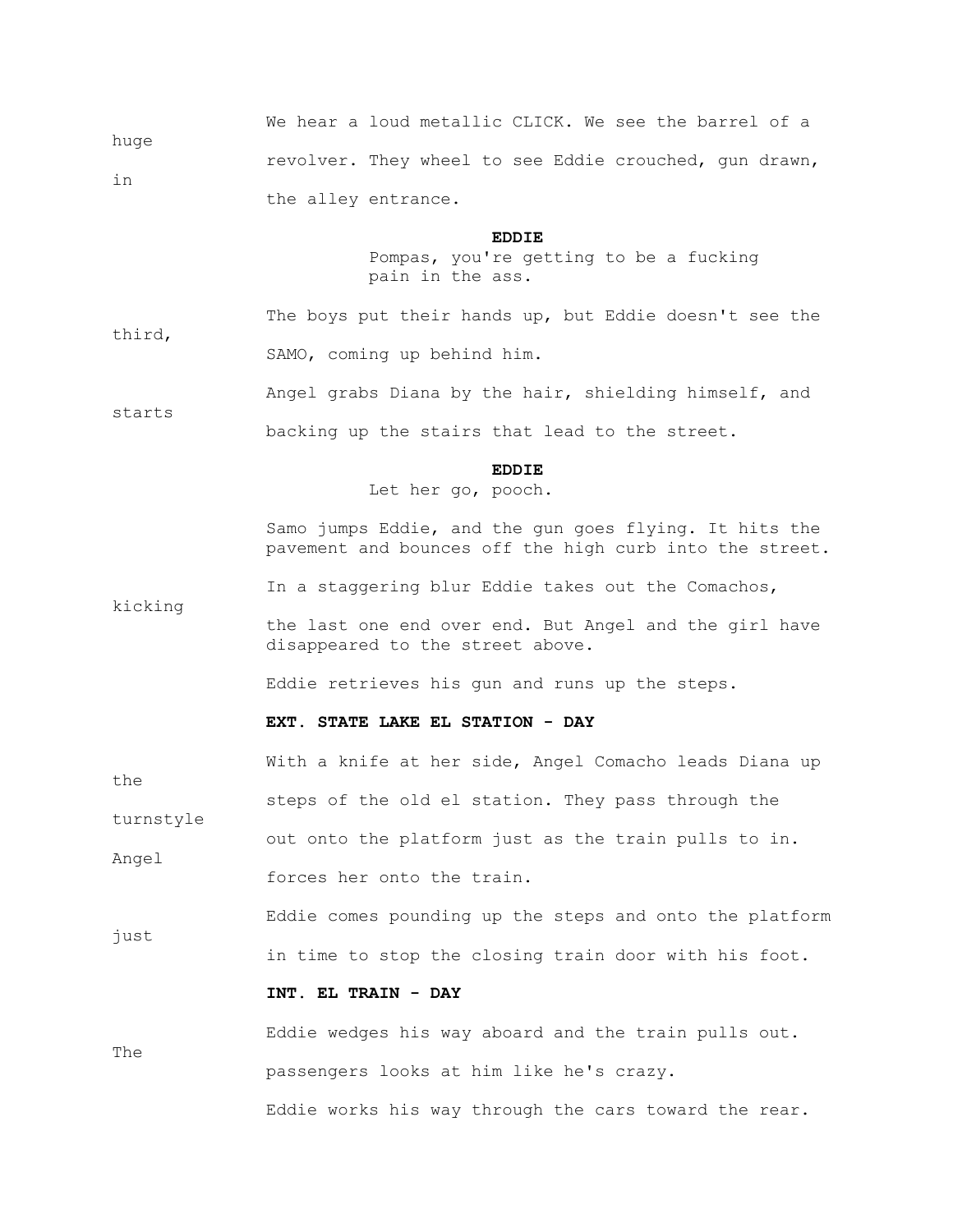We hear a loud metallic CLICK. We see the barrel of a huge revolver. They wheel to see Eddie crouched, gun drawn, in the alley entrance.

**EDDIE**

Pompas, you're getting to be a fucking pain in the ass.

The boys put their hands up, but Eddie doesn't see the third, SAMO, coming up behind him.

Angel grabs Diana by the hair, shielding himself, and starts backing up the stairs that lead to the street.

**EDDIE**

Let her go, pooch.

Samo jumps Eddie, and the gun goes flying. It hits the pavement and bounces off the high curb into the street.

In a staggering blur Eddie takes out the Comachos, kicking the last one end over end. But Angel and the girl have disappeared to the street above.

Eddie retrieves his gun and runs up the steps.

**EXT. STATE LAKE EL STATION - DAY**

With a knife at her side, Angel Comacho leads Diana up the steps of the old el station. They pass through the turnstyle out onto the platform just as the train pulls to in. Angel forces her onto the train.

Eddie comes pounding up the steps and onto the platform just in time to stop the closing train door with his foot.

**INT. EL TRAIN - DAY**

Eddie wedges his way aboard and the train pulls out. The passengers looks at him like he's crazy.

Eddie works his way through the cars toward the rear.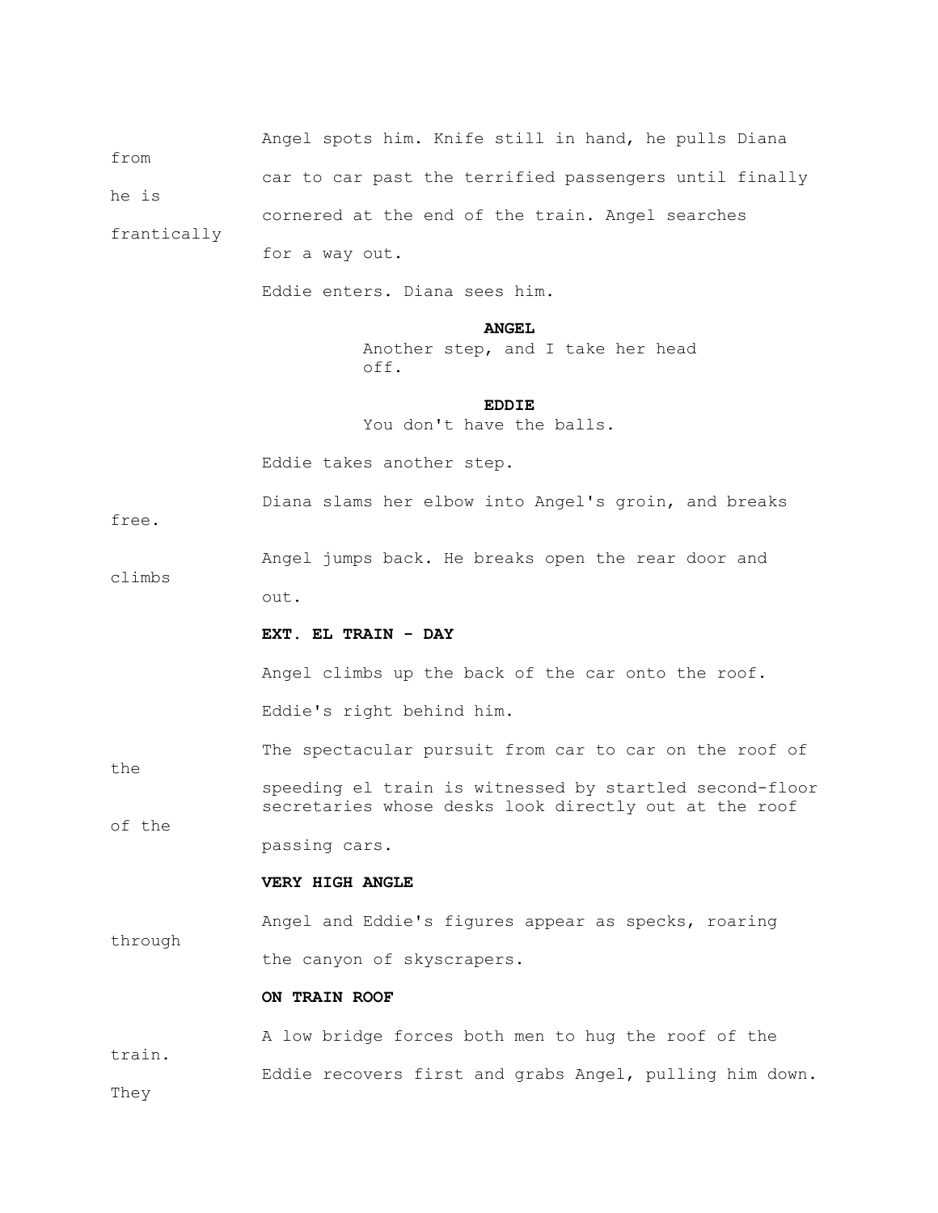Angel spots him. Knife still in hand, he pulls Diana from car to car past the terrified passengers until finally he is cornered at the end of the train. Angel searches frantically for a way out.

Eddie enters. Diana sees him.

**ANGEL**
Another step, and I take her head off.

**EDDIE**
You don't have the balls.

Eddie takes another step.

Diana slams her elbow into Angel's groin, and breaks free.

Angel jumps back. He breaks open the rear door and climbs out.

**EXT. EL TRAIN - DAY**

Angel climbs up the back of the car onto the roof.

Eddie's right behind him.

The spectacular pursuit from car to car on the roof of the speeding el train is witnessed by startled second-floor secretaries whose desks look directly out at the roof of the passing cars.

**VERY HIGH ANGLE**

Angel and Eddie's figures appear as specks, roaring through the canyon of skyscrapers.

**ON TRAIN ROOF**

A low bridge forces both men to hug the roof of the train.
Eddie recovers first and grabs Angel, pulling him down. They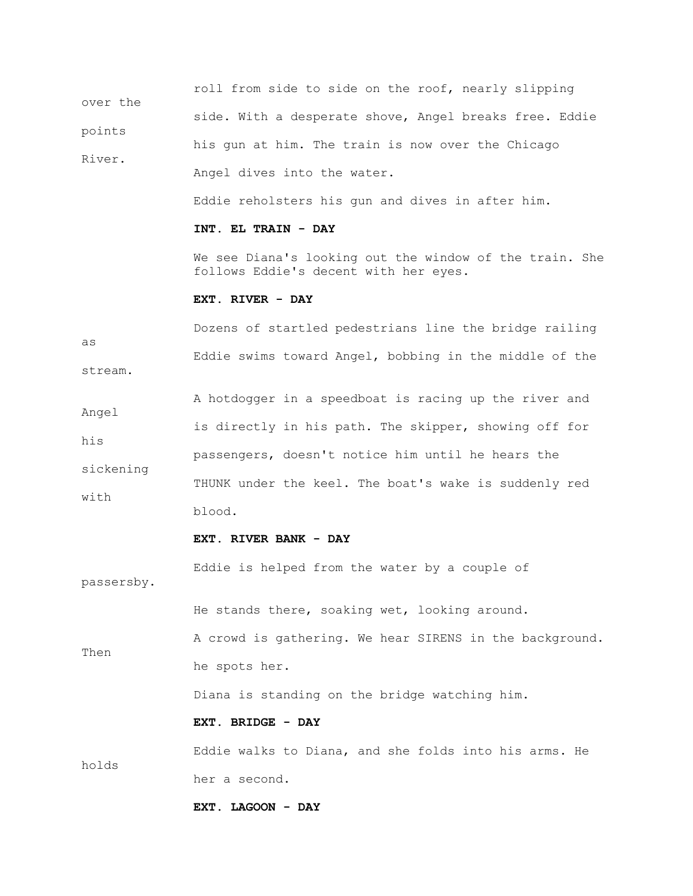roll from side to side on the roof, nearly slipping over the side. With a desperate shove, Angel breaks free. Eddie points his gun at him. The train is now over the Chicago River. Angel dives into the water.

Eddie reholsters his gun and dives in after him.

**INT. EL TRAIN - DAY**

We see Diana's looking out the window of the train. She follows Eddie's decent with her eyes.

**EXT. RIVER - DAY**

Dozens of startled pedestrians line the bridge railing as Eddie swims toward Angel, bobbing in the middle of the stream.

A hotdogger in a speedboat is racing up the river and Angel is directly in his path. The skipper, showing off for his passengers, doesn't notice him until he hears the sickening THUNK under the keel. The boat's wake is suddenly red with blood.

**EXT. RIVER BANK - DAY**

Eddie is helped from the water by a couple of passersby.

He stands there, soaking wet, looking around.

A crowd is gathering. We hear SIRENS in the background. Then he spots her.

Diana is standing on the bridge watching him.

**EXT. BRIDGE - DAY**

Eddie walks to Diana, and she folds into his arms. He holds her a second.

**EXT. LAGOON - DAY**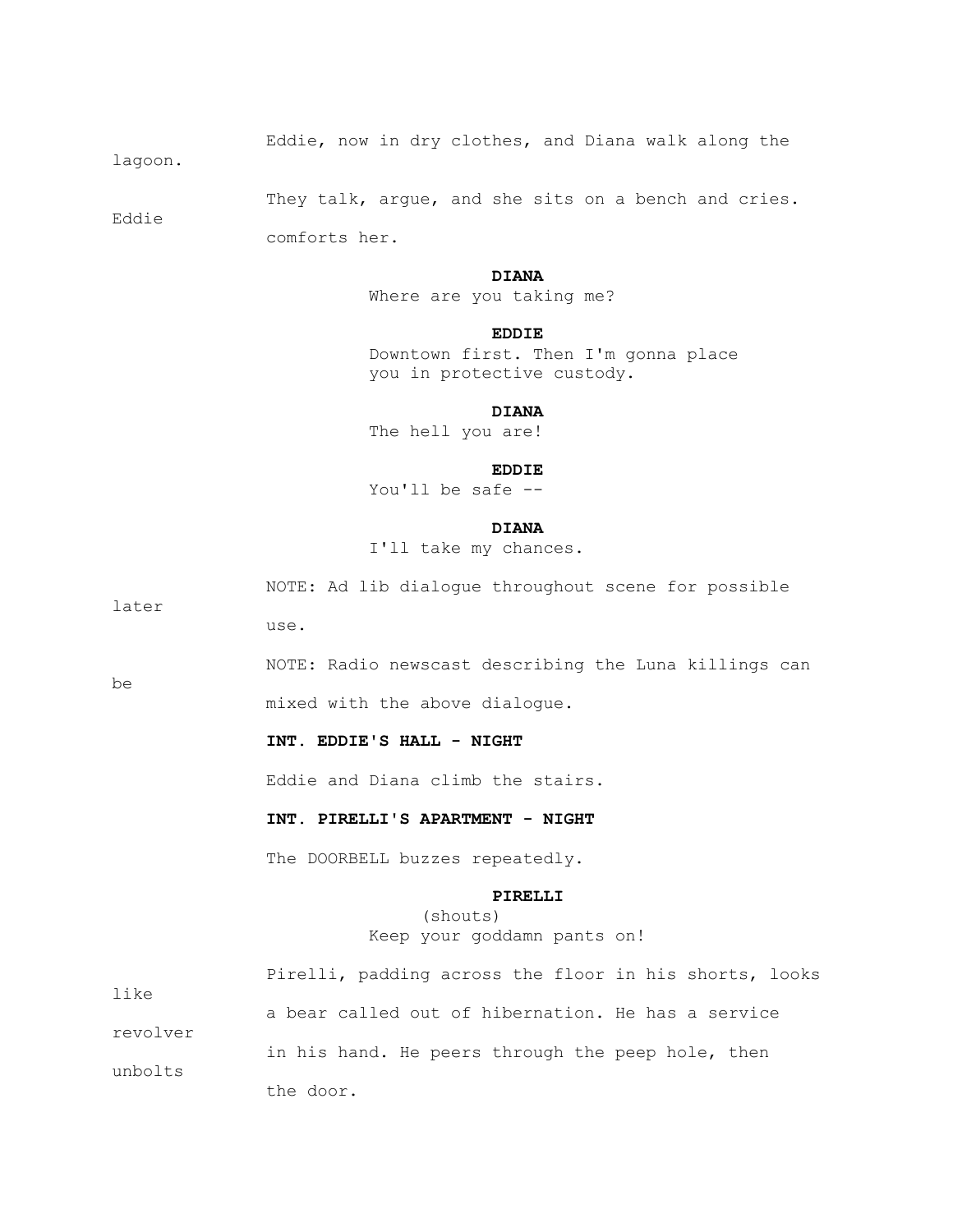Eddie, now in dry clothes, and Diana walk along the lagoon.

They talk, argue, and she sits on a bench and cries. Eddie comforts her.

**DIANA**
Where are you taking me?

**EDDIE**
Downtown first. Then I'm gonna place you in protective custody.

**DIANA**
The hell you are!

**EDDIE**
You'll be safe --

**DIANA**
I'll take my chances.

NOTE: Ad lib dialogue throughout scene for possible later use.

NOTE: Radio newscast describing the Luna killings can be mixed with the above dialogue.

**INT. EDDIE'S HALL - NIGHT**

Eddie and Diana climb the stairs.

**INT. PIRELLI'S APARTMENT - NIGHT**

The DOORBELL buzzes repeatedly.

**PIRELLI**
(shouts)
Keep your goddamn pants on!

Pirelli, padding across the floor in his shorts, looks like a bear called out of hibernation. He has a service revolver in his hand. He peers through the peep hole, then unbolts the door.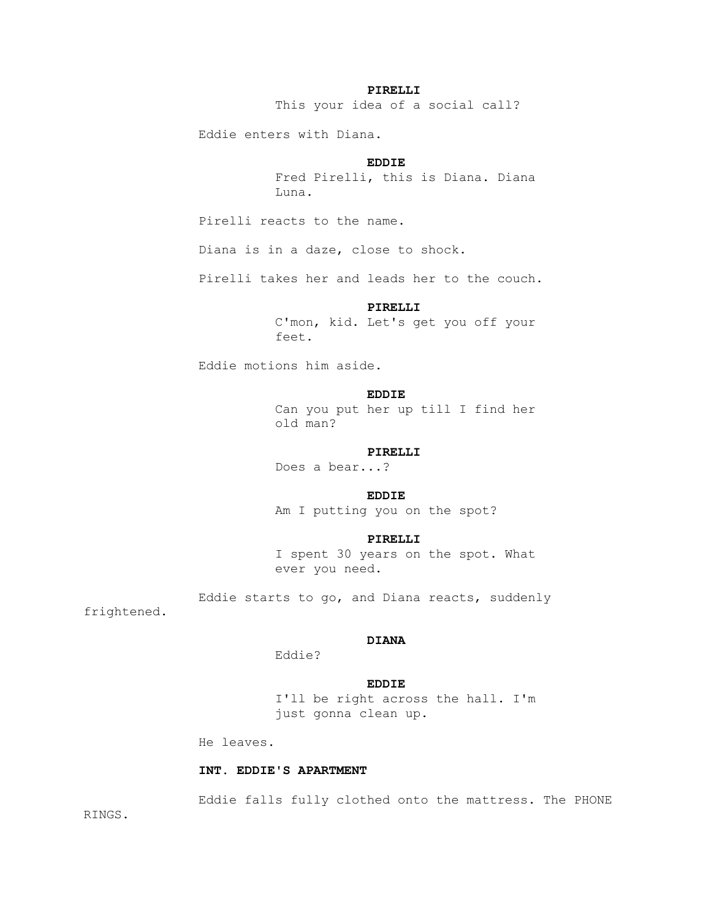**PIRELLI**
This your idea of a social call?

Eddie enters with Diana.

**EDDIE**
Fred Pirelli, this is Diana. Diana Luna.

Pirelli reacts to the name.

Diana is in a daze, close to shock.

Pirelli takes her and leads her to the couch.

**PIRELLI**
C'mon, kid. Let's get you off your feet.

Eddie motions him aside.

**EDDIE**
Can you put her up till I find her old man?

**PIRELLI**
Does a bear...?

**EDDIE**
Am I putting you on the spot?

**PIRELLI**
I spent 30 years on the spot. What ever you need.

Eddie starts to go, and Diana reacts, suddenly frightened.

**DIANA**
Eddie?

**EDDIE**
I'll be right across the hall. I'm just gonna clean up.

He leaves.

**INT. EDDIE'S APARTMENT**

Eddie falls fully clothed onto the mattress. The PHONE RINGS.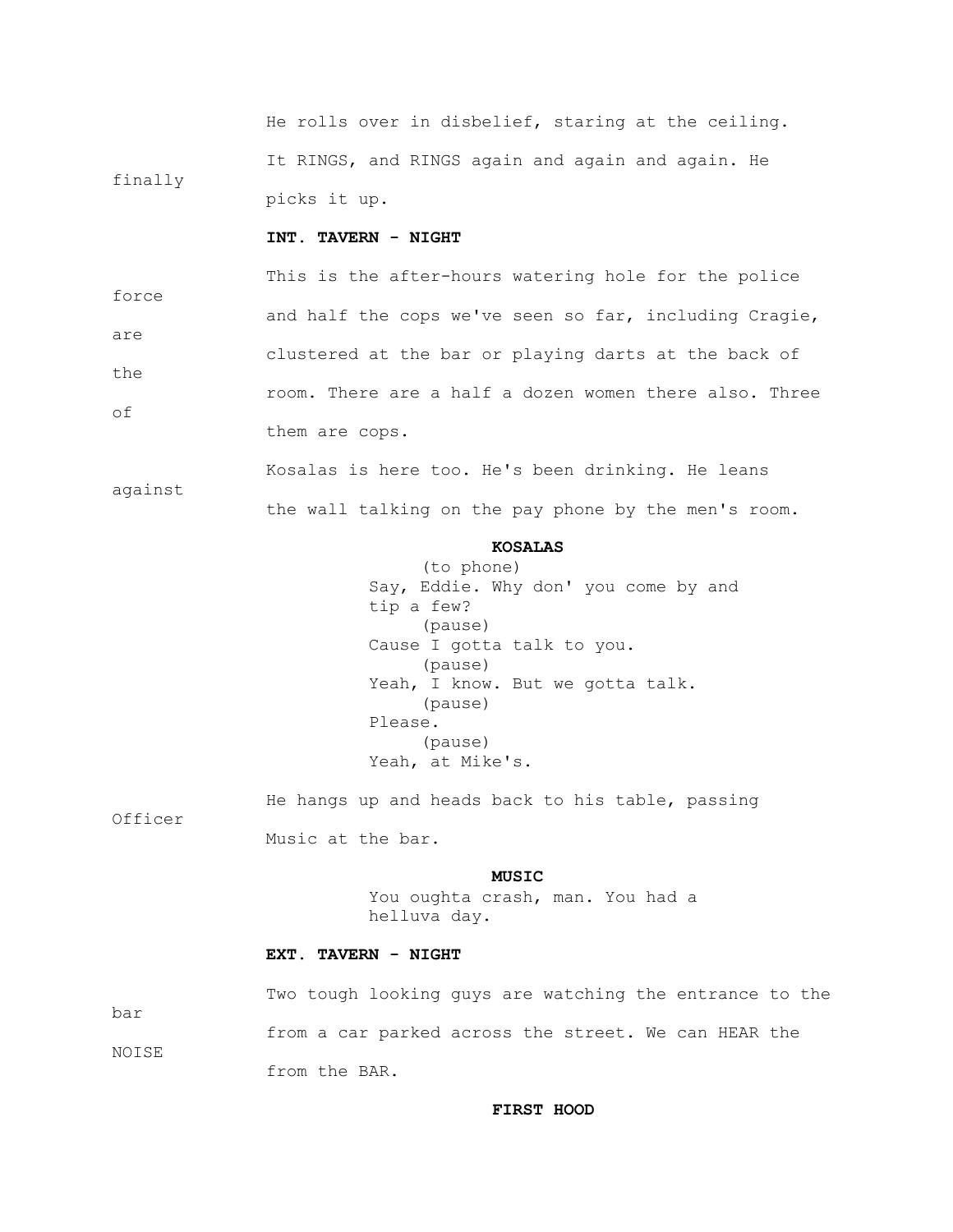He rolls over in disbelief, staring at the ceiling.

It RINGS, and RINGS again and again and again. He finally picks it up.

**INT. TAVERN - NIGHT**

This is the after-hours watering hole for the police force and half the cops we've seen so far, including Cragie, are clustered at the bar or playing darts at the back of the room. There are a half a dozen women there also. Three of them are cops.

Kosalas is here too. He's been drinking. He leans against the wall talking on the pay phone by the men's room.

**KOSALAS**
(to phone)
Say, Eddie. Why don' you come by and tip a few?
(pause)
Cause I gotta talk to you.
(pause)
Yeah, I know. But we gotta talk.
(pause)
Please.
(pause)
Yeah, at Mike's.

He hangs up and heads back to his table, passing Officer Music at the bar.

**MUSIC**
You oughta crash, man. You had a helluva day.

**EXT. TAVERN - NIGHT**

Two tough looking guys are watching the entrance to the bar from a car parked across the street. We can HEAR the NOISE from the BAR.

**FIRST HOOD**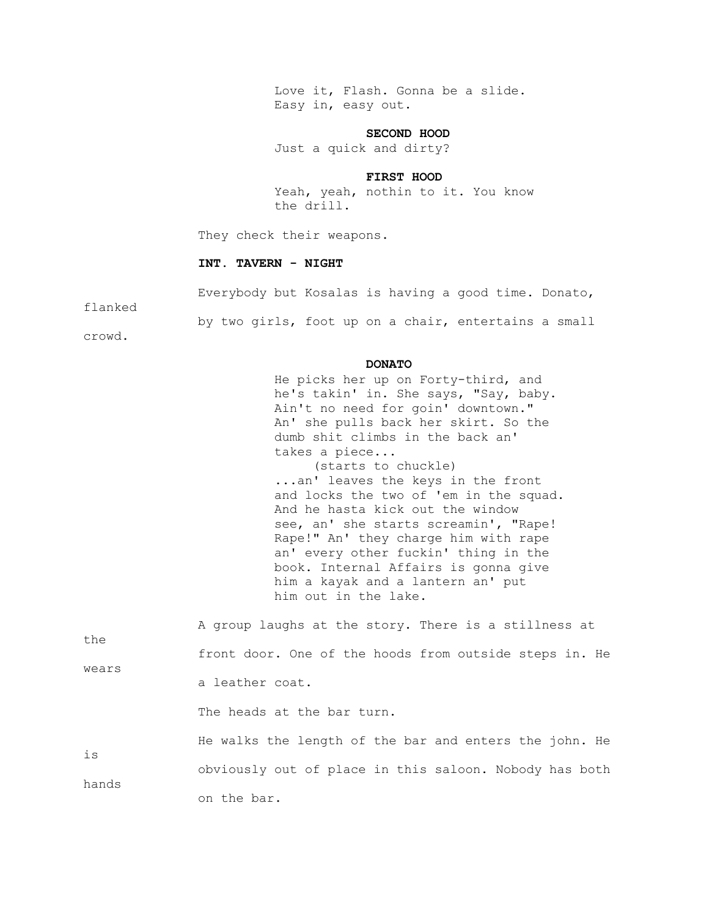Love it, Flash. Gonna be a slide.
Easy in, easy out.

**SECOND HOOD**

Just a quick and dirty?

**FIRST HOOD**

Yeah, yeah, nothin to it. You know
the drill.

They check their weapons.

**INT. TAVERN - NIGHT**

Everybody but Kosalas is having a good time. Donato, flanked by two girls, foot up on a chair, entertains a small crowd.

**DONATO**

He picks her up on Forty-third, and
he's takin' in. She says, "Say, baby.
Ain't no need for goin' downtown."
An' she pulls back her skirt. So the
dumb shit climbs in the back an'
takes a piece...
(starts to chuckle)
...an' leaves the keys in the front
and locks the two of 'em in the squad.
And he hasta kick out the window
see, an' she starts screamin', "Rape!
Rape!" An' they charge him with rape
an' every other fuckin' thing in the
book. Internal Affairs is gonna give
him a kayak and a lantern an' put
him out in the lake.

A group laughs at the story. There is a stillness at the front door. One of the hoods from outside steps in. He wears a leather coat.

The heads at the bar turn.

He walks the length of the bar and enters the john. He is obviously out of place in this saloon. Nobody has both hands on the bar.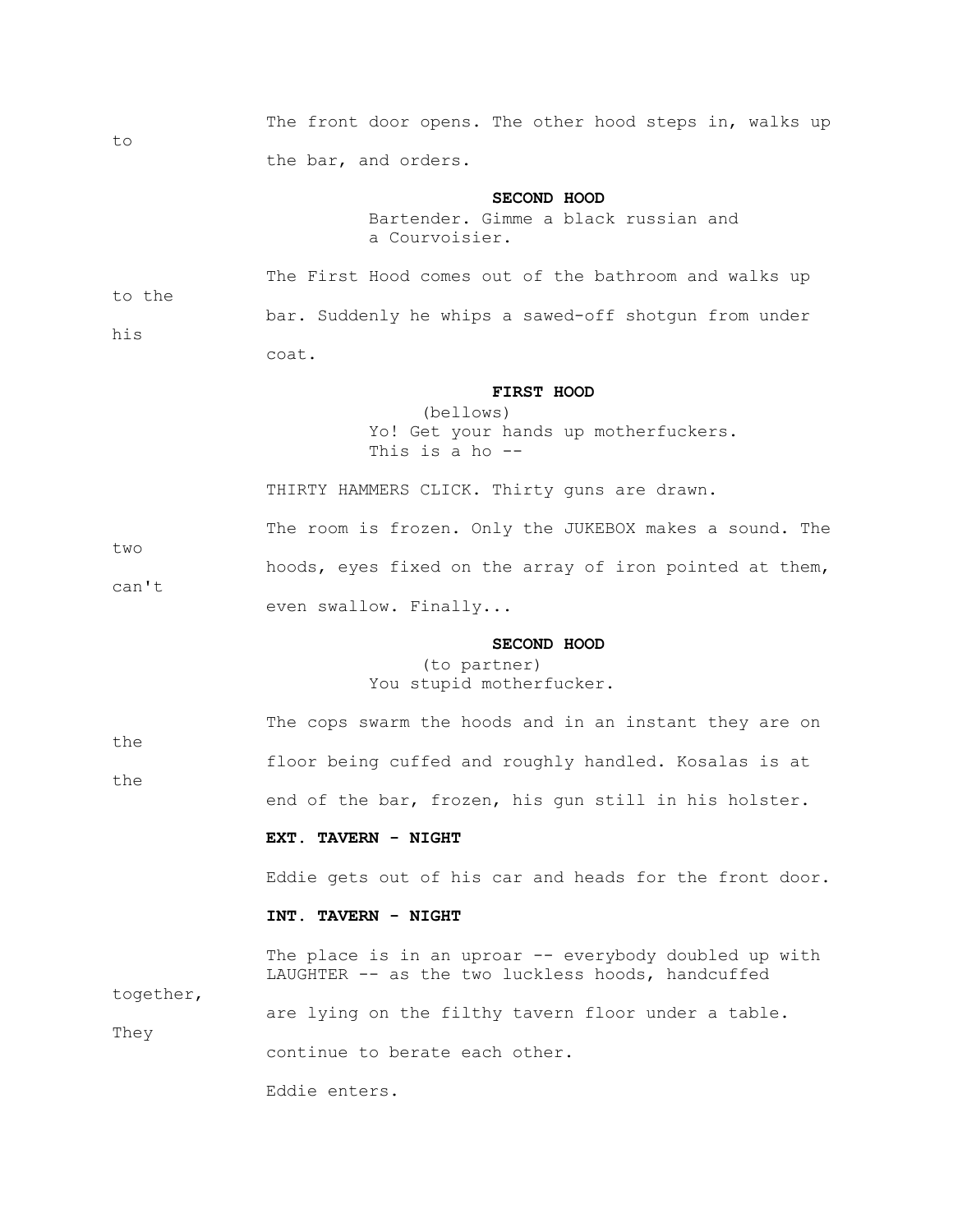The front door opens. The other hood steps in, walks up to the bar, and orders.

**SECOND HOOD**

Bartender. Gimme a black russian and a Courvoisier.

The First Hood comes out of the bathroom and walks up to the bar. Suddenly he whips a sawed-off shotgun from under his coat.

**FIRST HOOD**

(bellows)

Yo! Get your hands up motherfuckers. This is a ho --

THIRTY HAMMERS CLICK. Thirty guns are drawn.

The room is frozen. Only the JUKEBOX makes a sound. The two hoods, eyes fixed on the array of iron pointed at them, can't even swallow. Finally...

**SECOND HOOD**

(to partner)

You stupid motherfucker.

The cops swarm the hoods and in an instant they are on the floor being cuffed and roughly handled. Kosalas is at the end of the bar, frozen, his gun still in his holster.

**EXT. TAVERN - NIGHT**

Eddie gets out of his car and heads for the front door.

**INT. TAVERN - NIGHT**

The place is in an uproar -- everybody doubled up with LAUGHTER -- as the two luckless hoods, handcuffed together, are lying on the filthy tavern floor under a table. They continue to berate each other.

Eddie enters.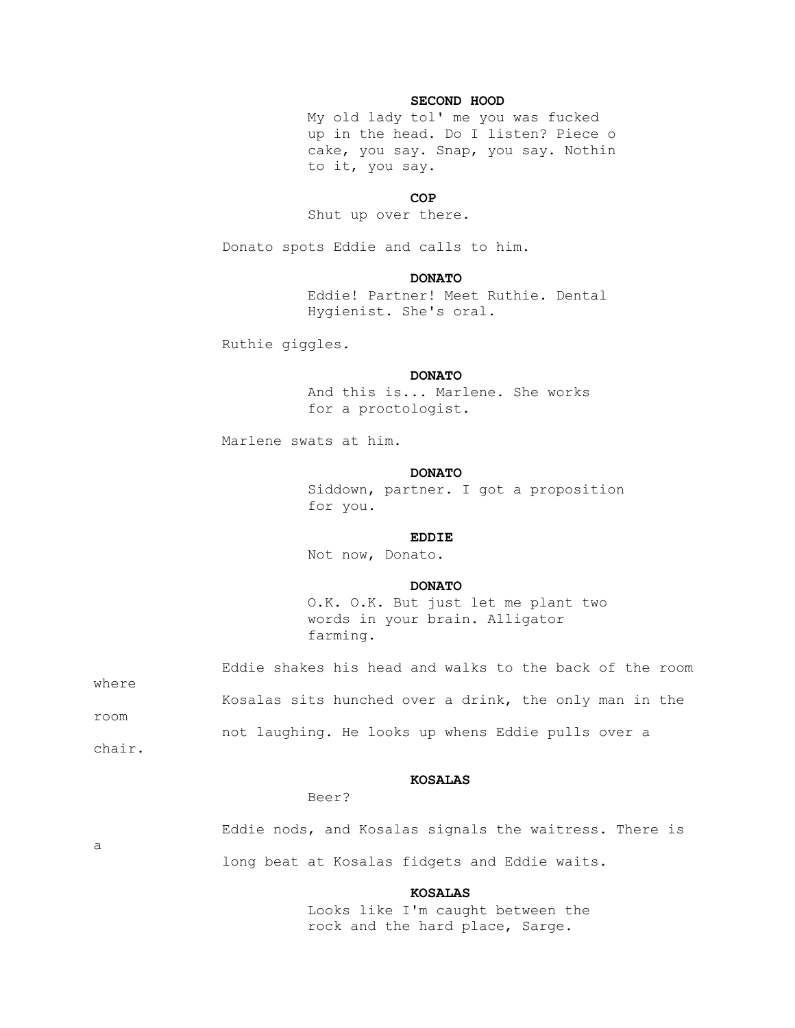**SECOND HOOD**

My old lady tol' me you was fucked up in the head. Do I listen? Piece o cake, you say. Snap, you say. Nothin to it, you say.

**COP**

Shut up over there.

Donato spots Eddie and calls to him.

**DONATO**

Eddie! Partner! Meet Ruthie. Dental Hygienist. She's oral.

Ruthie giggles.

**DONATO**

And this is... Marlene. She works for a proctologist.

Marlene swats at him.

**DONATO**

Siddown, partner. I got a proposition for you.

**EDDIE**

Not now, Donato.

**DONATO**

O.K. O.K. But just let me plant two words in your brain. Alligator farming.

Eddie shakes his head and walks to the back of the room where Kosalas sits hunched over a drink, the only man in the room not laughing. He looks up whens Eddie pulls over a chair.

**KOSALAS**

Beer?

Eddie nods, and Kosalas signals the waitress. There is a long beat at Kosalas fidgets and Eddie waits.

**KOSALAS**

Looks like I'm caught between the rock and the hard place, Sarge.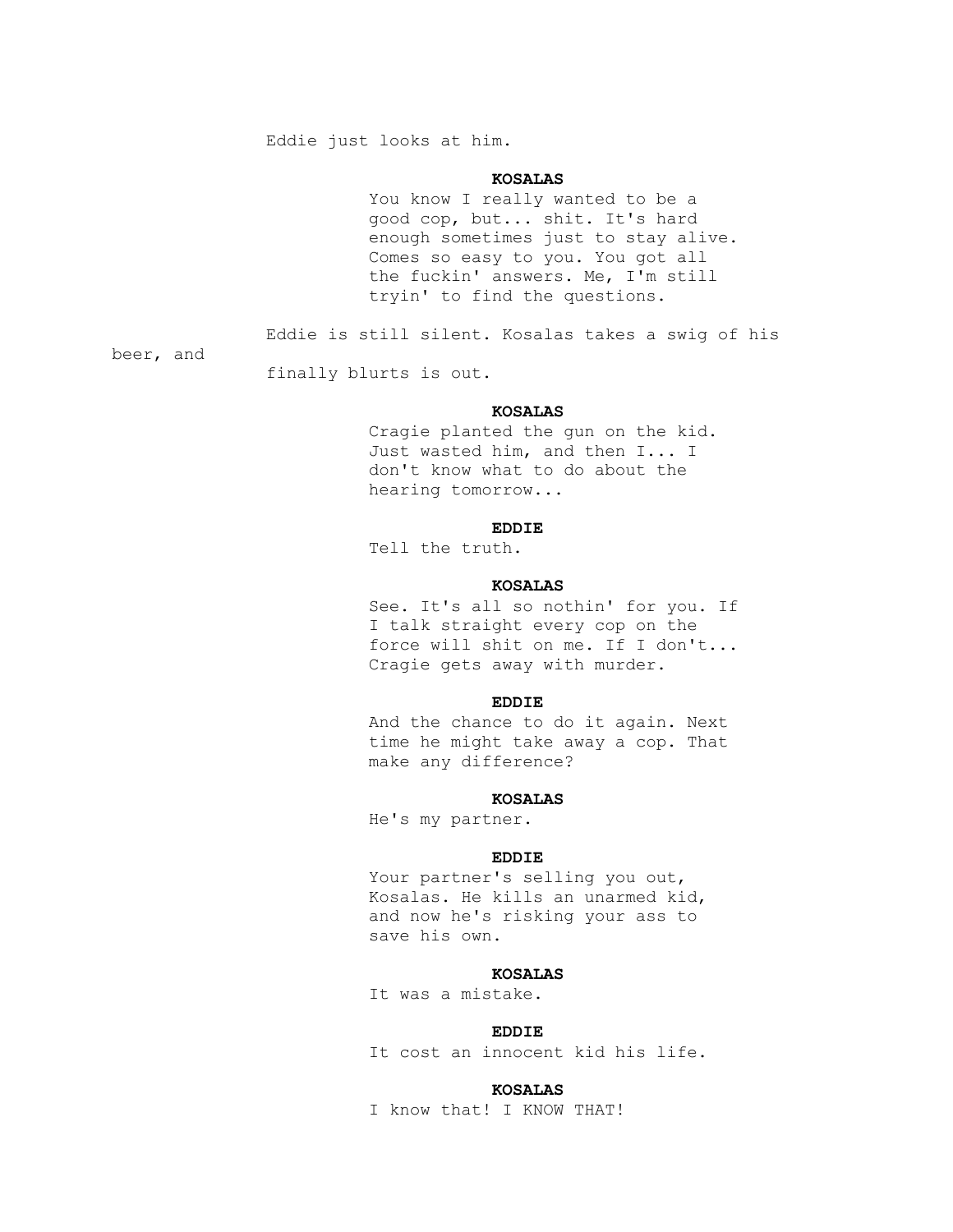Eddie just looks at him.

**KOSALAS**

You know I really wanted to be a good cop, but... shit. It's hard enough sometimes just to stay alive. Comes so easy to you. You got all the fuckin' answers. Me, I'm still tryin' to find the questions.

Eddie is still silent. Kosalas takes a swig of his beer, and finally blurts is out.

**KOSALAS**

Cragie planted the gun on the kid. Just wasted him, and then I... I don't know what to do about the hearing tomorrow...

**EDDIE**

Tell the truth.

**KOSALAS**

See. It's all so nothin' for you. If I talk straight every cop on the force will shit on me. If I don't... Cragie gets away with murder.

**EDDIE**

And the chance to do it again. Next time he might take away a cop. That make any difference?

**KOSALAS**

He's my partner.

**EDDIE**

Your partner's selling you out, Kosalas. He kills an unarmed kid, and now he's risking your ass to save his own.

**KOSALAS**

It was a mistake.

**EDDIE**

It cost an innocent kid his life.

**KOSALAS**

I know that! I KNOW THAT!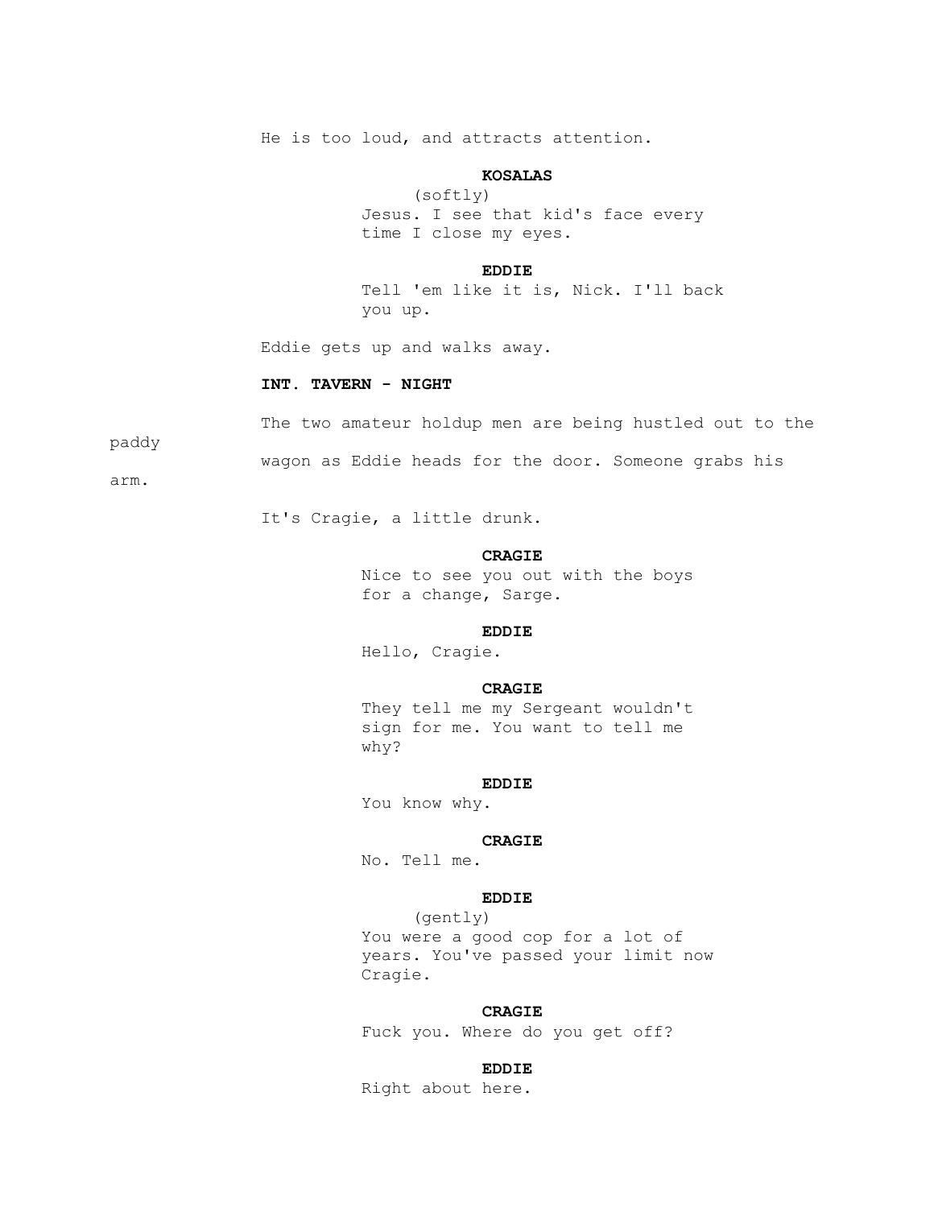He is too loud, and attracts attention.

**KOSALAS**
(softly)
Jesus. I see that kid's face every time I close my eyes.

**EDDIE**
Tell 'em like it is, Nick. I'll back you up.

Eddie gets up and walks away.

**INT. TAVERN - NIGHT**

The two amateur holdup men are being hustled out to the paddy wagon as Eddie heads for the door. Someone grabs his arm.

It's Cragie, a little drunk.

**CRAGIE**
Nice to see you out with the boys for a change, Sarge.

**EDDIE**
Hello, Cragie.

**CRAGIE**
They tell me my Sergeant wouldn't sign for me. You want to tell me why?

**EDDIE**
You know why.

**CRAGIE**
No. Tell me.

**EDDIE**
(gently)
You were a good cop for a lot of years. You've passed your limit now Cragie.

**CRAGIE**
Fuck you. Where do you get off?

**EDDIE**
Right about here.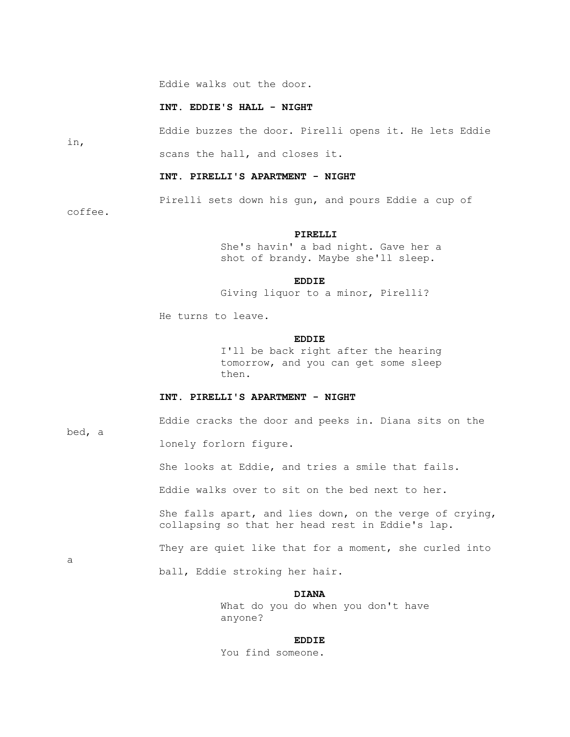Eddie walks out the door.

**INT. EDDIE'S HALL - NIGHT**

Eddie buzzes the door. Pirelli opens it. He lets Eddie in, scans the hall, and closes it.

**INT. PIRELLI'S APARTMENT - NIGHT**

Pirelli sets down his gun, and pours Eddie a cup of coffee.

**PIRELLI**
She's havin' a bad night. Gave her a shot of brandy. Maybe she'll sleep.

**EDDIE**
Giving liquor to a minor, Pirelli?

He turns to leave.

**EDDIE**
I'll be back right after the hearing tomorrow, and you can get some sleep then.

**INT. PIRELLI'S APARTMENT - NIGHT**

Eddie cracks the door and peeks in. Diana sits on the bed, a lonely forlorn figure.

She looks at Eddie, and tries a smile that fails.

Eddie walks over to sit on the bed next to her.

She falls apart, and lies down, on the verge of crying, collapsing so that her head rest in Eddie's lap.

They are quiet like that for a moment, she curled into a ball, Eddie stroking her hair.

**DIANA**
What do you do when you don't have anyone?

**EDDIE**
You find someone.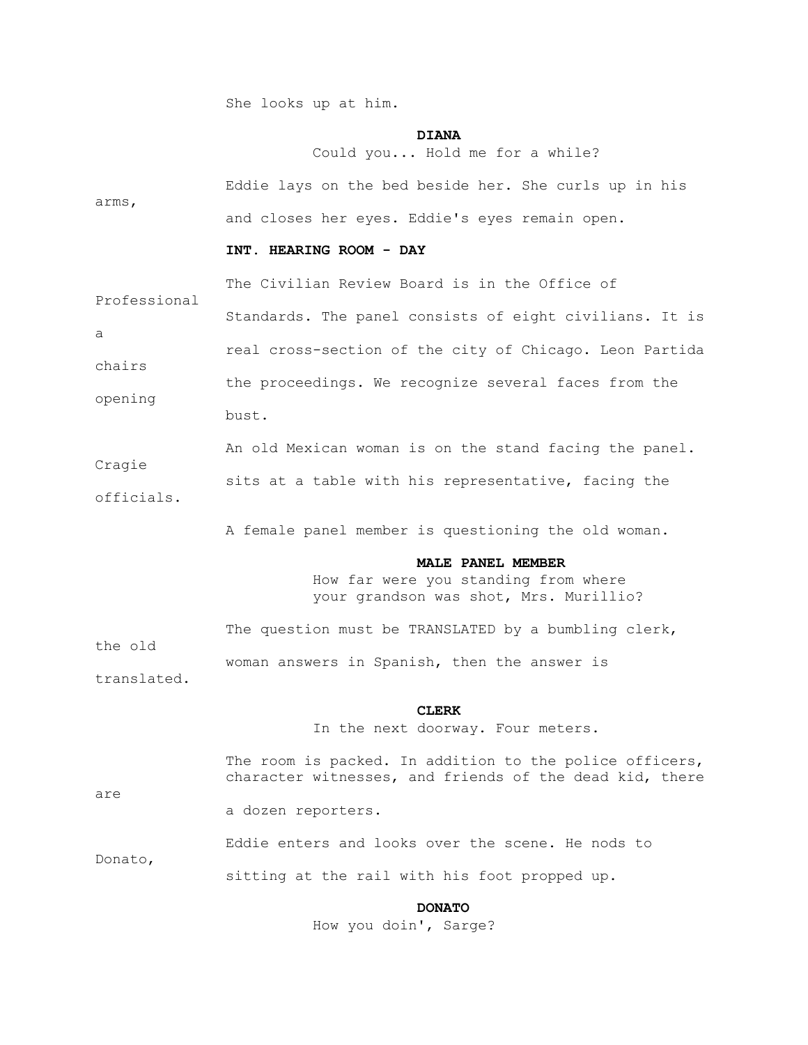She looks up at him.

**DIANA**
Could you... Hold me for a while?

Eddie lays on the bed beside her. She curls up in his arms, and closes her eyes. Eddie's eyes remain open.

**INT. HEARING ROOM - DAY**

The Civilian Review Board is in the Office of Professional Standards. The panel consists of eight civilians. It is a real cross-section of the city of Chicago. Leon Partida chairs the proceedings. We recognize several faces from the opening bust.

An old Mexican woman is on the stand facing the panel. Cragie sits at a table with his representative, facing the officials.

A female panel member is questioning the old woman.

**MALE PANEL MEMBER**
How far were you standing from where your grandson was shot, Mrs. Murillio?

The question must be TRANSLATED by a bumbling clerk, the old woman answers in Spanish, then the answer is translated.

**CLERK**
In the next doorway. Four meters.

The room is packed. In addition to the police officers, character witnesses, and friends of the dead kid, there are a dozen reporters.

Eddie enters and looks over the scene. He nods to Donato, sitting at the rail with his foot propped up.

**DONATO**
How you doin', Sarge?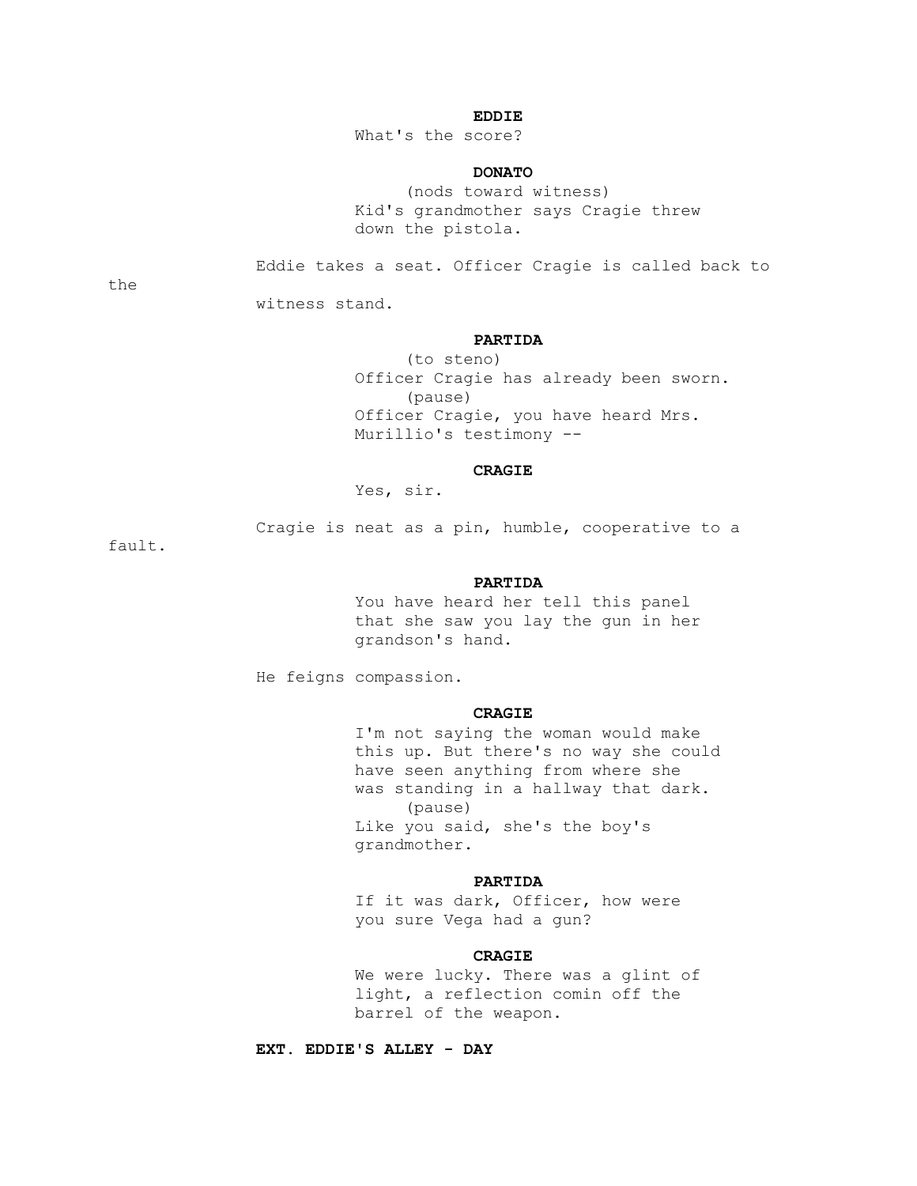**EDDIE**

What's the score?

**DONATO**

(nods toward witness)

Kid's grandmother says Cragie threw down the pistola.

Eddie takes a seat. Officer Cragie is called back to the witness stand.

**PARTIDA**

(to steno)

Officer Cragie has already been sworn.

(pause)

Officer Cragie, you have heard Mrs. Murillio's testimony --

**CRAGIE**

Yes, sir.

Cragie is neat as a pin, humble, cooperative to a fault.

**PARTIDA**

You have heard her tell this panel that she saw you lay the gun in her grandson's hand.

He feigns compassion.

**CRAGIE**

I'm not saying the woman would make this up. But there's no way she could have seen anything from where she was standing in a hallway that dark.

(pause)

Like you said, she's the boy's grandmother.

**PARTIDA**

If it was dark, Officer, how were you sure Vega had a gun?

**CRAGIE**

We were lucky. There was a glint of light, a reflection comin off the barrel of the weapon.

**EXT. EDDIE'S ALLEY - DAY**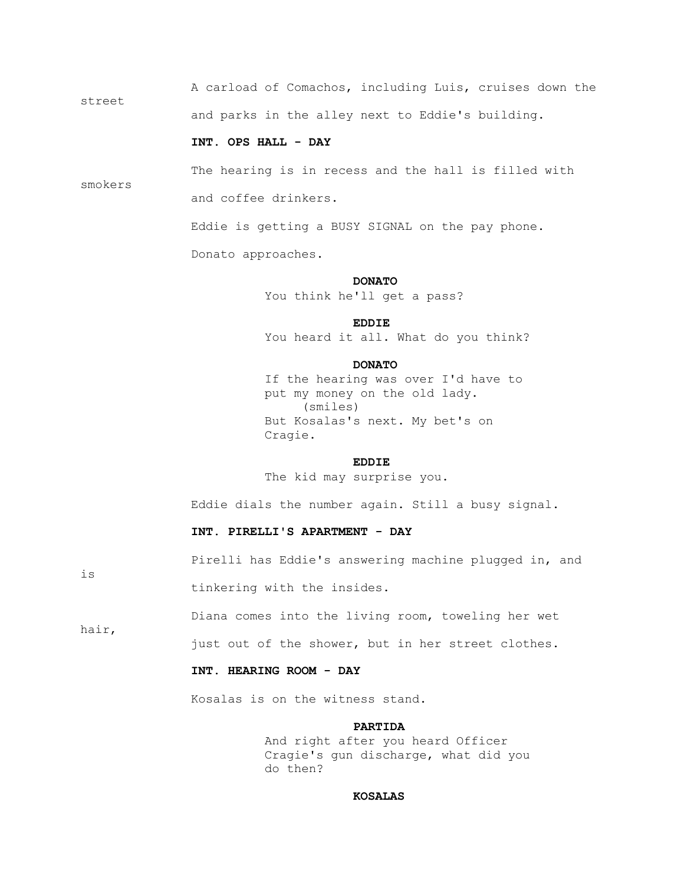A carload of Comachos, including Luis, cruises down the street and parks in the alley next to Eddie's building.

**INT. OPS HALL - DAY**

The hearing is in recess and the hall is filled with smokers and coffee drinkers.

Eddie is getting a BUSY SIGNAL on the pay phone.

Donato approaches.

**DONATO**
You think he'll get a pass?

**EDDIE**
You heard it all. What do you think?

**DONATO**
If the hearing was over I'd have to put my money on the old lady.
(smiles)
But Kosalas's next. My bet's on Cragie.

**EDDIE**
The kid may surprise you.

Eddie dials the number again. Still a busy signal.

**INT. PIRELLI'S APARTMENT - DAY**

Pirelli has Eddie's answering machine plugged in, and is tinkering with the insides.

Diana comes into the living room, toweling her wet hair, just out of the shower, but in her street clothes.

**INT. HEARING ROOM - DAY**

Kosalas is on the witness stand.

**PARTIDA**
And right after you heard Officer Cragie's gun discharge, what did you do then?

**KOSALAS**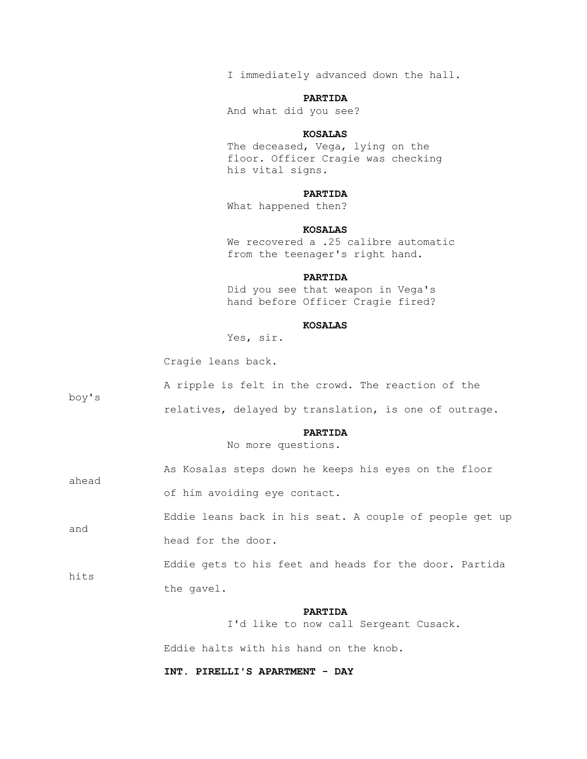I immediately advanced down the hall.

**PARTIDA**
And what did you see?

**KOSALAS**
The deceased, Vega, lying on the floor. Officer Cragie was checking his vital signs.

**PARTIDA**
What happened then?

**KOSALAS**
We recovered a .25 calibre automatic from the teenager's right hand.

**PARTIDA**
Did you see that weapon in Vega's hand before Officer Cragie fired?

**KOSALAS**
Yes, sir.

Cragie leans back.

A ripple is felt in the crowd. The reaction of the boy's relatives, delayed by translation, is one of outrage.

**PARTIDA**
No more questions.

As Kosalas steps down he keeps his eyes on the floor ahead of him avoiding eye contact.

Eddie leans back in his seat. A couple of people get up and head for the door.

Eddie gets to his feet and heads for the door. Partida hits the gavel.

**PARTIDA**
I'd like to now call Sergeant Cusack.

Eddie halts with his hand on the knob.

**INT. PIRELLI'S APARTMENT - DAY**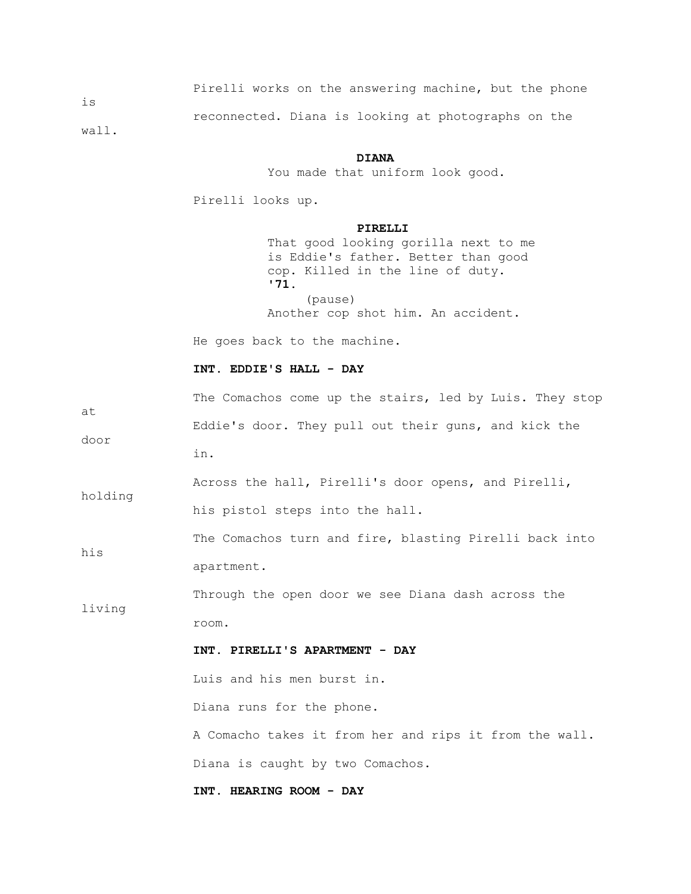Pirelli works on the answering machine, but the phone is reconnected. Diana is looking at photographs on the wall.

**DIANA**

You made that uniform look good.

Pirelli looks up.

**PIRELLI**

That good looking gorilla next to me is Eddie's father. Better than good cop. Killed in the line of duty. **'71.**

(pause)

Another cop shot him. An accident.

He goes back to the machine.

**INT. EDDIE'S HALL - DAY**

The Comachos come up the stairs, led by Luis. They stop at Eddie's door. They pull out their guns, and kick the door in.

Across the hall, Pirelli's door opens, and Pirelli, holding his pistol steps into the hall.

The Comachos turn and fire, blasting Pirelli back into his apartment.

Through the open door we see Diana dash across the living room.

**INT. PIRELLI'S APARTMENT - DAY**

Luis and his men burst in.

Diana runs for the phone.

A Comacho takes it from her and rips it from the wall.

Diana is caught by two Comachos.

**INT. HEARING ROOM - DAY**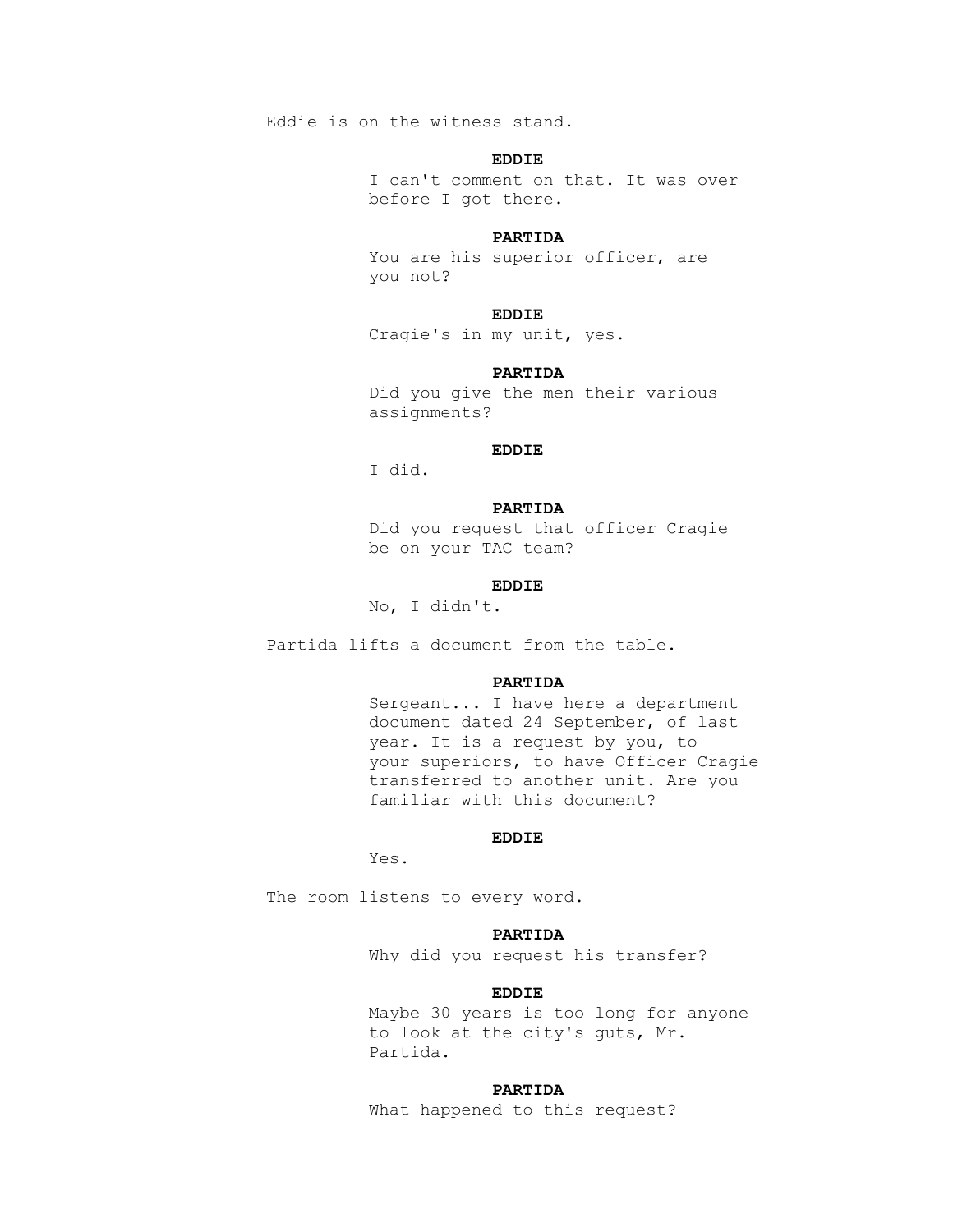Eddie is on the witness stand.

**EDDIE**

I can't comment on that. It was over before I got there.

**PARTIDA**

You are his superior officer, are you not?

**EDDIE**

Cragie's in my unit, yes.

**PARTIDA**

Did you give the men their various assignments?

**EDDIE**

I did.

**PARTIDA**

Did you request that officer Cragie be on your TAC team?

**EDDIE**

No, I didn't.

Partida lifts a document from the table.

**PARTIDA**

Sergeant... I have here a department document dated 24 September, of last year. It is a request by you, to your superiors, to have Officer Cragie transferred to another unit. Are you familiar with this document?

**EDDIE**

Yes.

The room listens to every word.

**PARTIDA**

Why did you request his transfer?

**EDDIE**

Maybe 30 years is too long for anyone to look at the city's guts, Mr. Partida.

**PARTIDA**

What happened to this request?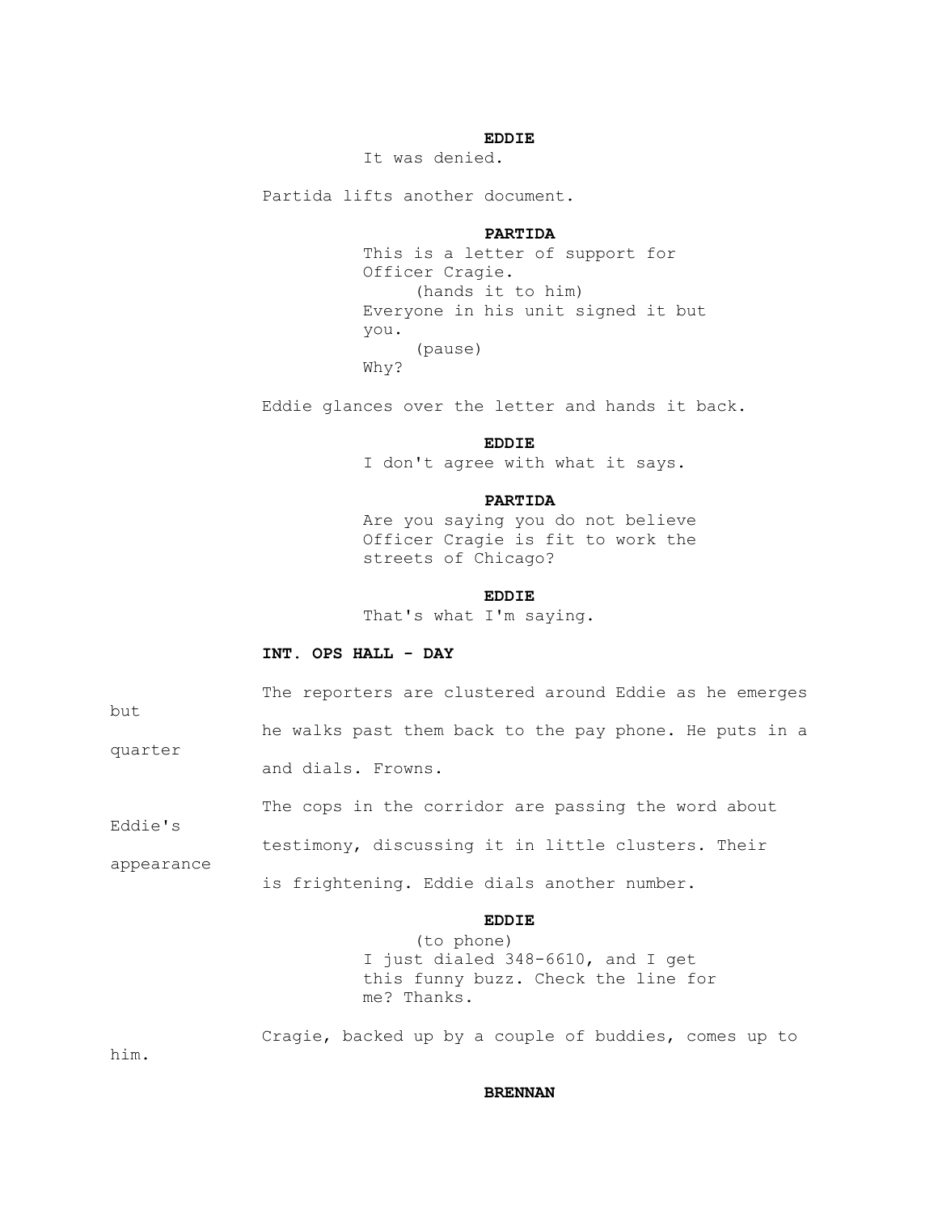**EDDIE**

It was denied.

Partida lifts another document.

**PARTIDA**

This is a letter of support for Officer Cragie.
(hands it to him)
Everyone in his unit signed it but you.
(pause)
Why?

Eddie glances over the letter and hands it back.

**EDDIE**

I don't agree with what it says.

**PARTIDA**

Are you saying you do not believe Officer Cragie is fit to work the streets of Chicago?

**EDDIE**

That's what I'm saying.

**INT. OPS HALL - DAY**

The reporters are clustered around Eddie as he emerges but he walks past them back to the pay phone. He puts in a quarter and dials. Frowns.

The cops in the corridor are passing the word about Eddie's testimony, discussing it in little clusters. Their appearance is frightening. Eddie dials another number.

**EDDIE**

(to phone)
I just dialed 348-6610, and I get this funny buzz. Check the line for me? Thanks.

Cragie, backed up by a couple of buddies, comes up to him.

**BRENNAN**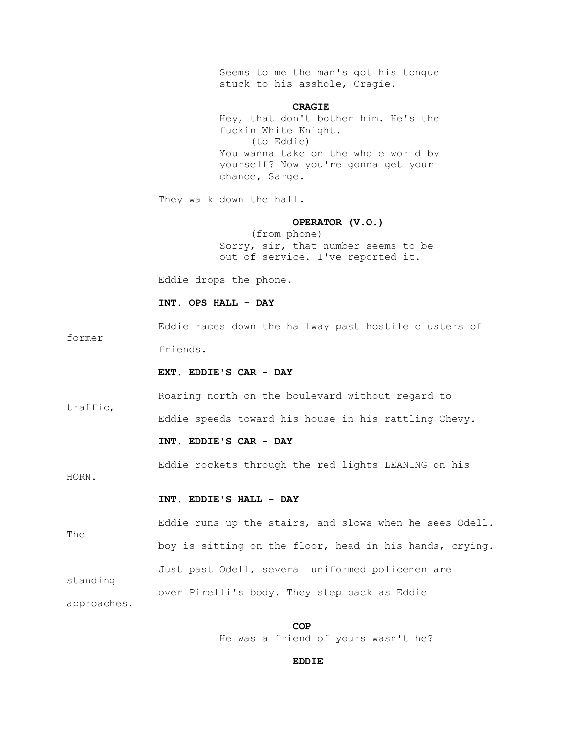Seems to me the man's got his tongue stuck to his asshole, Cragie.

**CRAGIE**

Hey, that don't bother him. He's the fuckin White Knight.

(to Eddie)

You wanna take on the whole world by yourself? Now you're gonna get your chance, Sarge.

They walk down the hall.

**OPERATOR (V.O.)**

(from phone)

Sorry, sir, that number seems to be out of service. I've reported it.

Eddie drops the phone.

**INT. OPS HALL - DAY**

Eddie races down the hallway past hostile clusters of former friends.

**EXT. EDDIE'S CAR - DAY**

Roaring north on the boulevard without regard to traffic, Eddie speeds toward his house in his rattling Chevy.

**INT. EDDIE'S CAR - DAY**

Eddie rockets through the red lights LEANING on his HORN.

**INT. EDDIE'S HALL - DAY**

Eddie runs up the stairs, and slows when he sees Odell. The boy is sitting on the floor, head in his hands, crying. Just past Odell, several uniformed policemen are standing over Pirelli's body. They step back as Eddie approaches.

**COP**

He was a friend of yours wasn't he?

**EDDIE**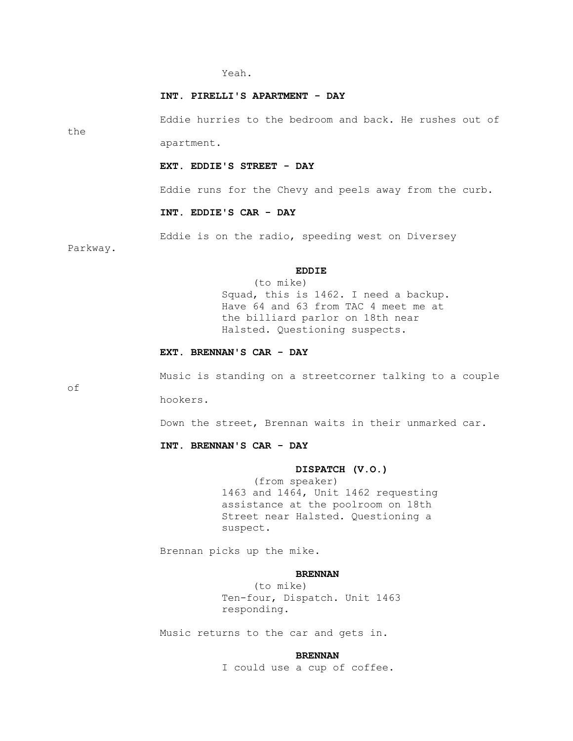Yeah.

**INT. PIRELLI'S APARTMENT - DAY**

Eddie hurries to the bedroom and back. He rushes out of the apartment.

**EXT. EDDIE'S STREET - DAY**

Eddie runs for the Chevy and peels away from the curb.

**INT. EDDIE'S CAR - DAY**

Eddie is on the radio, speeding west on Diversey Parkway.

**EDDIE**
(to mike)
Squad, this is 1462. I need a backup. Have 64 and 63 from TAC 4 meet me at the billiard parlor on 18th near Halsted. Questioning suspects.

**EXT. BRENNAN'S CAR - DAY**

Music is standing on a streetcorner talking to a couple of hookers.

Down the street, Brennan waits in their unmarked car.

**INT. BRENNAN'S CAR - DAY**

**DISPATCH (V.O.)**
(from speaker)
1463 and 1464, Unit 1462 requesting assistance at the poolroom on 18th Street near Halsted. Questioning a suspect.

Brennan picks up the mike.

**BRENNAN**
(to mike)
Ten-four, Dispatch. Unit 1463 responding.

Music returns to the car and gets in.

**BRENNAN**
I could use a cup of coffee.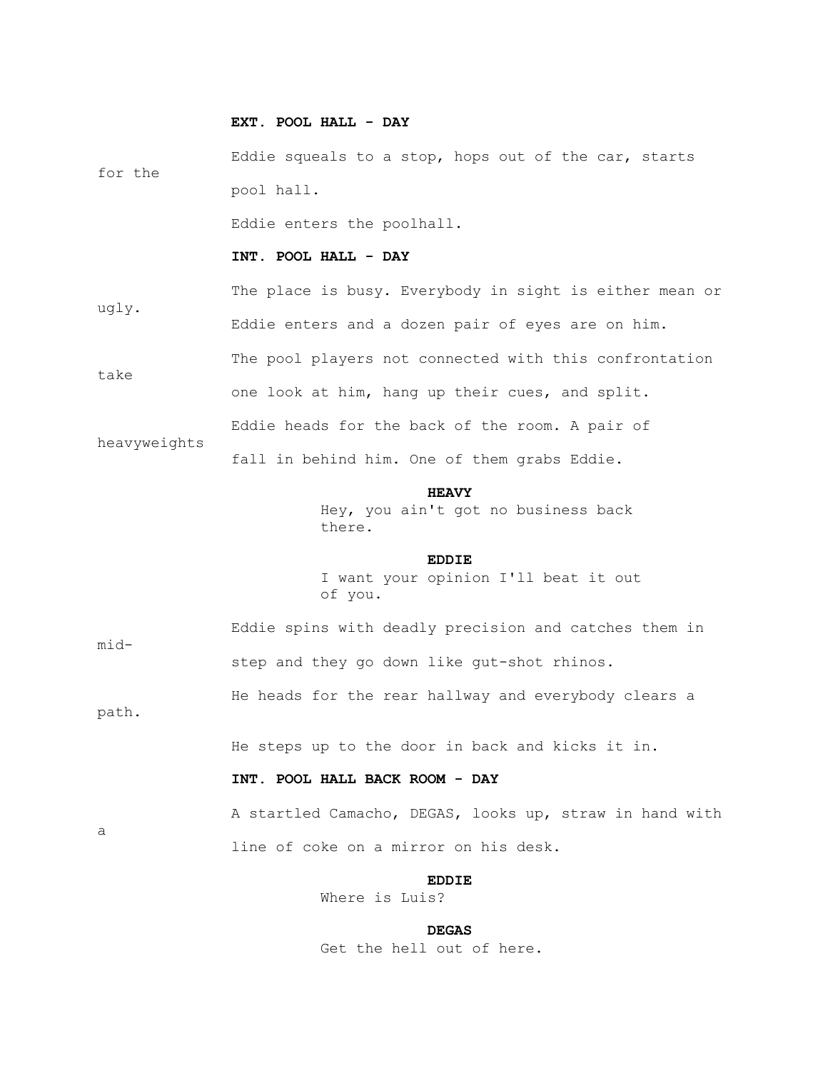**EXT. POOL HALL - DAY**

Eddie squeals to a stop, hops out of the car, starts for the pool hall.

Eddie enters the poolhall.

**INT. POOL HALL - DAY**

The place is busy. Everybody in sight is either mean or ugly.

Eddie enters and a dozen pair of eyes are on him.

The pool players not connected with this confrontation take one look at him, hang up their cues, and split.

Eddie heads for the back of the room. A pair of heavyweights fall in behind him. One of them grabs Eddie.

**HEAVY**
Hey, you ain't got no business back there.

**EDDIE**
I want your opinion I'll beat it out of you.

Eddie spins with deadly precision and catches them in mid-step and they go down like gut-shot rhinos.

He heads for the rear hallway and everybody clears a path.

He steps up to the door in back and kicks it in.

**INT. POOL HALL BACK ROOM - DAY**

A startled Camacho, DEGAS, looks up, straw in hand with a line of coke on a mirror on his desk.

**EDDIE**
Where is Luis?

**DEGAS**
Get the hell out of here.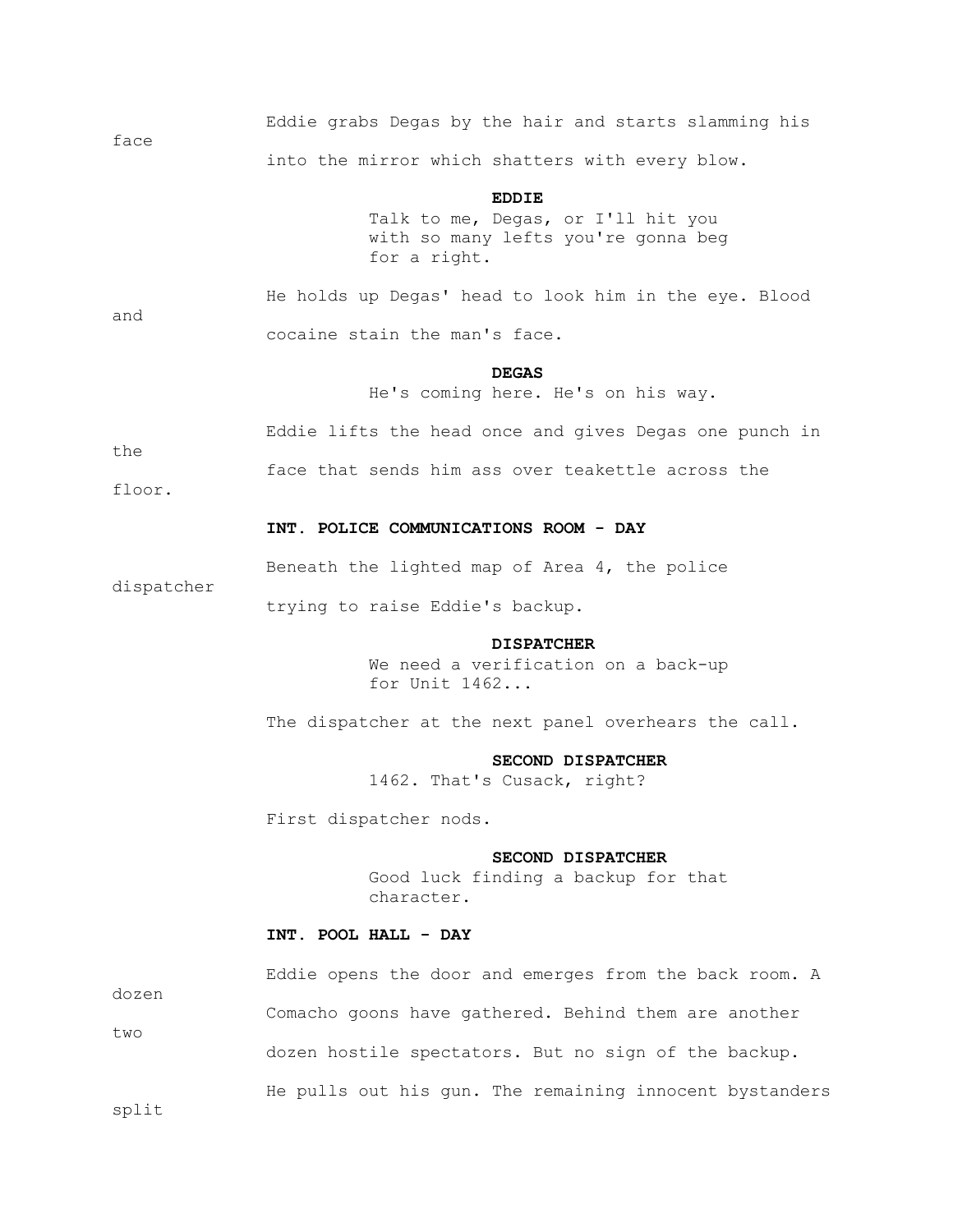Eddie grabs Degas by the hair and starts slamming his face into the mirror which shatters with every blow.

**EDDIE**

Talk to me, Degas, or I'll hit you with so many lefts you're gonna beg for a right.

He holds up Degas' head to look him in the eye. Blood and cocaine stain the man's face.

**DEGAS**

He's coming here. He's on his way.

Eddie lifts the head once and gives Degas one punch in the face that sends him ass over teakettle across the floor.

**INT. POLICE COMMUNICATIONS ROOM - DAY**

Beneath the lighted map of Area 4, the police dispatcher trying to raise Eddie's backup.

**DISPATCHER**

We need a verification on a back-up for Unit 1462...

The dispatcher at the next panel overhears the call.

**SECOND DISPATCHER**

1462. That's Cusack, right?

First dispatcher nods.

**SECOND DISPATCHER**

Good luck finding a backup for that character.

**INT. POOL HALL - DAY**

Eddie opens the door and emerges from the back room. A dozen Comacho goons have gathered. Behind them are another two dozen hostile spectators. But no sign of the backup.

He pulls out his gun. The remaining innocent bystanders split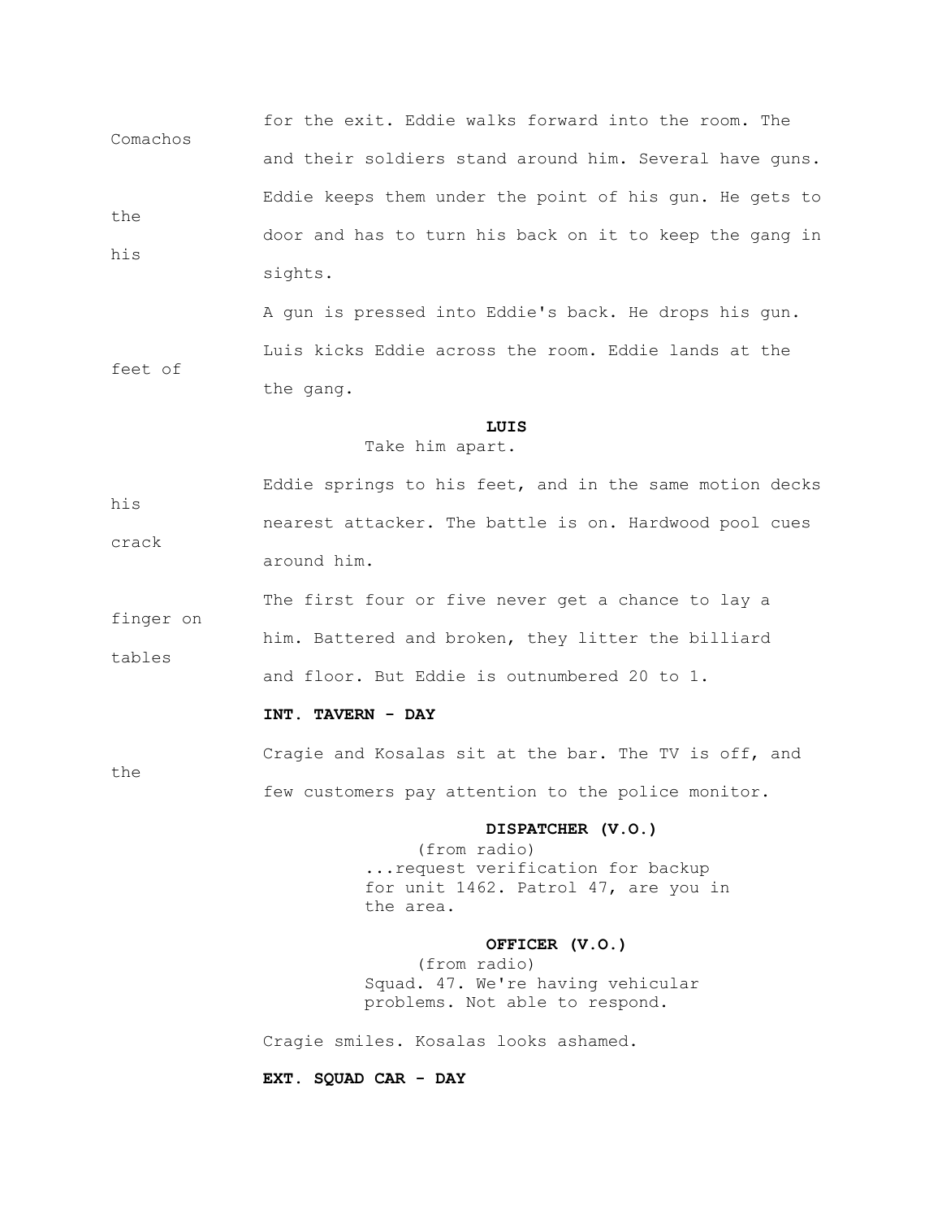for the exit. Eddie walks forward into the room. The Comachos and their soldiers stand around him. Several have guns. Eddie keeps them under the point of his gun. He gets to the door and has to turn his back on it to keep the gang in his sights.

A gun is pressed into Eddie's back. He drops his gun. Luis kicks Eddie across the room. Eddie lands at the feet of the gang.

**LUIS**
Take him apart.

Eddie springs to his feet, and in the same motion decks his nearest attacker. The battle is on. Hardwood pool cues crack around him.

The first four or five never get a chance to lay a finger on him. Battered and broken, they litter the billiard tables and floor. But Eddie is outnumbered 20 to 1.

**INT. TAVERN - DAY**

Cragie and Kosalas sit at the bar. The TV is off, and the few customers pay attention to the police monitor.

**DISPATCHER (V.O.)**
(from radio)
...request verification for backup for unit 1462. Patrol 47, are you in the area.

**OFFICER (V.O.)**
(from radio)
Squad. 47. We're having vehicular problems. Not able to respond.

Cragie smiles. Kosalas looks ashamed.

**EXT. SQUAD CAR - DAY**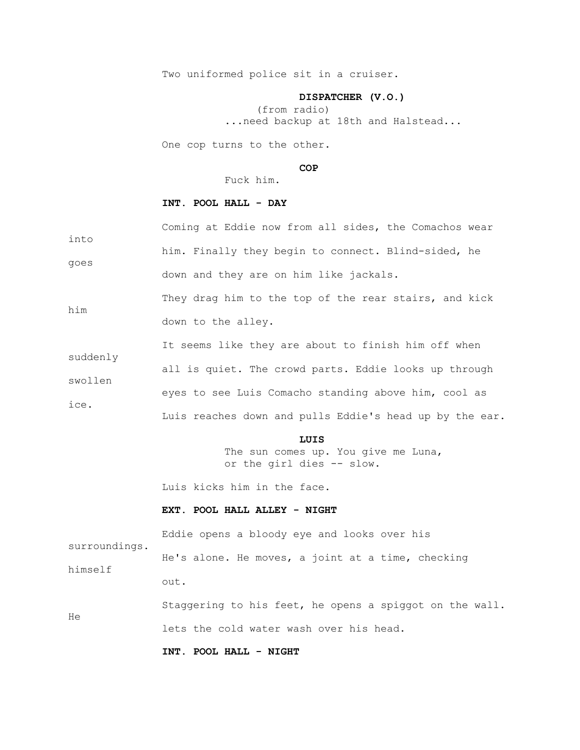Two uniformed police sit in a cruiser.

**DISPATCHER (V.O.)**
(from radio)
...need backup at 18th and Halstead...

One cop turns to the other.

**COP**
Fuck him.

**INT. POOL HALL - DAY**

Coming at Eddie now from all sides, the Comachos wear into him. Finally they begin to connect. Blind-sided, he goes down and they are on him like jackals.

They drag him to the top of the rear stairs, and kick him down to the alley.

It seems like they are about to finish him off when suddenly all is quiet. The crowd parts. Eddie looks up through swollen eyes to see Luis Comacho standing above him, cool as ice.
Luis reaches down and pulls Eddie's head up by the ear.

**LUIS**
The sun comes up. You give me Luna, or the girl dies -- slow.

Luis kicks him in the face.

**EXT. POOL HALL ALLEY - NIGHT**

Eddie opens a bloody eye and looks over his surroundings.
He's alone. He moves, a joint at a time, checking himself out.

Staggering to his feet, he opens a spiggot on the wall. He lets the cold water wash over his head.

**INT. POOL HALL - NIGHT**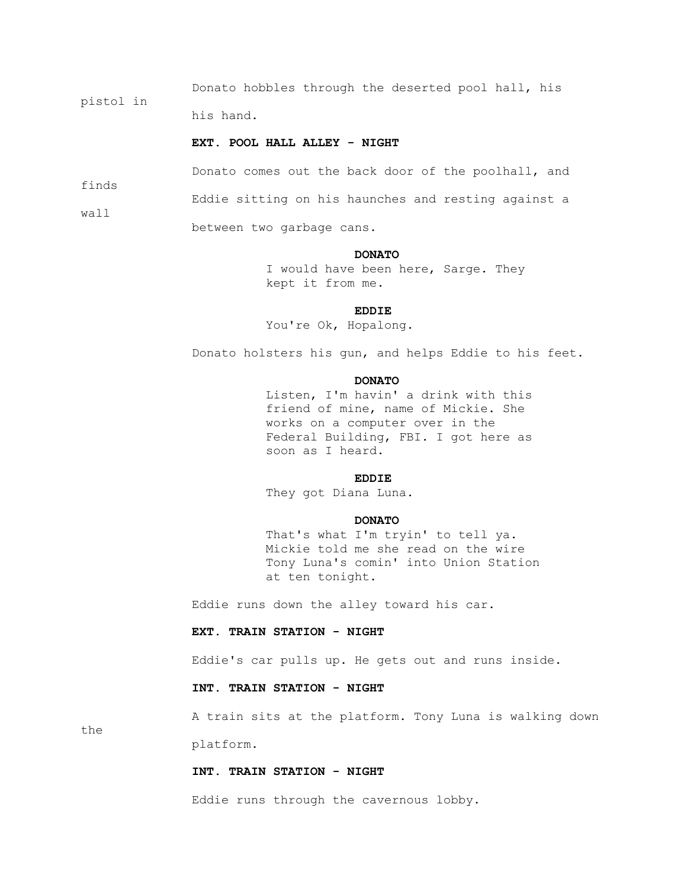Donato hobbles through the deserted pool hall, his pistol in his hand.

**EXT. POOL HALL ALLEY - NIGHT**

Donato comes out the back door of the poolhall, and finds Eddie sitting on his haunches and resting against a wall between two garbage cans.

**DONATO**
I would have been here, Sarge. They kept it from me.

**EDDIE**
You're Ok, Hopalong.

Donato holsters his gun, and helps Eddie to his feet.

**DONATO**
Listen, I'm havin' a drink with this friend of mine, name of Mickie. She works on a computer over in the Federal Building, FBI. I got here as soon as I heard.

**EDDIE**
They got Diana Luna.

**DONATO**
That's what I'm tryin' to tell ya. Mickie told me she read on the wire Tony Luna's comin' into Union Station at ten tonight.

Eddie runs down the alley toward his car.

**EXT. TRAIN STATION - NIGHT**

Eddie's car pulls up. He gets out and runs inside.

**INT. TRAIN STATION - NIGHT**

A train sits at the platform. Tony Luna is walking down the platform.

**INT. TRAIN STATION - NIGHT**

Eddie runs through the cavernous lobby.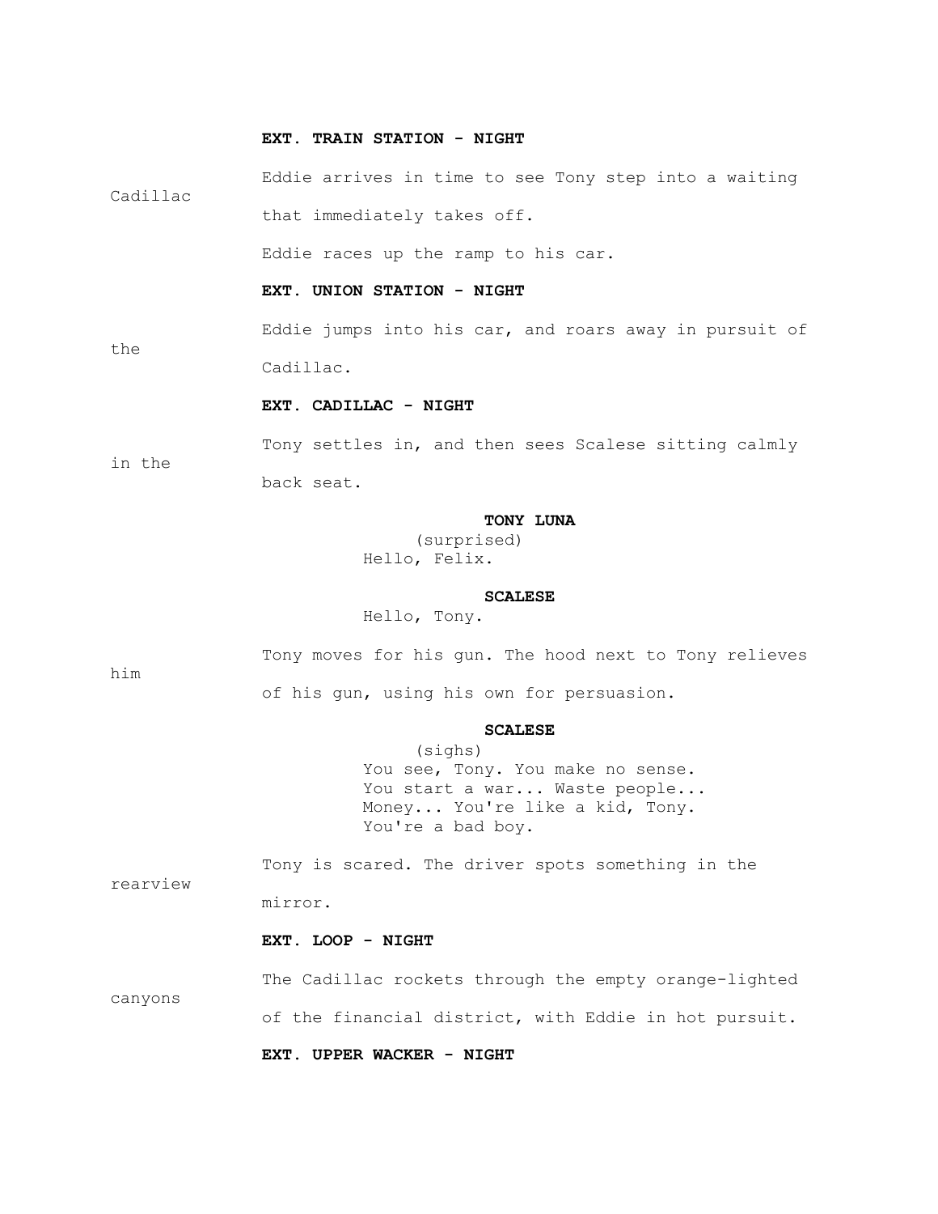**EXT. TRAIN STATION - NIGHT**

Eddie arrives in time to see Tony step into a waiting Cadillac that immediately takes off.

Eddie races up the ramp to his car.

**EXT. UNION STATION - NIGHT**

Eddie jumps into his car, and roars away in pursuit of the Cadillac.

**EXT. CADILLAC - NIGHT**

Tony settles in, and then sees Scalese sitting calmly in the back seat.

**TONY LUNA**
(surprised)
Hello, Felix.

**SCALESE**
Hello, Tony.

Tony moves for his gun. The hood next to Tony relieves him of his gun, using his own for persuasion.

**SCALESE**
(sighs)
You see, Tony. You make no sense. You start a war... Waste people... Money... You're like a kid, Tony. You're a bad boy.

Tony is scared. The driver spots something in the rearview mirror.

**EXT. LOOP - NIGHT**

The Cadillac rockets through the empty orange-lighted canyons of the financial district, with Eddie in hot pursuit.

**EXT. UPPER WACKER - NIGHT**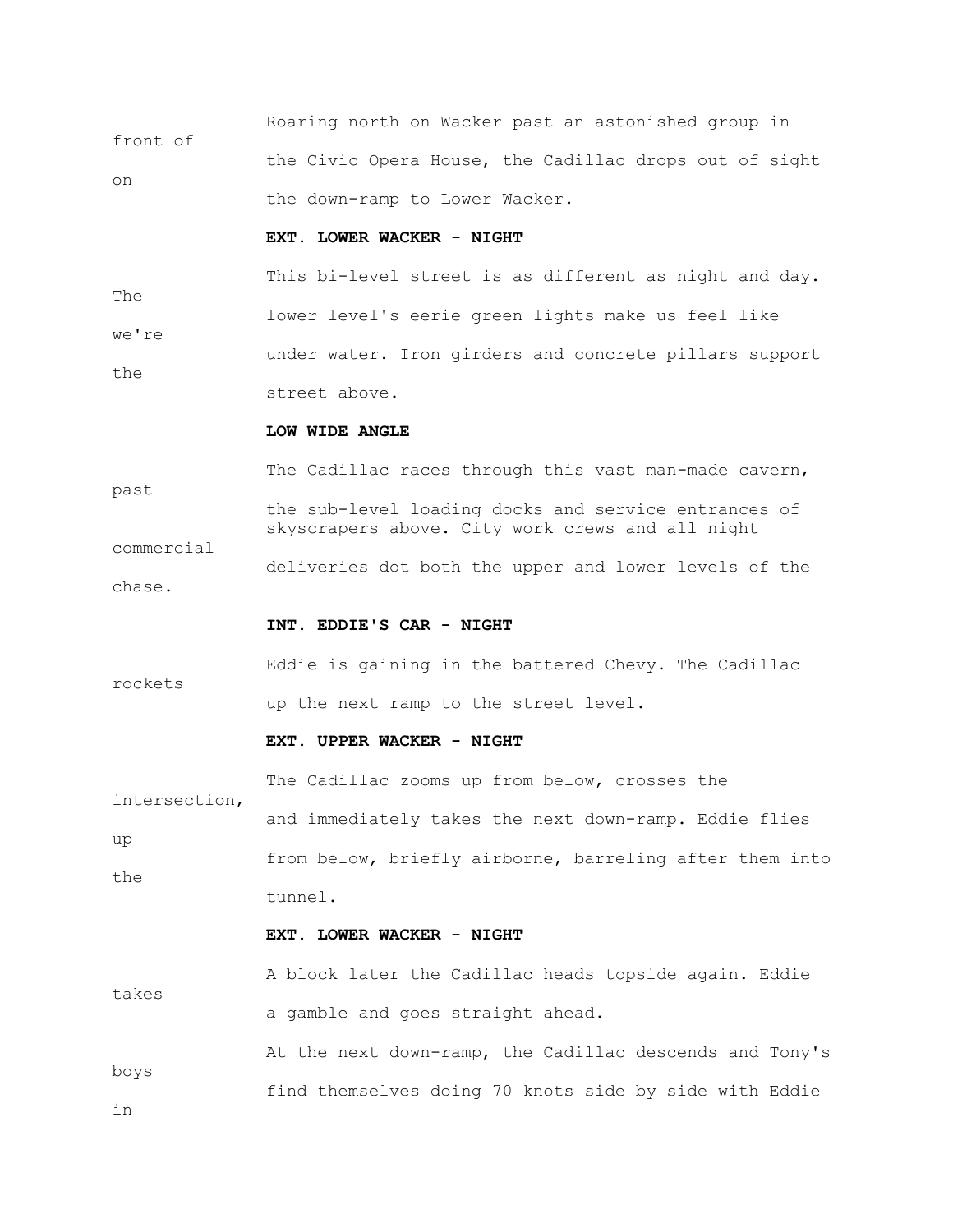Roaring north on Wacker past an astonished group in front of the Civic Opera House, the Cadillac drops out of sight on the down-ramp to Lower Wacker.

**EXT. LOWER WACKER - NIGHT**

This bi-level street is as different as night and day. The lower level's eerie green lights make us feel like we're under water. Iron girders and concrete pillars support the street above.

**LOW WIDE ANGLE**

The Cadillac races through this vast man-made cavern, past the sub-level loading docks and service entrances of skyscrapers above. City work crews and all night commercial deliveries dot both the upper and lower levels of the chase.

**INT. EDDIE'S CAR - NIGHT**

Eddie is gaining in the battered Chevy. The Cadillac rockets up the next ramp to the street level.

**EXT. UPPER WACKER - NIGHT**

The Cadillac zooms up from below, crosses the intersection, and immediately takes the next down-ramp. Eddie flies up from below, briefly airborne, barreling after them into the tunnel.

**EXT. LOWER WACKER - NIGHT**

A block later the Cadillac heads topside again. Eddie takes a gamble and goes straight ahead.

At the next down-ramp, the Cadillac descends and Tony's boys find themselves doing 70 knots side by side with Eddie in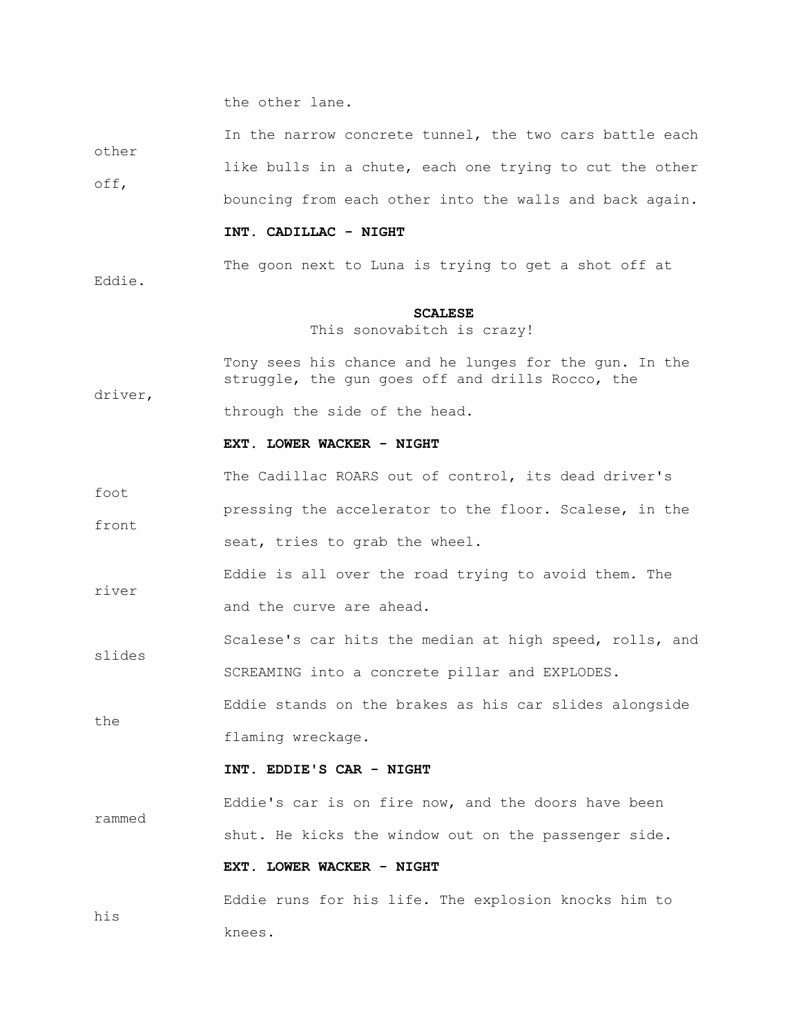the other lane.

In the narrow concrete tunnel, the two cars battle each other like bulls in a chute, each one trying to cut the other off, bouncing from each other into the walls and back again.

**INT. CADILLAC - NIGHT**

The goon next to Luna is trying to get a shot off at Eddie.

**SCALESE**
This sonovabitch is crazy!

Tony sees his chance and he lunges for the gun. In the struggle, the gun goes off and drills Rocco, the driver, through the side of the head.

**EXT. LOWER WACKER - NIGHT**

The Cadillac ROARS out of control, its dead driver's foot pressing the accelerator to the floor. Scalese, in the front seat, tries to grab the wheel.

Eddie is all over the road trying to avoid them. The river and the curve are ahead.

Scalese's car hits the median at high speed, rolls, and slides SCREAMING into a concrete pillar and EXPLODES.

Eddie stands on the brakes as his car slides alongside the flaming wreckage.

**INT. EDDIE'S CAR - NIGHT**

Eddie's car is on fire now, and the doors have been rammed shut. He kicks the window out on the passenger side.

**EXT. LOWER WACKER - NIGHT**

Eddie runs for his life. The explosion knocks him to his knees.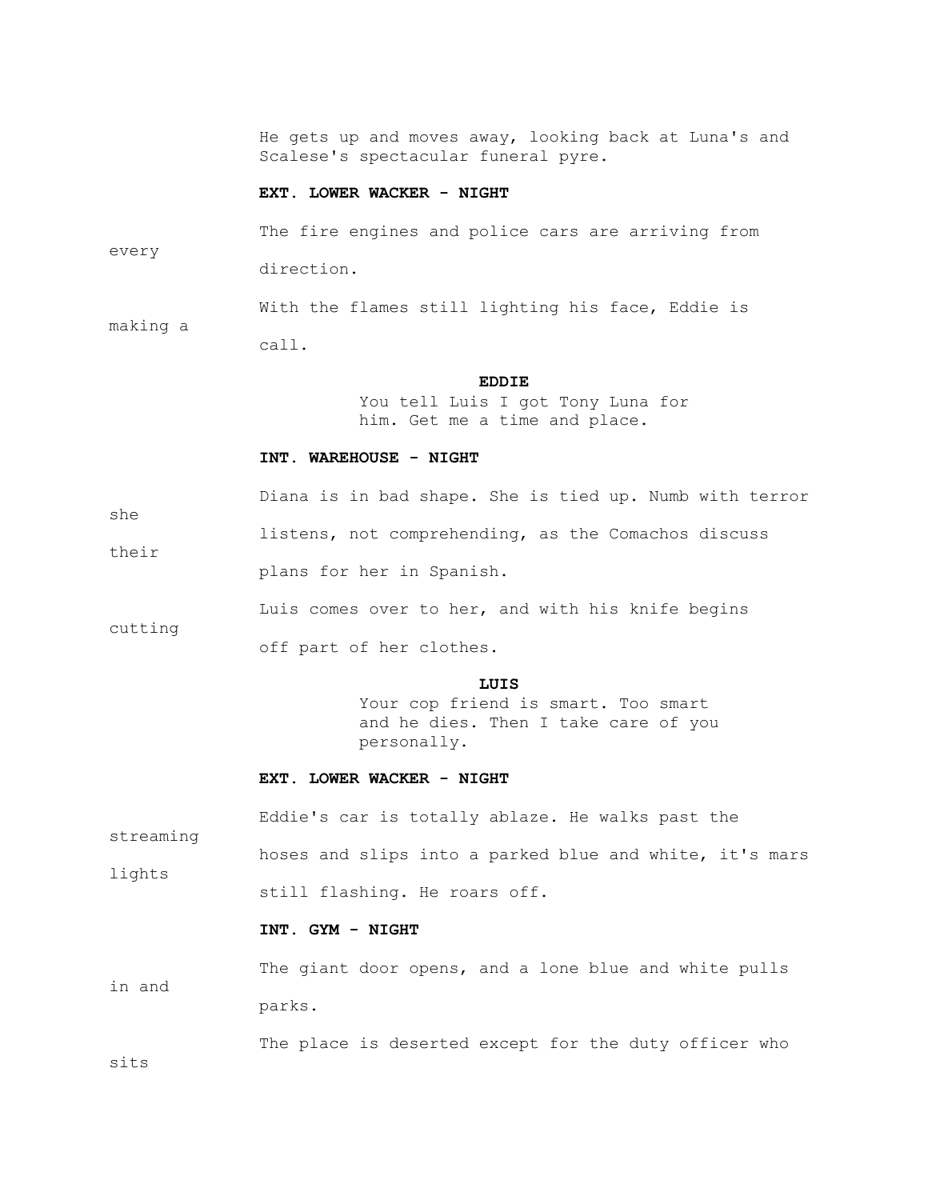He gets up and moves away, looking back at Luna's and Scalese's spectacular funeral pyre.

**EXT. LOWER WACKER - NIGHT**

The fire engines and police cars are arriving from every direction.

With the flames still lighting his face, Eddie is making a call.

**EDDIE**

You tell Luis I got Tony Luna for him. Get me a time and place.

**INT. WAREHOUSE - NIGHT**

Diana is in bad shape. She is tied up. Numb with terror she listens, not comprehending, as the Comachos discuss their plans for her in Spanish.

Luis comes over to her, and with his knife begins cutting off part of her clothes.

**LUIS**

Your cop friend is smart. Too smart and he dies. Then I take care of you personally.

**EXT. LOWER WACKER - NIGHT**

Eddie's car is totally ablaze. He walks past the streaming hoses and slips into a parked blue and white, it's mars lights still flashing. He roars off.

**INT. GYM - NIGHT**

The giant door opens, and a lone blue and white pulls in and parks.

The place is deserted except for the duty officer who sits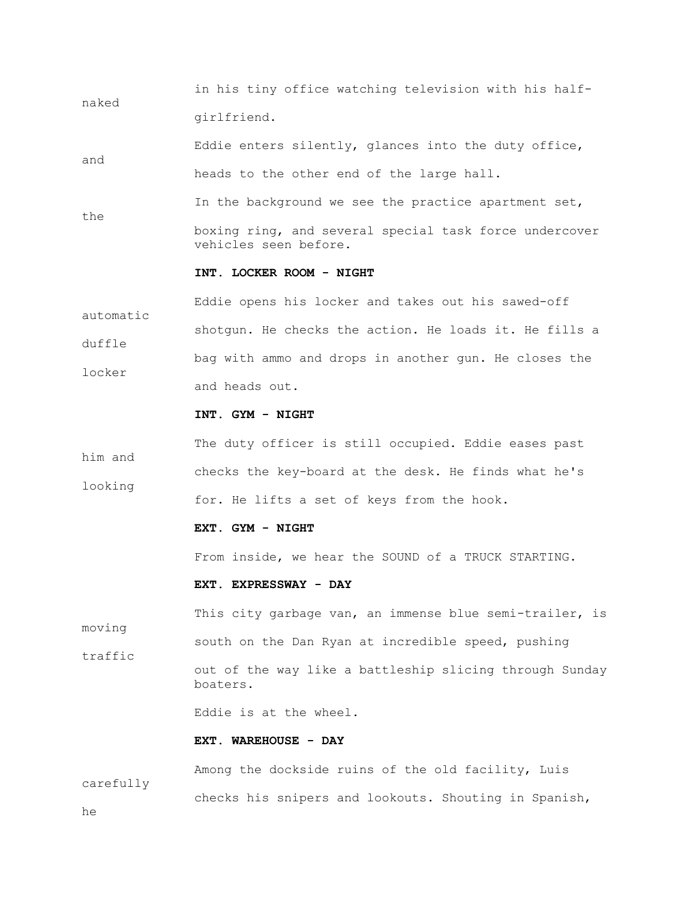in his tiny office watching television with his half-naked girlfriend.

Eddie enters silently, glances into the duty office, and heads to the other end of the large hall.

In the background we see the practice apartment set, the boxing ring, and several special task force undercover vehicles seen before.

**INT. LOCKER ROOM - NIGHT**

Eddie opens his locker and takes out his sawed-off automatic shotgun. He checks the action. He loads it. He fills a duffle bag with ammo and drops in another gun. He closes the locker and heads out.

**INT. GYM - NIGHT**

The duty officer is still occupied. Eddie eases past him and checks the key-board at the desk. He finds what he's looking for. He lifts a set of keys from the hook.

**EXT. GYM - NIGHT**

From inside, we hear the SOUND of a TRUCK STARTING.

**EXT. EXPRESSWAY - DAY**

This city garbage van, an immense blue semi-trailer, is moving south on the Dan Ryan at incredible speed, pushing traffic out of the way like a battleship slicing through Sunday boaters.

Eddie is at the wheel.

**EXT. WAREHOUSE - DAY**

Among the dockside ruins of the old facility, Luis carefully checks his snipers and lookouts. Shouting in Spanish, he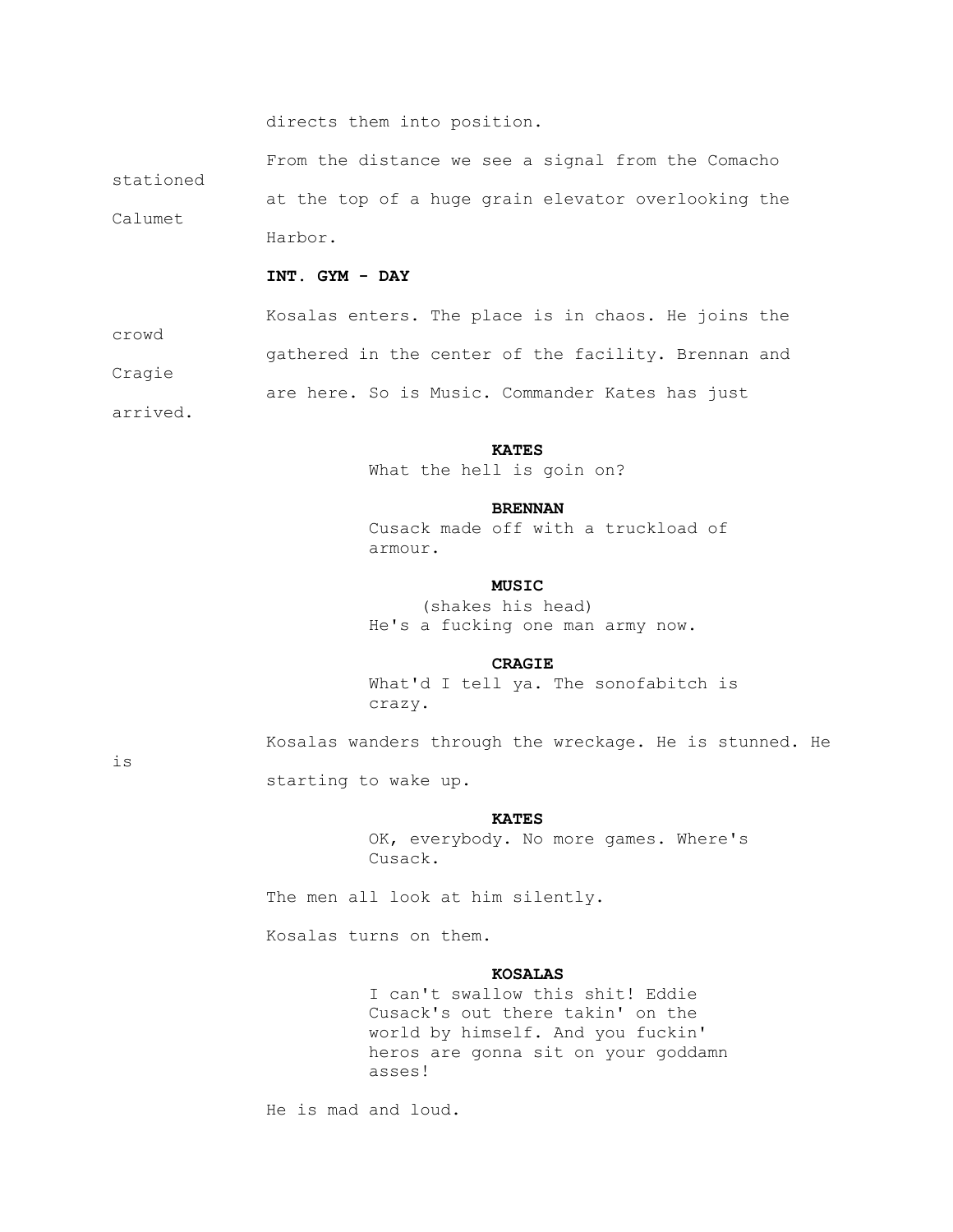directs them into position.

From the distance we see a signal from the Comacho stationed at the top of a huge grain elevator overlooking the Calumet Harbor.

**INT. GYM - DAY**

Kosalas enters. The place is in chaos. He joins the crowd gathered in the center of the facility. Brennan and Cragie are here. So is Music. Commander Kates has just arrived.

**KATES**
What the hell is goin on?

**BRENNAN**
Cusack made off with a truckload of armour.

**MUSIC**
(shakes his head)
He's a fucking one man army now.

**CRAGIE**
What'd I tell ya. The sonofabitch is crazy.

Kosalas wanders through the wreckage. He is stunned. He is starting to wake up.

**KATES**
OK, everybody. No more games. Where's Cusack.

The men all look at him silently.

Kosalas turns on them.

**KOSALAS**
I can't swallow this shit! Eddie Cusack's out there takin' on the world by himself. And you fuckin' heros are gonna sit on your goddamn asses!

He is mad and loud.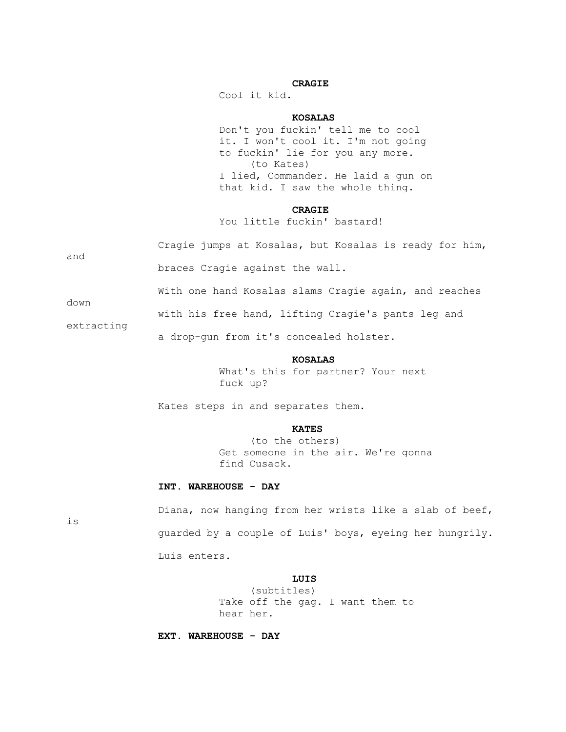**CRAGIE**

Cool it kid.

**KOSALAS**

Don't you fuckin' tell me to cool it. I won't cool it. I'm not going to fuckin' lie for you any more.

(to Kates)

I lied, Commander. He laid a gun on that kid. I saw the whole thing.

**CRAGIE**

You little fuckin' bastard!

Cragie jumps at Kosalas, but Kosalas is ready for him, and braces Cragie against the wall.

With one hand Kosalas slams Cragie again, and reaches down with his free hand, lifting Cragie's pants leg and extracting a drop-gun from it's concealed holster.

**KOSALAS**

What's this for partner? Your next fuck up?

Kates steps in and separates them.

**KATES**

(to the others)

Get someone in the air. We're gonna find Cusack.

**INT. WAREHOUSE - DAY**

Diana, now hanging from her wrists like a slab of beef, is guarded by a couple of Luis' boys, eyeing her hungrily.

Luis enters.

**LUIS**

(subtitles)

Take off the gag. I want them to hear her.

**EXT. WAREHOUSE - DAY**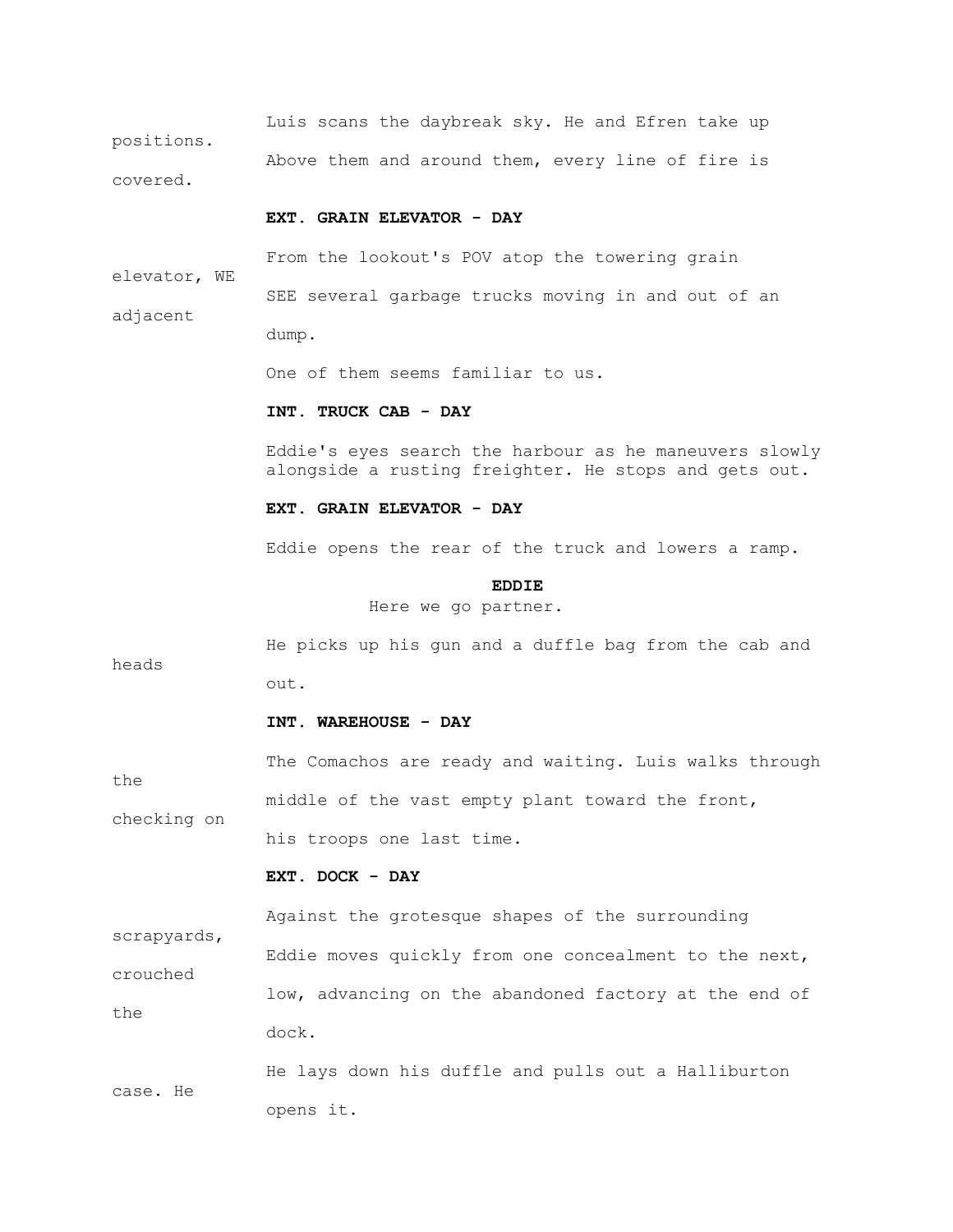Luis scans the daybreak sky. He and Efren take up positions.

Above them and around them, every line of fire is covered.

**EXT. GRAIN ELEVATOR - DAY**

From the lookout's POV atop the towering grain elevator, WE SEE several garbage trucks moving in and out of an adjacent dump.

One of them seems familiar to us.

**INT. TRUCK CAB - DAY**

Eddie's eyes search the harbour as he maneuvers slowly alongside a rusting freighter. He stops and gets out.

**EXT. GRAIN ELEVATOR - DAY**

Eddie opens the rear of the truck and lowers a ramp.

**EDDIE**

Here we go partner.

He picks up his gun and a duffle bag from the cab and heads out.

**INT. WAREHOUSE - DAY**

The Comachos are ready and waiting. Luis walks through the middle of the vast empty plant toward the front, checking on his troops one last time.

**EXT. DOCK - DAY**

Against the grotesque shapes of the surrounding scrapyards, Eddie moves quickly from one concealment to the next, crouched low, advancing on the abandoned factory at the end of the dock.

He lays down his duffle and pulls out a Halliburton case. He opens it.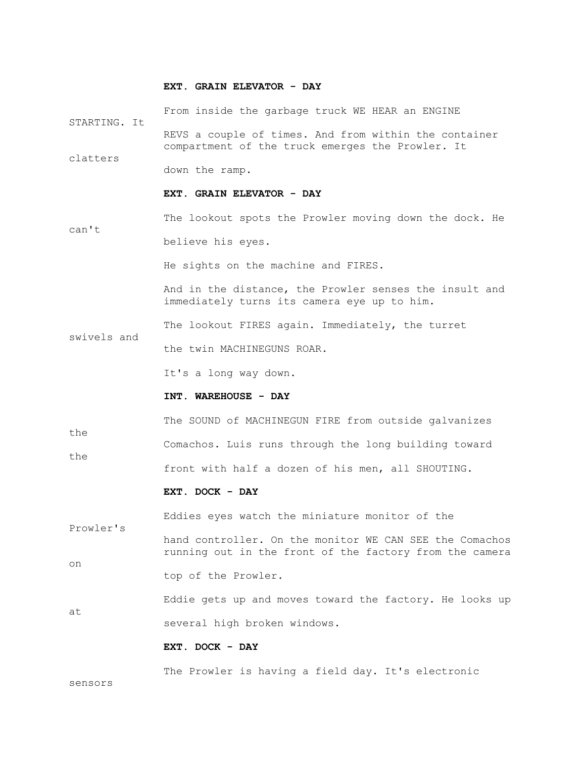**EXT. GRAIN ELEVATOR - DAY**

From inside the garbage truck WE HEAR an ENGINE STARTING. It REVS a couple of times. And from within the container compartment of the truck emerges the Prowler. It clatters down the ramp.

**EXT. GRAIN ELEVATOR - DAY**

The lookout spots the Prowler moving down the dock. He can't believe his eyes.

He sights on the machine and FIRES.

And in the distance, the Prowler senses the insult and immediately turns its camera eye up to him.

The lookout FIRES again. Immediately, the turret swivels and the twin MACHINEGUNS ROAR.

It's a long way down.

**INT. WAREHOUSE - DAY**

The SOUND of MACHINEGUN FIRE from outside galvanizes the Comachos. Luis runs through the long building toward the front with half a dozen of his men, all SHOUTING.

**EXT. DOCK - DAY**

Eddies eyes watch the miniature monitor of the Prowler's hand controller. On the monitor WE CAN SEE the Comachos running out in the front of the factory from the camera on top of the Prowler.

Eddie gets up and moves toward the factory. He looks up at several high broken windows.

**EXT. DOCK - DAY**

The Prowler is having a field day. It's electronic sensors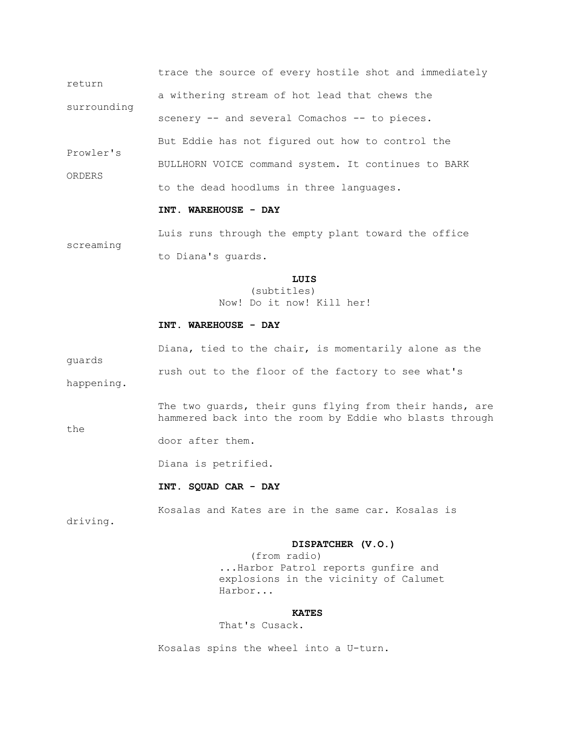trace the source of every hostile shot and immediately return a withering stream of hot lead that chews the surrounding scenery -- and several Comachos -- to pieces.

But Eddie has not figured out how to control the Prowler's BULLHORN VOICE command system. It continues to BARK ORDERS to the dead hoodlums in three languages.

**INT. WAREHOUSE - DAY**

Luis runs through the empty plant toward the office screaming to Diana's guards.

**LUIS**
(subtitles)
Now! Do it now! Kill her!

**INT. WAREHOUSE - DAY**

Diana, tied to the chair, is momentarily alone as the guards rush out to the floor of the factory to see what's happening.

The two guards, their guns flying from their hands, are hammered back into the room by Eddie who blasts through the door after them.

Diana is petrified.

**INT. SQUAD CAR - DAY**

Kosalas and Kates are in the same car. Kosalas is driving.

**DISPATCHER (V.O.)**
(from radio)
...Harbor Patrol reports gunfire and explosions in the vicinity of Calumet Harbor...

**KATES**
That's Cusack.

Kosalas spins the wheel into a U-turn.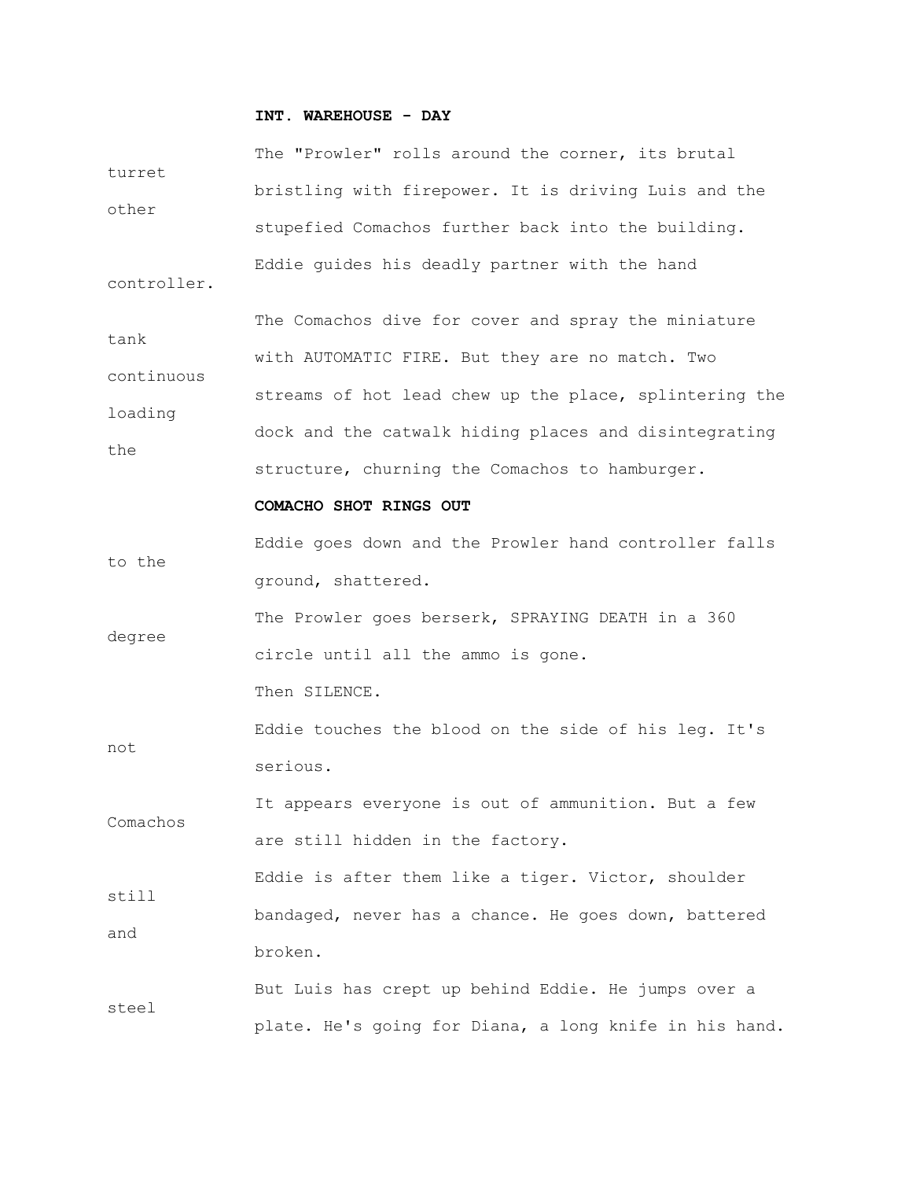**INT. WAREHOUSE - DAY**

The "Prowler" rolls around the corner, its brutal turret bristling with firepower. It is driving Luis and the other stupefied Comachos further back into the building.

Eddie guides his deadly partner with the hand controller.

The Comachos dive for cover and spray the miniature tank with AUTOMATIC FIRE. But they are no match. Two continuous streams of hot lead chew up the place, splintering the loading dock and the catwalk hiding places and disintegrating the structure, churning the Comachos to hamburger.

**COMACHO SHOT RINGS OUT**

Eddie goes down and the Prowler hand controller falls to the ground, shattered.

The Prowler goes berserk, SPRAYING DEATH in a 360 degree circle until all the ammo is gone.

Then SILENCE.

Eddie touches the blood on the side of his leg. It's not serious.

It appears everyone is out of ammunition. But a few Comachos are still hidden in the factory.

Eddie is after them like a tiger. Victor, shoulder still bandaged, never has a chance. He goes down, battered and broken.

But Luis has crept up behind Eddie. He jumps over a steel plate. He's going for Diana, a long knife in his hand.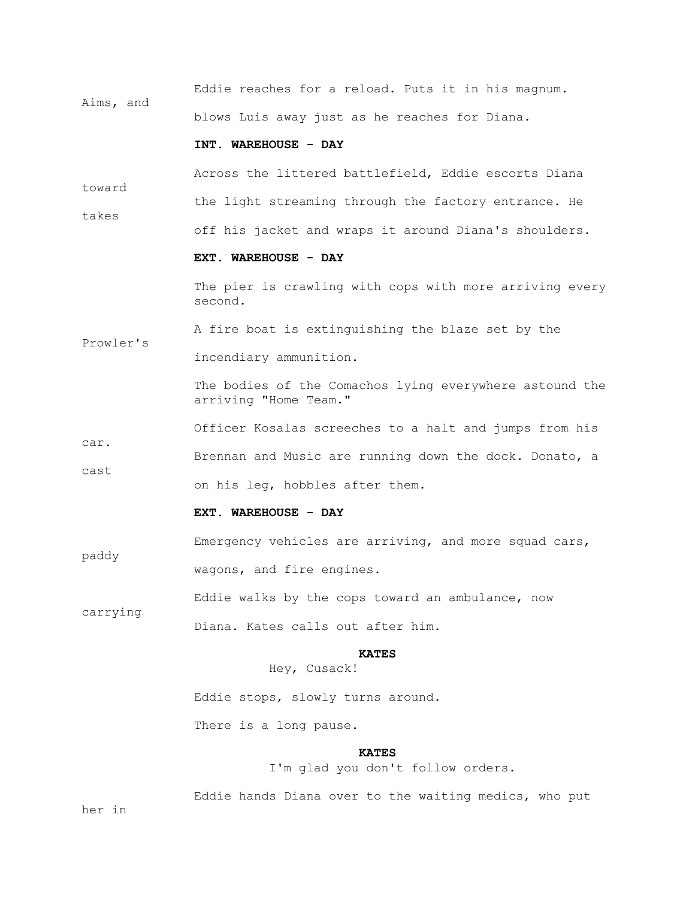Eddie reaches for a reload. Puts it in his magnum. Aims, and blows Luis away just as he reaches for Diana.

**INT. WAREHOUSE - DAY**

Across the littered battlefield, Eddie escorts Diana toward the light streaming through the factory entrance. He takes off his jacket and wraps it around Diana's shoulders.

**EXT. WAREHOUSE - DAY**

The pier is crawling with cops with more arriving every second.

A fire boat is extinguishing the blaze set by the Prowler's incendiary ammunition.

The bodies of the Comachos lying everywhere astound the arriving "Home Team."

Officer Kosalas screeches to a halt and jumps from his car.

Brennan and Music are running down the dock. Donato, a cast on his leg, hobbles after them.

**EXT. WAREHOUSE - DAY**

Emergency vehicles are arriving, and more squad cars, paddy wagons, and fire engines.

Eddie walks by the cops toward an ambulance, now carrying Diana. Kates calls out after him.

**KATES**

Hey, Cusack!

Eddie stops, slowly turns around.

There is a long pause.

**KATES**

I'm glad you don't follow orders.

Eddie hands Diana over to the waiting medics, who put her in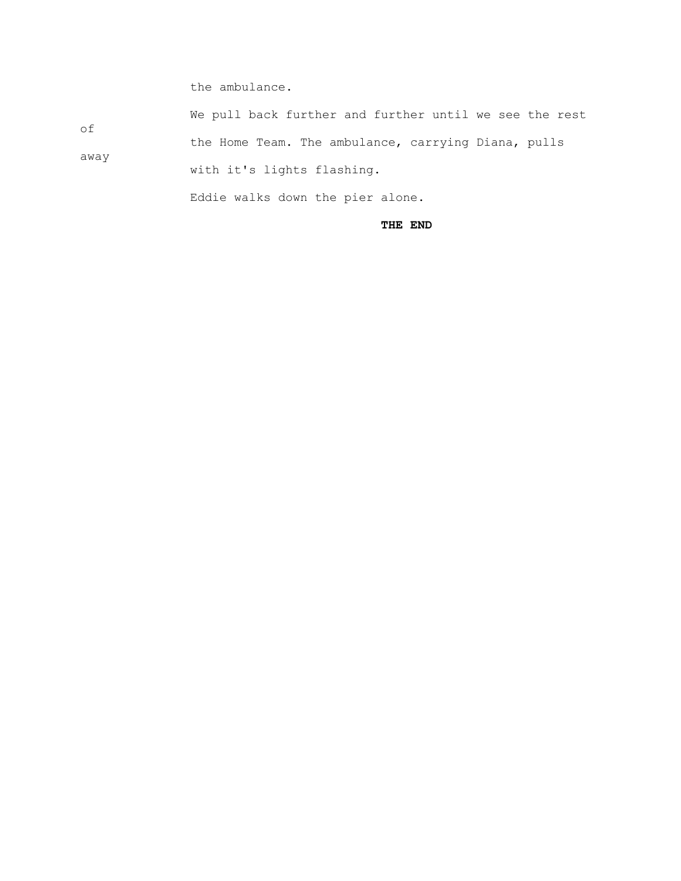the ambulance.

We pull back further and further until we see the rest of the Home Team. The ambulance, carrying Diana, pulls away with it's lights flashing.

Eddie walks down the pier alone.

**THE END**